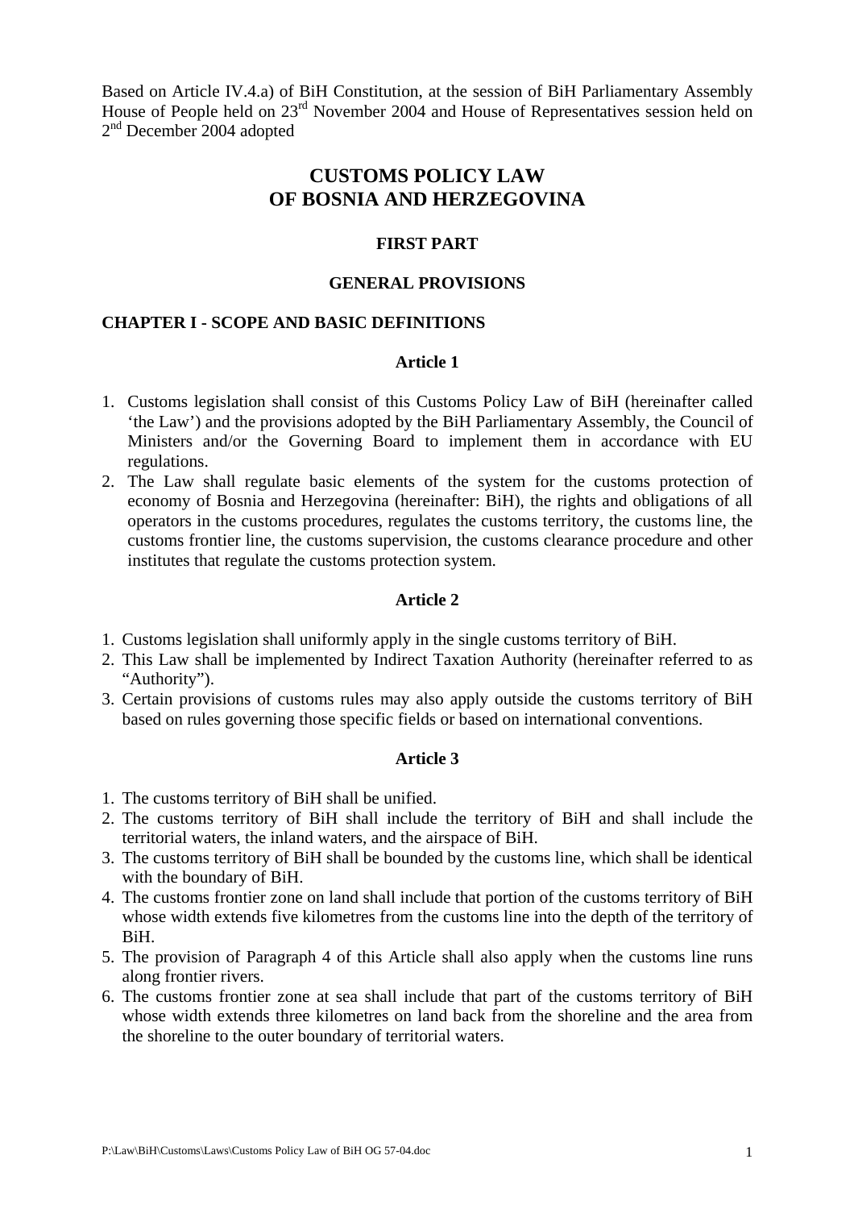Based on Article IV.4.a) of BiH Constitution, at the session of BiH Parliamentary Assembly House of People held on 23[rd] November 2004 and House of Representatives session held on 2[nd] December 2004 adopted

# CUSTOMS POLICY LAW OF BOSNIA AND HERZEGOVINA

## FIRST PART

## GENERAL PROVISIONS

### CHAPTER I - SCOPE AND BASIC DEFINITIONS

#### Article 1

1. Customs legislation shall consist of this Customs Policy Law of BiH (hereinafter called 'the Law') and the provisions adopted by the BiH Parliamentary Assembly, the Council of Ministers and/or the Governing Board to implement them in accordance with EU regulations.
2. The Law shall regulate basic elements of the system for the customs protection of economy of Bosnia and Herzegovina (hereinafter: BiH), the rights and obligations of all operators in the customs procedures, regulates the customs territory, the customs line, the customs frontier line, the customs supervision, the customs clearance procedure and other institutes that regulate the customs protection system.

#### Article 2

1. Customs legislation shall uniformly apply in the single customs territory of BiH.
2. This Law shall be implemented by Indirect Taxation Authority (hereinafter referred to as "Authority").
3. Certain provisions of customs rules may also apply outside the customs territory of BiH based on rules governing those specific fields or based on international conventions.

#### Article 3

1. The customs territory of BiH shall be unified.
2. The customs territory of BiH shall include the territory of BiH and shall include the territorial waters, the inland waters, and the airspace of BiH.
3. The customs territory of BiH shall be bounded by the customs line, which shall be identical with the boundary of BiH.
4. The customs frontier zone on land shall include that portion of the customs territory of BiH whose width extends five kilometres from the customs line into the depth of the territory of BiH.
5. The provision of Paragraph 4 of this Article shall also apply when the customs line runs along frontier rivers.
6. The customs frontier zone at sea shall include that part of the customs territory of BiH whose width extends three kilometres on land back from the shoreline and the area from the shoreline to the outer boundary of territorial waters.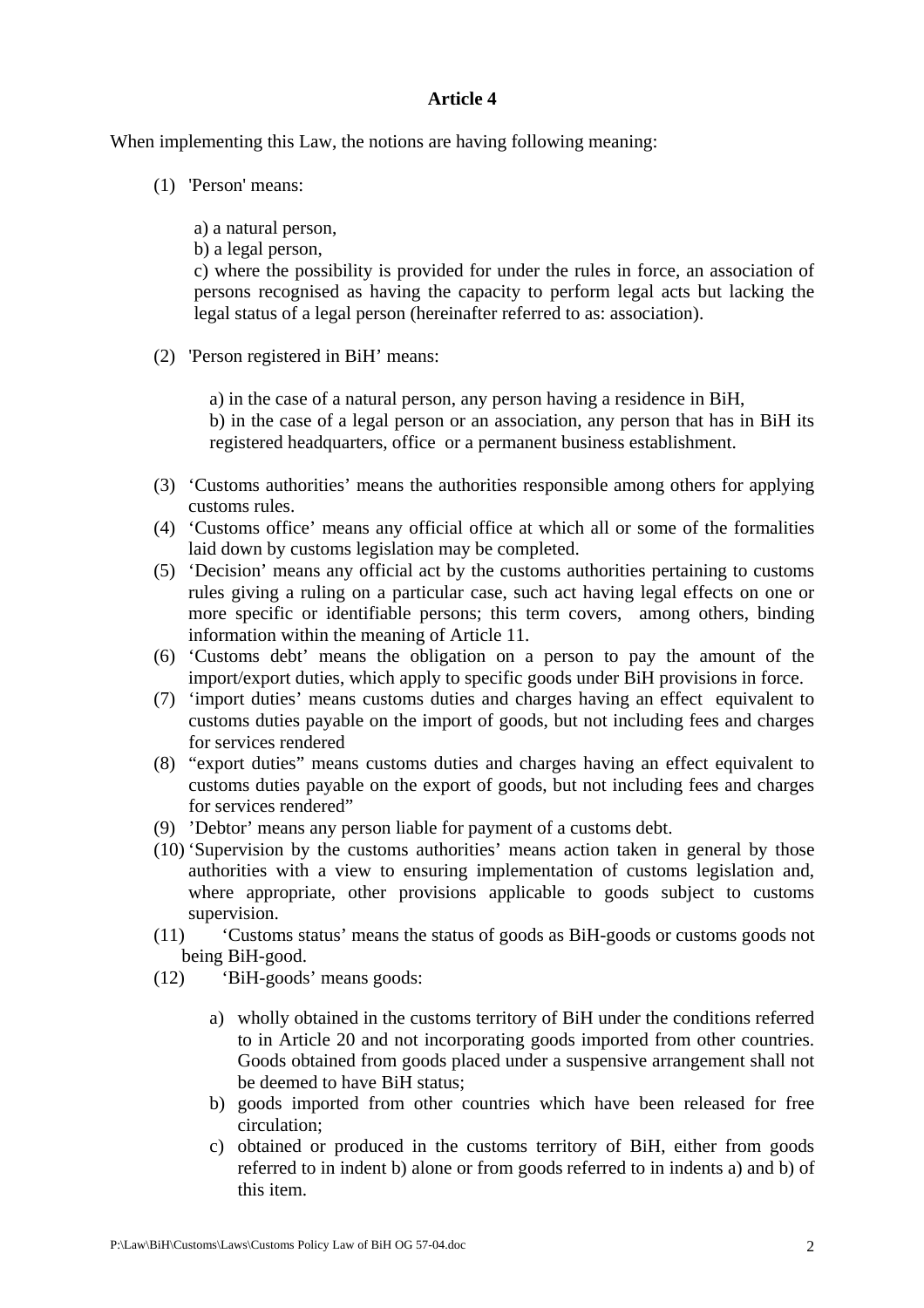### Article 4

When implementing this Law, the notions are having following meaning:

(1) 'Person' means:

a) a natural person,
b) a legal person,
c) where the possibility is provided for under the rules in force, an association of persons recognised as having the capacity to perform legal acts but lacking the legal status of a legal person (hereinafter referred to as: association).

(2) 'Person registered in BiH' means:

a) in the case of a natural person, any person having a residence in BiH,
b) in the case of a legal person or an association, any person that has in BiH its registered headquarters, office or a permanent business establishment.

(3) 'Customs authorities' means the authorities responsible among others for applying customs rules.
(4) 'Customs office' means any official office at which all or some of the formalities laid down by customs legislation may be completed.
(5) 'Decision' means any official act by the customs authorities pertaining to customs rules giving a ruling on a particular case, such act having legal effects on one or more specific or identifiable persons; this term covers, among others, binding information within the meaning of Article 11.
(6) 'Customs debt' means the obligation on a person to pay the amount of the import/export duties, which apply to specific goods under BiH provisions in force.
(7) 'import duties' means customs duties and charges having an effect equivalent to customs duties payable on the import of goods, but not including fees and charges for services rendered
(8) "export duties" means customs duties and charges having an effect equivalent to customs duties payable on the export of goods, but not including fees and charges for services rendered"
(9) 'Debtor' means any person liable for payment of a customs debt.
(10) 'Supervision by the customs authorities' means action taken in general by those authorities with a view to ensuring implementation of customs legislation and, where appropriate, other provisions applicable to goods subject to customs supervision.
(11) 'Customs status' means the status of goods as BiH-goods or customs goods not being BiH-good.
(12) 'BiH-goods' means goods:

a) wholly obtained in the customs territory of BiH under the conditions referred to in Article 20 and not incorporating goods imported from other countries. Goods obtained from goods placed under a suspensive arrangement shall not be deemed to have BiH status;
b) goods imported from other countries which have been released for free circulation;
c) obtained or produced in the customs territory of BiH, either from goods referred to in indent b) alone or from goods referred to in indents a) and b) of this item.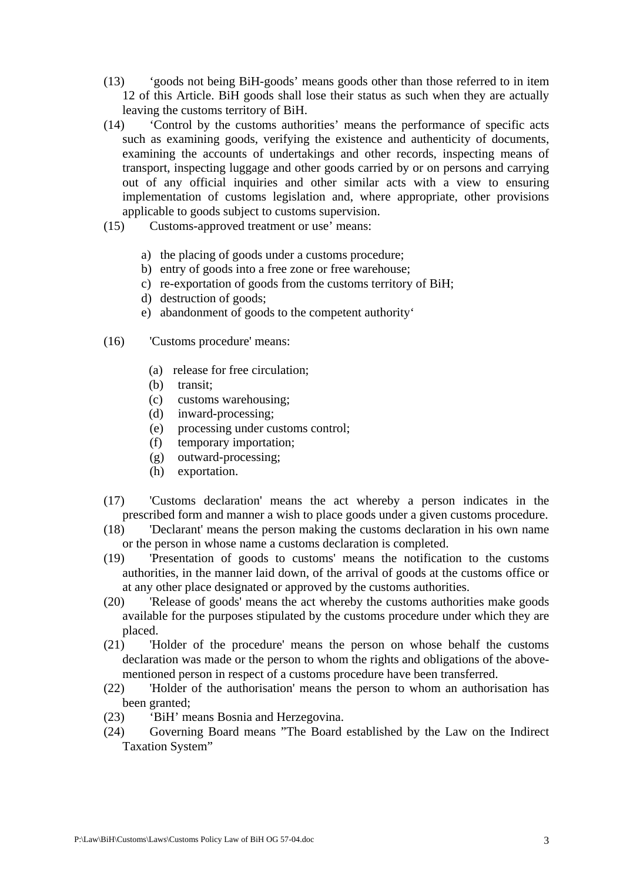(13) 'goods not being BiH-goods' means goods other than those referred to in item 12 of this Article. BiH goods shall lose their status as such when they are actually leaving the customs territory of BiH.

(14) 'Control by the customs authorities' means the performance of specific acts such as examining goods, verifying the existence and authenticity of documents, examining the accounts of undertakings and other records, inspecting means of transport, inspecting luggage and other goods carried by or on persons and carrying out of any official inquiries and other similar acts with a view to ensuring implementation of customs legislation and, where appropriate, other provisions applicable to goods subject to customs supervision.

(15) Customs-approved treatment or use' means:

a) the placing of goods under a customs procedure;
b) entry of goods into a free zone or free warehouse;
c) re-exportation of goods from the customs territory of BiH;
d) destruction of goods;
e) abandonment of goods to the competent authority'

(16) 'Customs procedure' means:

(a) release for free circulation;
(b) transit;
(c) customs warehousing;
(d) inward-processing;
(e) processing under customs control;
(f) temporary importation;
(g) outward-processing;
(h) exportation.

(17) 'Customs declaration' means the act whereby a person indicates in the prescribed form and manner a wish to place goods under a given customs procedure.

(18) 'Declarant' means the person making the customs declaration in his own name or the person in whose name a customs declaration is completed.

(19) 'Presentation of goods to customs' means the notification to the customs authorities, in the manner laid down, of the arrival of goods at the customs office or at any other place designated or approved by the customs authorities.

(20) 'Release of goods' means the act whereby the customs authorities make goods available for the purposes stipulated by the customs procedure under which they are placed.

(21) 'Holder of the procedure' means the person on whose behalf the customs declaration was made or the person to whom the rights and obligations of the above-mentioned person in respect of a customs procedure have been transferred.

(22) 'Holder of the authorisation' means the person to whom an authorisation has been granted;

(23) 'BiH' means Bosnia and Herzegovina.

(24) Governing Board means "The Board established by the Law on the Indirect Taxation System"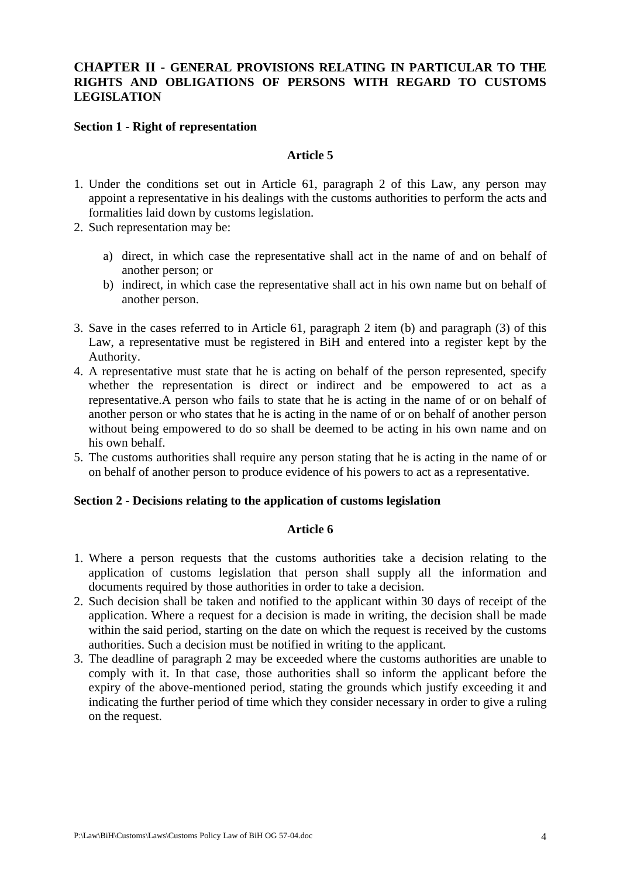## CHAPTER II - GENERAL PROVISIONS RELATING IN PARTICULAR TO THE RIGHTS AND OBLIGATIONS OF PERSONS WITH REGARD TO CUSTOMS LEGISLATION

### Section 1 - Right of representation

#### Article 5

1. Under the conditions set out in Article 61, paragraph 2 of this Law, any person may appoint a representative in his dealings with the customs authorities to perform the acts and formalities laid down by customs legislation.
2. Such representation may be:

    a) direct, in which case the representative shall act in the name of and on behalf of another person; or
    b) indirect, in which case the representative shall act in his own name but on behalf of another person.

3. Save in the cases referred to in Article 61, paragraph 2 item (b) and paragraph (3) of this Law, a representative must be registered in BiH and entered into a register kept by the Authority.
4. A representative must state that he is acting on behalf of the person represented, specify whether the representation is direct or indirect and be empowered to act as a representative.A person who fails to state that he is acting in the name of or on behalf of another person or who states that he is acting in the name of or on behalf of another person without being empowered to do so shall be deemed to be acting in his own name and on his own behalf.
5. The customs authorities shall require any person stating that he is acting in the name of or on behalf of another person to produce evidence of his powers to act as a representative.

### Section 2 - Decisions relating to the application of customs legislation

#### Article 6

1. Where a person requests that the customs authorities take a decision relating to the application of customs legislation that person shall supply all the information and documents required by those authorities in order to take a decision.
2. Such decision shall be taken and notified to the applicant within 30 days of receipt of the application. Where a request for a decision is made in writing, the decision shall be made within the said period, starting on the date on which the request is received by the customs authorities. Such a decision must be notified in writing to the applicant.
3. The deadline of paragraph 2 may be exceeded where the customs authorities are unable to comply with it. In that case, those authorities shall so inform the applicant before the expiry of the above-mentioned period, stating the grounds which justify exceeding it and indicating the further period of time which they consider necessary in order to give a ruling on the request.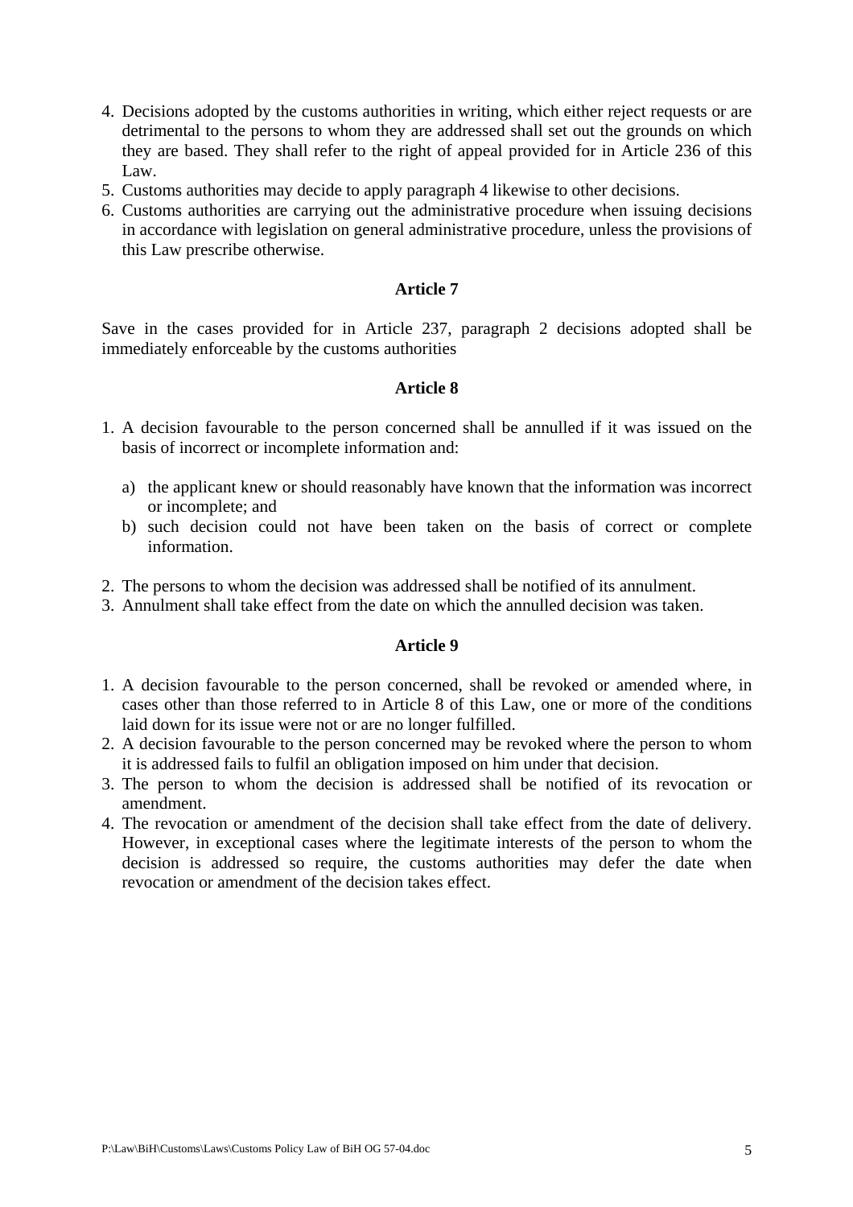4. Decisions adopted by the customs authorities in writing, which either reject requests or are detrimental to the persons to whom they are addressed shall set out the grounds on which they are based. They shall refer to the right of appeal provided for in Article 236 of this Law.
5. Customs authorities may decide to apply paragraph 4 likewise to other decisions.
6. Customs authorities are carrying out the administrative procedure when issuing decisions in accordance with legislation on general administrative procedure, unless the provisions of this Law prescribe otherwise.

### Article 7

Save in the cases provided for in Article 237, paragraph 2 decisions adopted shall be immediately enforceable by the customs authorities

### Article 8

1. A decision favourable to the person concerned shall be annulled if it was issued on the basis of incorrect or incomplete information and:

   a) the applicant knew or should reasonably have known that the information was incorrect or incomplete; and
   b) such decision could not have been taken on the basis of correct or complete information.

2. The persons to whom the decision was addressed shall be notified of its annulment.
3. Annulment shall take effect from the date on which the annulled decision was taken.

### Article 9

1. A decision favourable to the person concerned, shall be revoked or amended where, in cases other than those referred to in Article 8 of this Law, one or more of the conditions laid down for its issue were not or are no longer fulfilled.
2. A decision favourable to the person concerned may be revoked where the person to whom it is addressed fails to fulfil an obligation imposed on him under that decision.
3. The person to whom the decision is addressed shall be notified of its revocation or amendment.
4. The revocation or amendment of the decision shall take effect from the date of delivery. However, in exceptional cases where the legitimate interests of the person to whom the decision is addressed so require, the customs authorities may defer the date when revocation or amendment of the decision takes effect.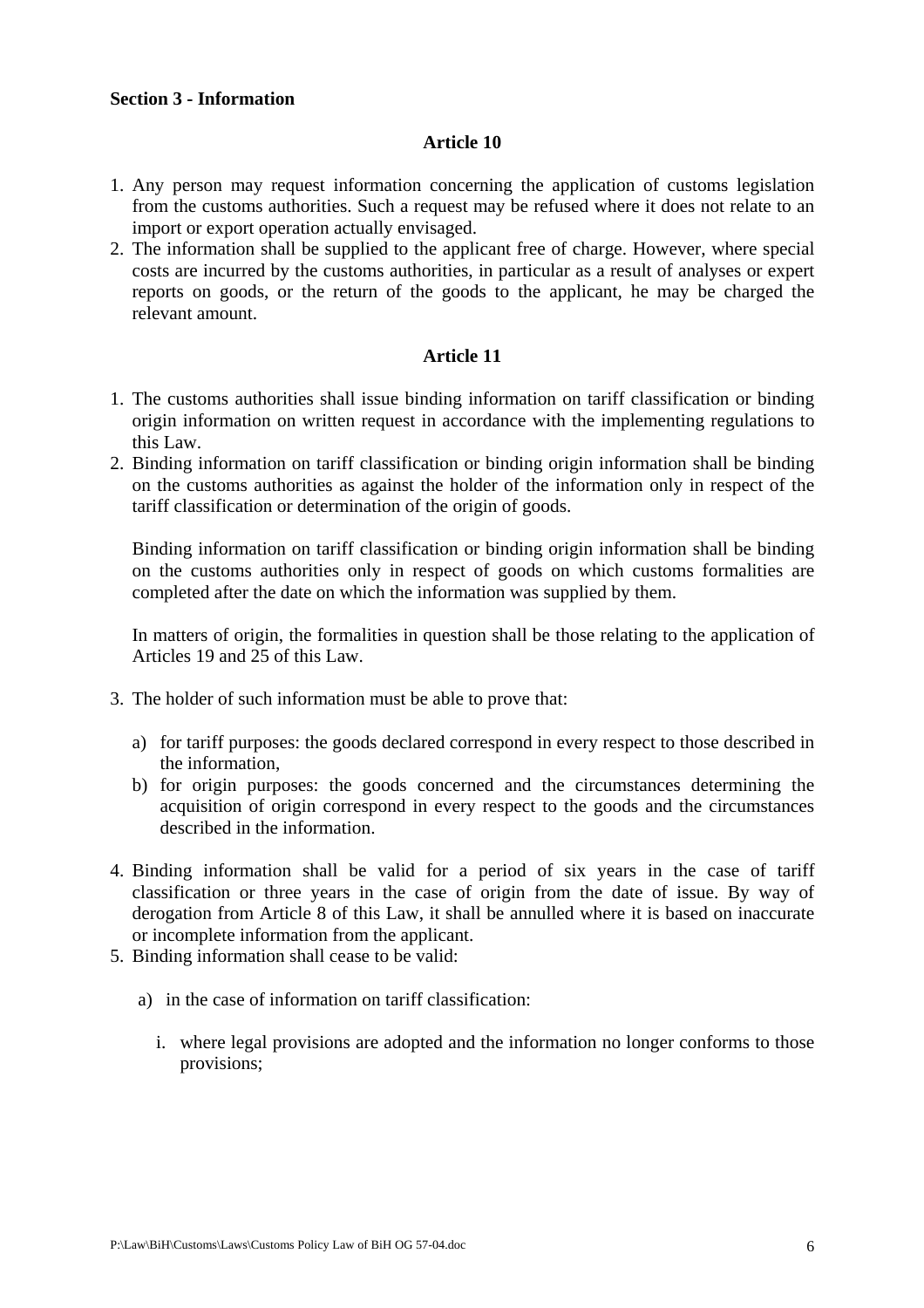**Section 3 - Information**

**Article 10**

1. Any person may request information concerning the application of customs legislation from the customs authorities. Such a request may be refused where it does not relate to an import or export operation actually envisaged.
2. The information shall be supplied to the applicant free of charge. However, where special costs are incurred by the customs authorities, in particular as a result of analyses or expert reports on goods, or the return of the goods to the applicant, he may be charged the relevant amount.

**Article 11**

1. The customs authorities shall issue binding information on tariff classification or binding origin information on written request in accordance with the implementing regulations to this Law.
2. Binding information on tariff classification or binding origin information shall be binding on the customs authorities as against the holder of the information only in respect of the tariff classification or determination of the origin of goods.

   Binding information on tariff classification or binding origin information shall be binding on the customs authorities only in respect of goods on which customs formalities are completed after the date on which the information was supplied by them.

   In matters of origin, the formalities in question shall be those relating to the application of Articles 19 and 25 of this Law.

3. The holder of such information must be able to prove that:

   a) for tariff purposes: the goods declared correspond in every respect to those described in the information,
   b) for origin purposes: the goods concerned and the circumstances determining the acquisition of origin correspond in every respect to the goods and the circumstances described in the information.

4. Binding information shall be valid for a period of six years in the case of tariff classification or three years in the case of origin from the date of issue. By way of derogation from Article 8 of this Law, it shall be annulled where it is based on inaccurate or incomplete information from the applicant.
5. Binding information shall cease to be valid:

   a) in the case of information on tariff classification:

      i. where legal provisions are adopted and the information no longer conforms to those provisions;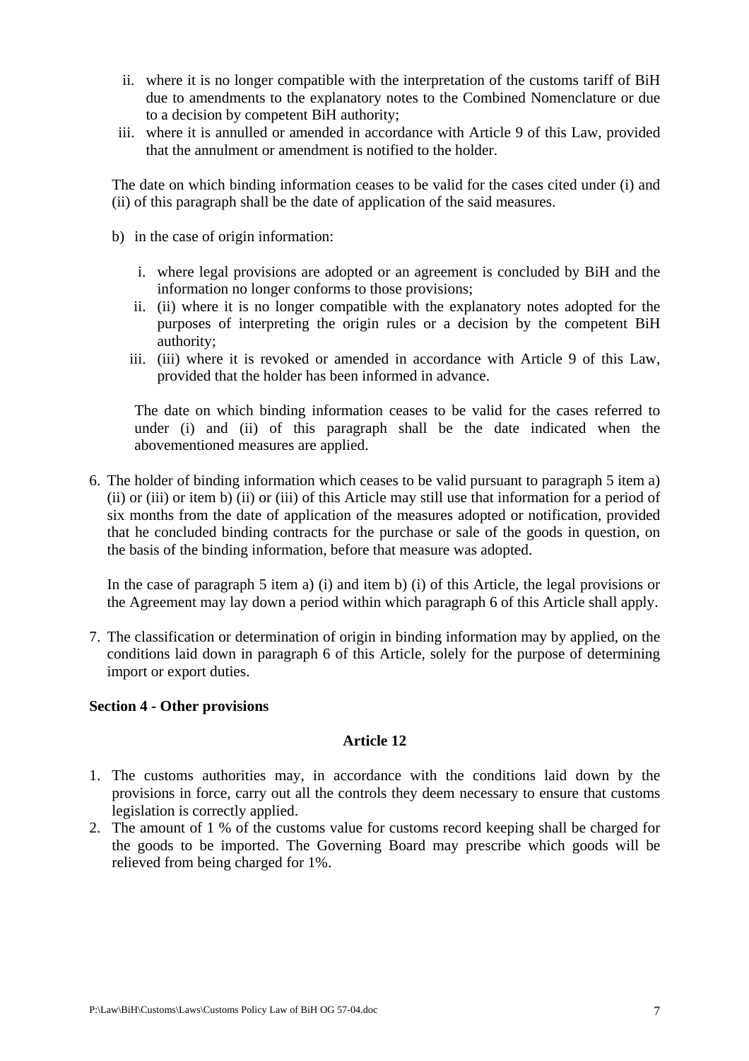ii. where it is no longer compatible with the interpretation of the customs tariff of BiH due to amendments to the explanatory notes to the Combined Nomenclature or due to a decision by competent BiH authority;
   iii. where it is annulled or amended in accordance with Article 9 of this Law, provided that the annulment or amendment is notified to the holder.

   The date on which binding information ceases to be valid for the cases cited under (i) and (ii) of this paragraph shall be the date of application of the said measures.

   b) in the case of origin information:

      i. where legal provisions are adopted or an agreement is concluded by BiH and the information no longer conforms to those provisions;
      ii. (ii) where it is no longer compatible with the explanatory notes adopted for the purposes of interpreting the origin rules or a decision by the competent BiH authority;
      iii. (iii) where it is revoked or amended in accordance with Article 9 of this Law, provided that the holder has been informed in advance.

      The date on which binding information ceases to be valid for the cases referred to under (i) and (ii) of this paragraph shall be the date indicated when the abovementioned measures are applied.

6. The holder of binding information which ceases to be valid pursuant to paragraph 5 item a) (ii) or (iii) or item b) (ii) or (iii) of this Article may still use that information for a period of six months from the date of application of the measures adopted or notification, provided that he concluded binding contracts for the purchase or sale of the goods in question, on the basis of the binding information, before that measure was adopted.

   In the case of paragraph 5 item a) (i) and item b) (i) of this Article, the legal provisions or the Agreement may lay down a period within which paragraph 6 of this Article shall apply.

7. The classification or determination of origin in binding information may by applied, on the conditions laid down in paragraph 6 of this Article, solely for the purpose of determining import or export duties.

**Section 4 - Other provisions**

**Article 12**

1. The customs authorities may, in accordance with the conditions laid down by the provisions in force, carry out all the controls they deem necessary to ensure that customs legislation is correctly applied.
2. The amount of 1 % of the customs value for customs record keeping shall be charged for the goods to be imported. The Governing Board may prescribe which goods will be relieved from being charged for 1%.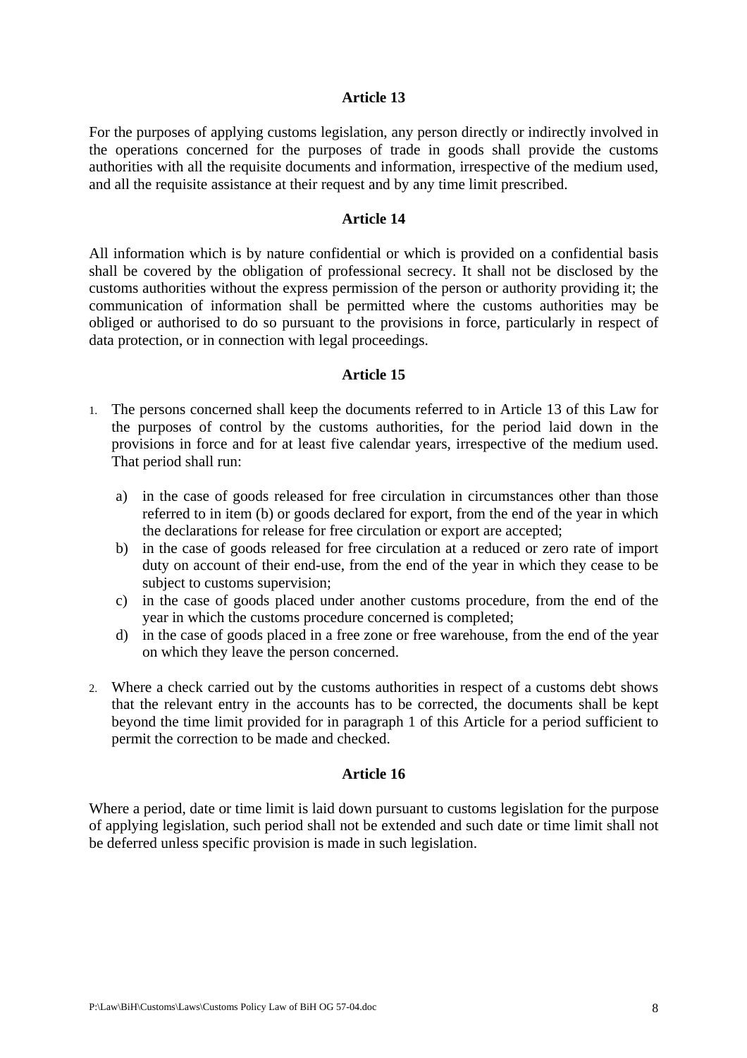### Article 13

For the purposes of applying customs legislation, any person directly or indirectly involved in the operations concerned for the purposes of trade in goods shall provide the customs authorities with all the requisite documents and information, irrespective of the medium used, and all the requisite assistance at their request and by any time limit prescribed.

### Article 14

All information which is by nature confidential or which is provided on a confidential basis shall be covered by the obligation of professional secrecy. It shall not be disclosed by the customs authorities without the express permission of the person or authority providing it; the communication of information shall be permitted where the customs authorities may be obliged or authorised to do so pursuant to the provisions in force, particularly in respect of data protection, or in connection with legal proceedings.

### Article 15

1. The persons concerned shall keep the documents referred to in Article 13 of this Law for the purposes of control by the customs authorities, for the period laid down in the provisions in force and for at least five calendar years, irrespective of the medium used. That period shall run:

   a) in the case of goods released for free circulation in circumstances other than those referred to in item (b) or goods declared for export, from the end of the year in which the declarations for release for free circulation or export are accepted;
   b) in the case of goods released for free circulation at a reduced or zero rate of import duty on account of their end-use, from the end of the year in which they cease to be subject to customs supervision;
   c) in the case of goods placed under another customs procedure, from the end of the year in which the customs procedure concerned is completed;
   d) in the case of goods placed in a free zone or free warehouse, from the end of the year on which they leave the person concerned.

2. Where a check carried out by the customs authorities in respect of a customs debt shows that the relevant entry in the accounts has to be corrected, the documents shall be kept beyond the time limit provided for in paragraph 1 of this Article for a period sufficient to permit the correction to be made and checked.

### Article 16

Where a period, date or time limit is laid down pursuant to customs legislation for the purpose of applying legislation, such period shall not be extended and such date or time limit shall not be deferred unless specific provision is made in such legislation.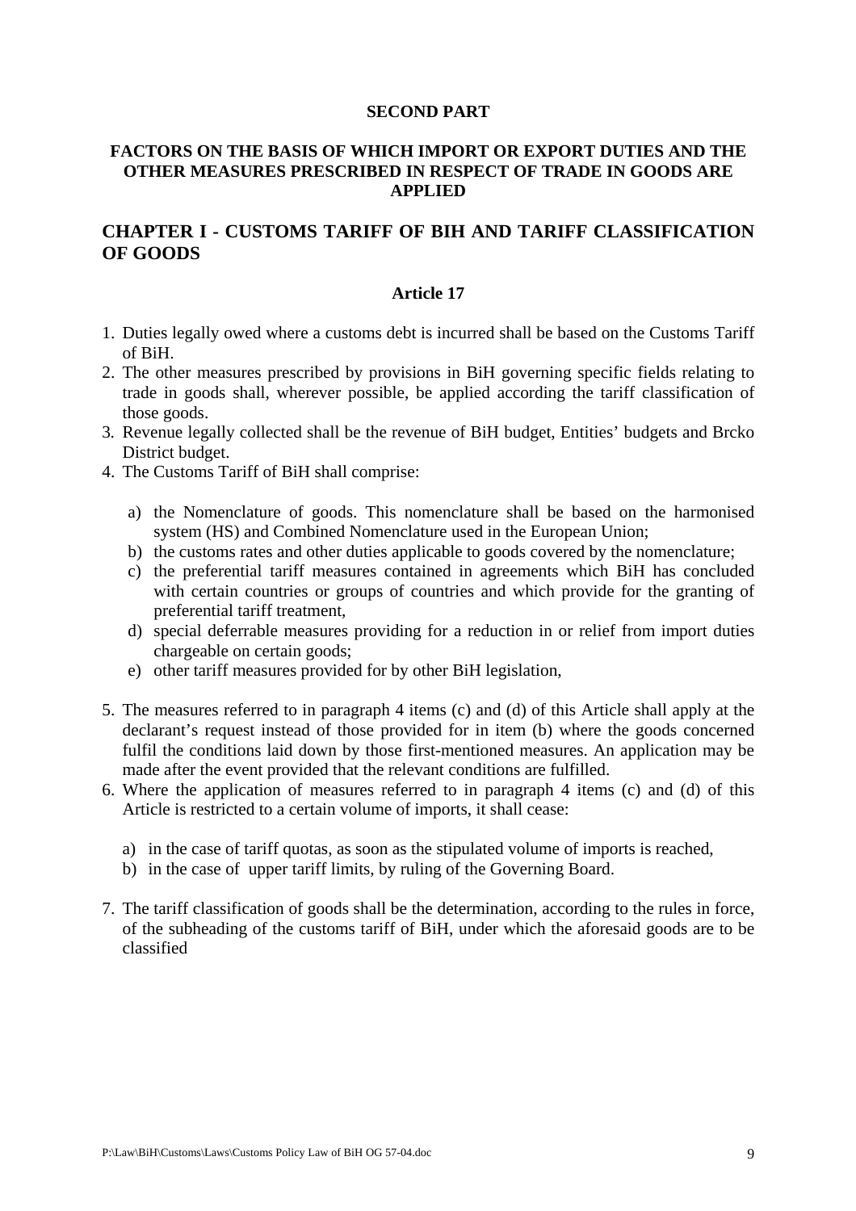## SECOND PART

## FACTORS ON THE BASIS OF WHICH IMPORT OR EXPORT DUTIES AND THE OTHER MEASURES PRESCRIBED IN RESPECT OF TRADE IN GOODS ARE APPLIED

## CHAPTER I - CUSTOMS TARIFF OF BIH AND TARIFF CLASSIFICATION OF GOODS

### Article 17

1. Duties legally owed where a customs debt is incurred shall be based on the Customs Tariff of BiH.
2. The other measures prescribed by provisions in BiH governing specific fields relating to trade in goods shall, wherever possible, be applied according the tariff classification of those goods.
3. Revenue legally collected shall be the revenue of BiH budget, Entities' budgets and Brcko District budget.
4. The Customs Tariff of BiH shall comprise:

   a) the Nomenclature of goods. This nomenclature shall be based on the harmonised system (HS) and Combined Nomenclature used in the European Union;
   b) the customs rates and other duties applicable to goods covered by the nomenclature;
   c) the preferential tariff measures contained in agreements which BiH has concluded with certain countries or groups of countries and which provide for the granting of preferential tariff treatment,
   d) special deferrable measures providing for a reduction in or relief from import duties chargeable on certain goods;
   e) other tariff measures provided for by other BiH legislation,

5. The measures referred to in paragraph 4 items (c) and (d) of this Article shall apply at the declarant's request instead of those provided for in item (b) where the goods concerned fulfil the conditions laid down by those first-mentioned measures. An application may be made after the event provided that the relevant conditions are fulfilled.
6. Where the application of measures referred to in paragraph 4 items (c) and (d) of this Article is restricted to a certain volume of imports, it shall cease:

   a) in the case of tariff quotas, as soon as the stipulated volume of imports is reached,
   b) in the case of upper tariff limits, by ruling of the Governing Board.

7. The tariff classification of goods shall be the determination, according to the rules in force, of the subheading of the customs tariff of BiH, under which the aforesaid goods are to be classified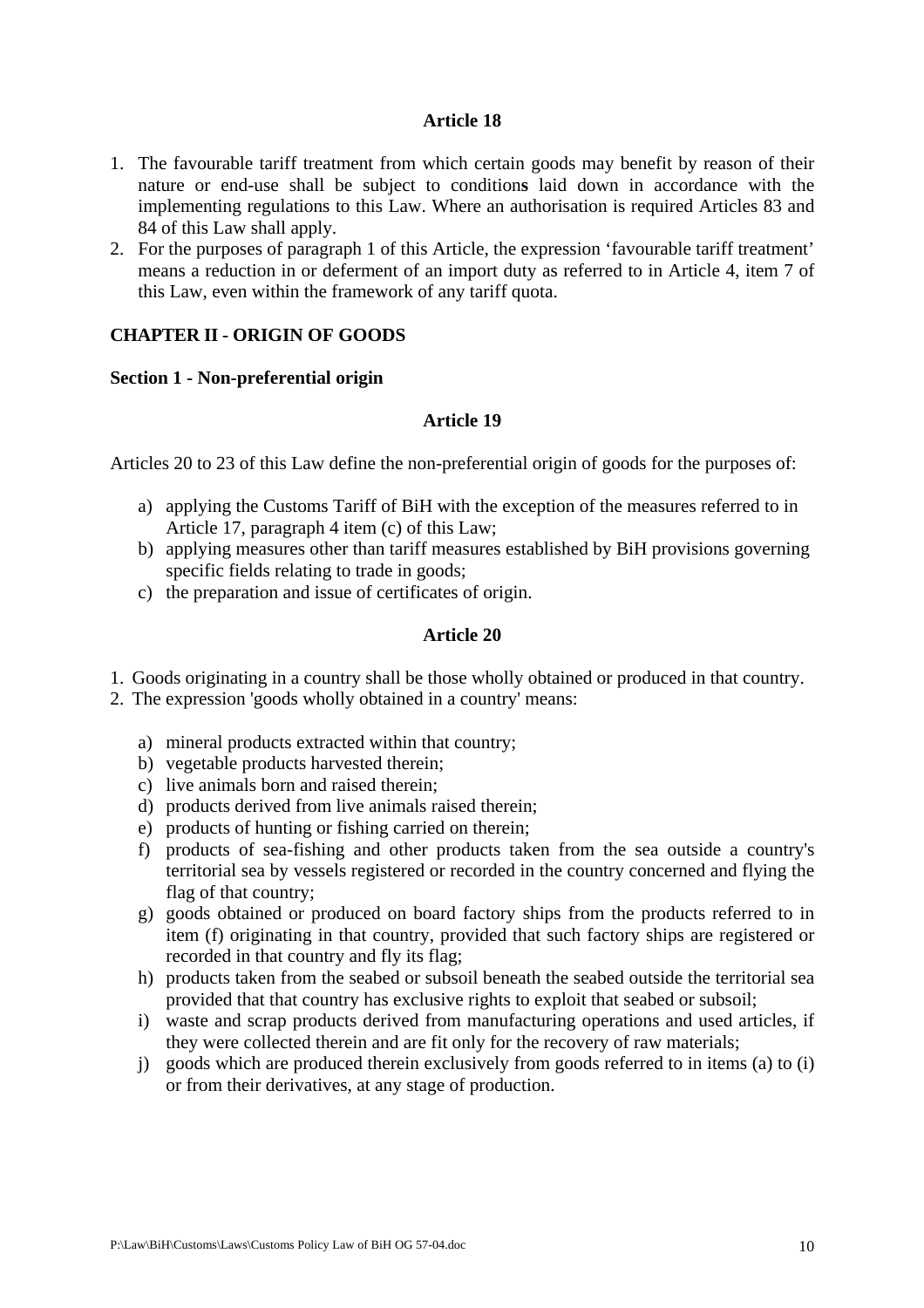### Article 18

1. The favourable tariff treatment from which certain goods may benefit by reason of their nature or end-use shall be subject to condition**s** laid down in accordance with the implementing regulations to this Law. Where an authorisation is required Articles 83 and 84 of this Law shall apply.
2. For the purposes of paragraph 1 of this Article, the expression 'favourable tariff treatment' means a reduction in or deferment of an import duty as referred to in Article 4, item 7 of this Law, even within the framework of any tariff quota.

## CHAPTER II - ORIGIN OF GOODS

### Section 1 - Non-preferential origin

### Article 19

Articles 20 to 23 of this Law define the non-preferential origin of goods for the purposes of:

a) applying the Customs Tariff of BiH with the exception of the measures referred to in Article 17, paragraph 4 item (c) of this Law;
b) applying measures other than tariff measures established by BiH provisions governing specific fields relating to trade in goods;
c) the preparation and issue of certificates of origin.

### Article 20

1. Goods originating in a country shall be those wholly obtained or produced in that country.
2. The expression 'goods wholly obtained in a country' means:

a) mineral products extracted within that country;
b) vegetable products harvested therein;
c) live animals born and raised therein;
d) products derived from live animals raised therein;
e) products of hunting or fishing carried on therein;
f) products of sea-fishing and other products taken from the sea outside a country's territorial sea by vessels registered or recorded in the country concerned and flying the flag of that country;
g) goods obtained or produced on board factory ships from the products referred to in item (f) originating in that country, provided that such factory ships are registered or recorded in that country and fly its flag;
h) products taken from the seabed or subsoil beneath the seabed outside the territorial sea provided that that country has exclusive rights to exploit that seabed or subsoil;
i) waste and scrap products derived from manufacturing operations and used articles, if they were collected therein and are fit only for the recovery of raw materials;
j) goods which are produced therein exclusively from goods referred to in items (a) to (i) or from their derivatives, at any stage of production.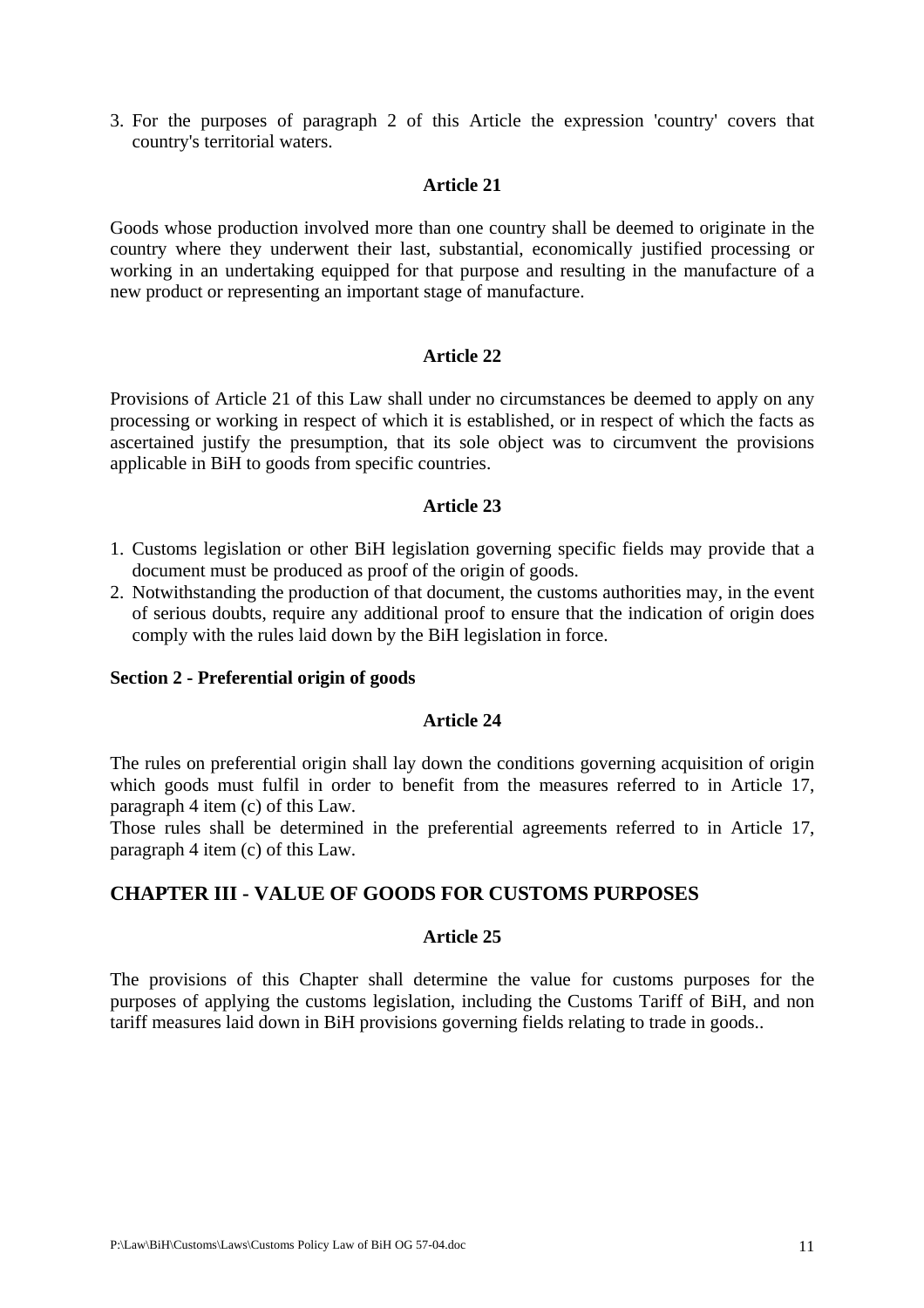3. For the purposes of paragraph 2 of this Article the expression 'country' covers that country's territorial waters.

### Article 21

Goods whose production involved more than one country shall be deemed to originate in the country where they underwent their last, substantial, economically justified processing or working in an undertaking equipped for that purpose and resulting in the manufacture of a new product or representing an important stage of manufacture.

### Article 22

Provisions of Article 21 of this Law shall under no circumstances be deemed to apply on any processing or working in respect of which it is established, or in respect of which the facts as ascertained justify the presumption, that its sole object was to circumvent the provisions applicable in BiH to goods from specific countries.

### Article 23

1. Customs legislation or other BiH legislation governing specific fields may provide that a document must be produced as proof of the origin of goods.
2. Notwithstanding the production of that document, the customs authorities may, in the event of serious doubts, require any additional proof to ensure that the indication of origin does comply with the rules laid down by the BiH legislation in force.

**Section 2 - Preferential origin of goods**

### Article 24

The rules on preferential origin shall lay down the conditions governing acquisition of origin which goods must fulfil in order to benefit from the measures referred to in Article 17, paragraph 4 item (c) of this Law.
Those rules shall be determined in the preferential agreements referred to in Article 17, paragraph 4 item (c) of this Law.

## CHAPTER III - VALUE OF GOODS FOR CUSTOMS PURPOSES

### Article 25

The provisions of this Chapter shall determine the value for customs purposes for the purposes of applying the customs legislation, including the Customs Tariff of BiH, and non tariff measures laid down in BiH provisions governing fields relating to trade in goods..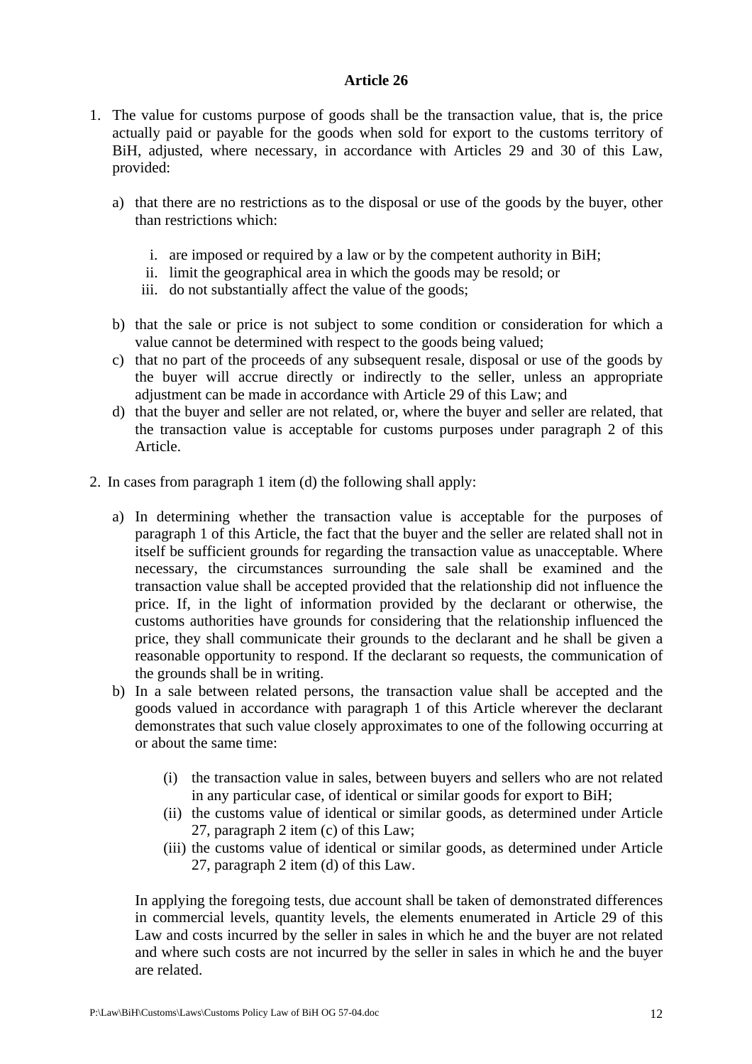**Article 26**

1. The value for customs purpose of goods shall be the transaction value, that is, the price actually paid or payable for the goods when sold for export to the customs territory of BiH, adjusted, where necessary, in accordance with Articles 29 and 30 of this Law, provided:

   a) that there are no restrictions as to the disposal or use of the goods by the buyer, other than restrictions which:

      i. are imposed or required by a law or by the competent authority in BiH;
      ii. limit the geographical area in which the goods may be resold; or
      iii. do not substantially affect the value of the goods;

   b) that the sale or price is not subject to some condition or consideration for which a value cannot be determined with respect to the goods being valued;
   c) that no part of the proceeds of any subsequent resale, disposal or use of the goods by the buyer will accrue directly or indirectly to the seller, unless an appropriate adjustment can be made in accordance with Article 29 of this Law; and
   d) that the buyer and seller are not related, or, where the buyer and seller are related, that the transaction value is acceptable for customs purposes under paragraph 2 of this Article.

2. In cases from paragraph 1 item (d) the following shall apply:

   a) In determining whether the transaction value is acceptable for the purposes of paragraph 1 of this Article, the fact that the buyer and the seller are related shall not in itself be sufficient grounds for regarding the transaction value as unacceptable. Where necessary, the circumstances surrounding the sale shall be examined and the transaction value shall be accepted provided that the relationship did not influence the price. If, in the light of information provided by the declarant or otherwise, the customs authorities have grounds for considering that the relationship influenced the price, they shall communicate their grounds to the declarant and he shall be given a reasonable opportunity to respond. If the declarant so requests, the communication of the grounds shall be in writing.
   b) In a sale between related persons, the transaction value shall be accepted and the goods valued in accordance with paragraph 1 of this Article wherever the declarant demonstrates that such value closely approximates to one of the following occurring at or about the same time:

      (i) the transaction value in sales, between buyers and sellers who are not related in any particular case, of identical or similar goods for export to BiH;
      (ii) the customs value of identical or similar goods, as determined under Article 27, paragraph 2 item (c) of this Law;
      (iii) the customs value of identical or similar goods, as determined under Article 27, paragraph 2 item (d) of this Law.

   In applying the foregoing tests, due account shall be taken of demonstrated differences in commercial levels, quantity levels, the elements enumerated in Article 29 of this Law and costs incurred by the seller in sales in which he and the buyer are not related and where such costs are not incurred by the seller in sales in which he and the buyer are related.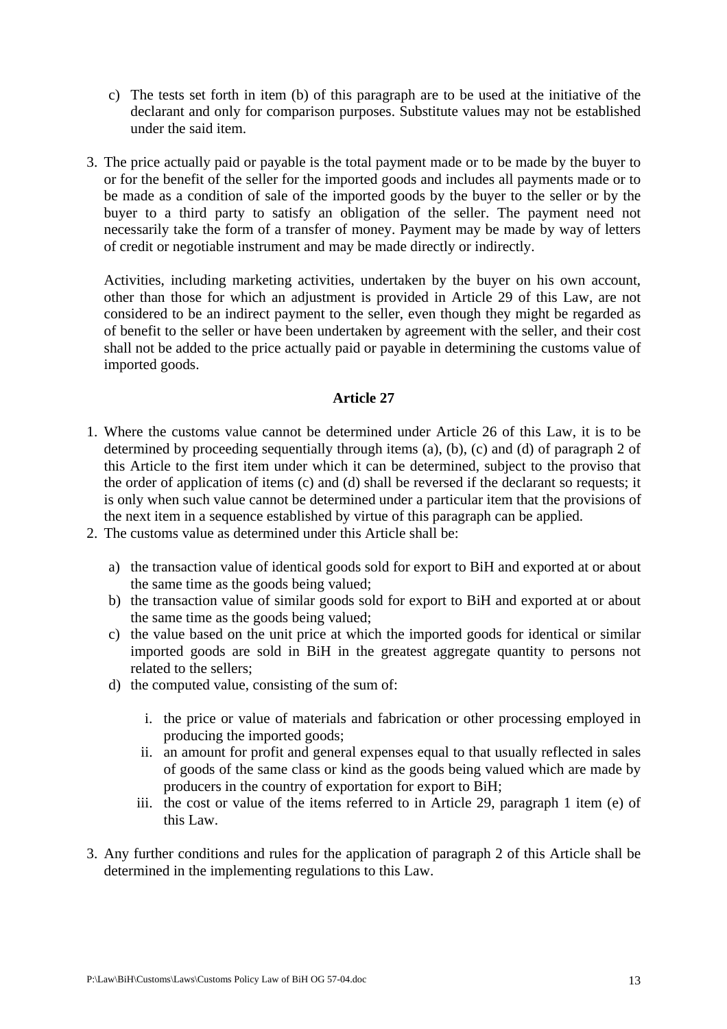c) The tests set forth in item (b) of this paragraph are to be used at the initiative of the declarant and only for comparison purposes. Substitute values may not be established under the said item.

3. The price actually paid or payable is the total payment made or to be made by the buyer to or for the benefit of the seller for the imported goods and includes all payments made or to be made as a condition of sale of the imported goods by the buyer to the seller or by the buyer to a third party to satisfy an obligation of the seller. The payment need not necessarily take the form of a transfer of money. Payment may be made by way of letters of credit or negotiable instrument and may be made directly or indirectly.

   Activities, including marketing activities, undertaken by the buyer on his own account, other than those for which an adjustment is provided in Article 29 of this Law, are not considered to be an indirect payment to the seller, even though they might be regarded as of benefit to the seller or have been undertaken by agreement with the seller, and their cost shall not be added to the price actually paid or payable in determining the customs value of imported goods.

### Article 27

1. Where the customs value cannot be determined under Article 26 of this Law, it is to be determined by proceeding sequentially through items (a), (b), (c) and (d) of paragraph 2 of this Article to the first item under which it can be determined, subject to the proviso that the order of application of items (c) and (d) shall be reversed if the declarant so requests; it is only when such value cannot be determined under a particular item that the provisions of the next item in a sequence established by virtue of this paragraph can be applied.
2. The customs value as determined under this Article shall be:

   a) the transaction value of identical goods sold for export to BiH and exported at or about the same time as the goods being valued;
   b) the transaction value of similar goods sold for export to BiH and exported at or about the same time as the goods being valued;
   c) the value based on the unit price at which the imported goods for identical or similar imported goods are sold in BiH in the greatest aggregate quantity to persons not related to the sellers;
   d) the computed value, consisting of the sum of:

      i. the price or value of materials and fabrication or other processing employed in producing the imported goods;
      ii. an amount for profit and general expenses equal to that usually reflected in sales of goods of the same class or kind as the goods being valued which are made by producers in the country of exportation for export to BiH;
      iii. the cost or value of the items referred to in Article 29, paragraph 1 item (e) of this Law.

3. Any further conditions and rules for the application of paragraph 2 of this Article shall be determined in the implementing regulations to this Law.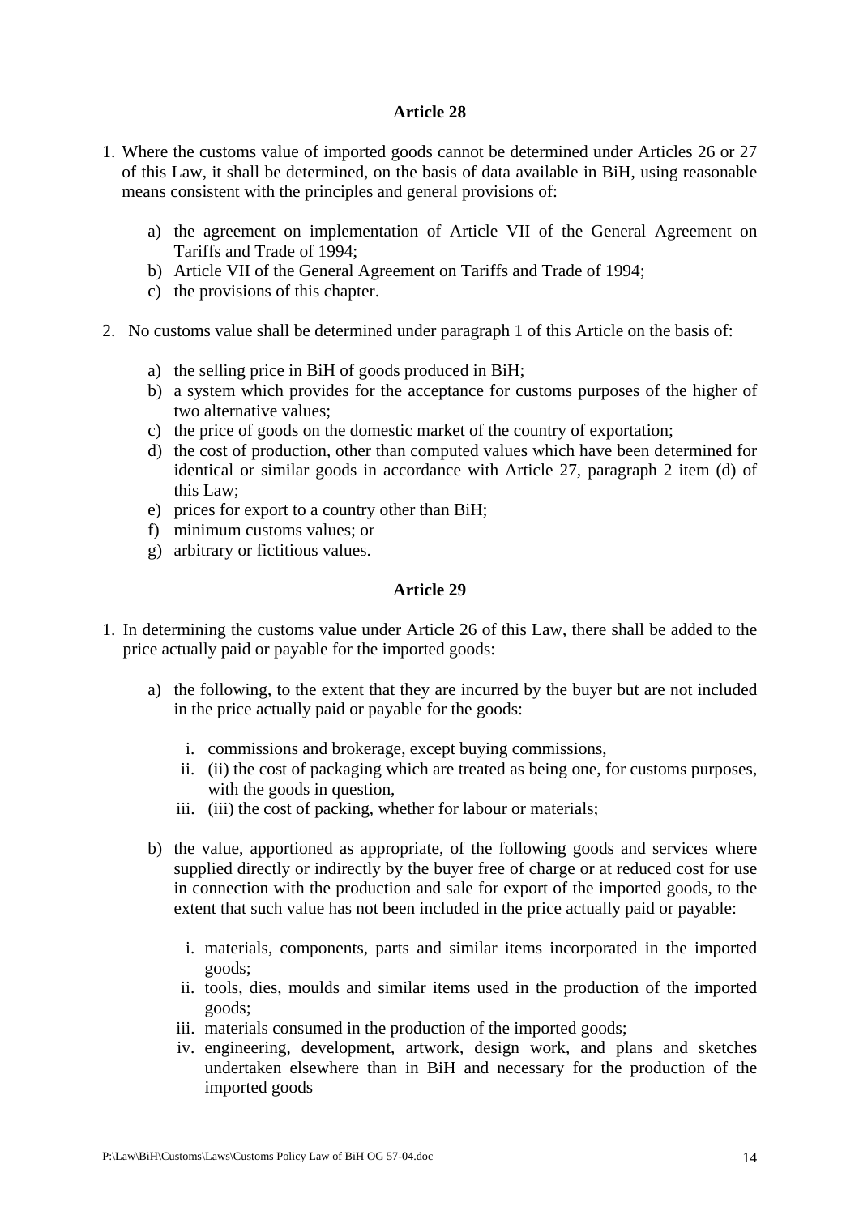### Article 28

1. Where the customs value of imported goods cannot be determined under Articles 26 or 27 of this Law, it shall be determined, on the basis of data available in BiH, using reasonable means consistent with the principles and general provisions of:

    a) the agreement on implementation of Article VII of the General Agreement on Tariffs and Trade of 1994;
    b) Article VII of the General Agreement on Tariffs and Trade of 1994;
    c) the provisions of this chapter.

2. No customs value shall be determined under paragraph 1 of this Article on the basis of:

    a) the selling price in BiH of goods produced in BiH;
    b) a system which provides for the acceptance for customs purposes of the higher of two alternative values;
    c) the price of goods on the domestic market of the country of exportation;
    d) the cost of production, other than computed values which have been determined for identical or similar goods in accordance with Article 27, paragraph 2 item (d) of this Law;
    e) prices for export to a country other than BiH;
    f) minimum customs values; or
    g) arbitrary or fictitious values.

### Article 29

1. In determining the customs value under Article 26 of this Law, there shall be added to the price actually paid or payable for the imported goods:

    a) the following, to the extent that they are incurred by the buyer but are not included in the price actually paid or payable for the goods:

        i. commissions and brokerage, except buying commissions,
        ii. (ii) the cost of packaging which are treated as being one, for customs purposes, with the goods in question,
        iii. (iii) the cost of packing, whether for labour or materials;

    b) the value, apportioned as appropriate, of the following goods and services where supplied directly or indirectly by the buyer free of charge or at reduced cost for use in connection with the production and sale for export of the imported goods, to the extent that such value has not been included in the price actually paid or payable:

        i. materials, components, parts and similar items incorporated in the imported goods;
        ii. tools, dies, moulds and similar items used in the production of the imported goods;
        iii. materials consumed in the production of the imported goods;
        iv. engineering, development, artwork, design work, and plans and sketches undertaken elsewhere than in BiH and necessary for the production of the imported goods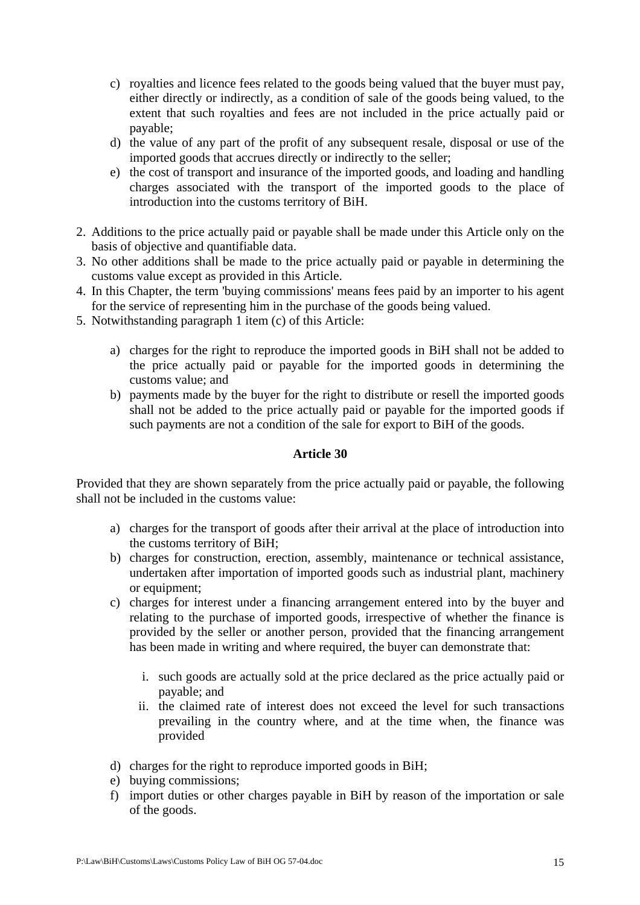c) royalties and licence fees related to the goods being valued that the buyer must pay, either directly or indirectly, as a condition of sale of the goods being valued, to the extent that such royalties and fees are not included in the price actually paid or payable;
d) the value of any part of the profit of any subsequent resale, disposal or use of the imported goods that accrues directly or indirectly to the seller;
e) the cost of transport and insurance of the imported goods, and loading and handling charges associated with the transport of the imported goods to the place of introduction into the customs territory of BiH.

2. Additions to the price actually paid or payable shall be made under this Article only on the basis of objective and quantifiable data.
3. No other additions shall be made to the price actually paid or payable in determining the customs value except as provided in this Article.
4. In this Chapter, the term 'buying commissions' means fees paid by an importer to his agent for the service of representing him in the purchase of the goods being valued.
5. Notwithstanding paragraph 1 item (c) of this Article:

   a) charges for the right to reproduce the imported goods in BiH shall not be added to the price actually paid or payable for the imported goods in determining the customs value; and
   b) payments made by the buyer for the right to distribute or resell the imported goods shall not be added to the price actually paid or payable for the imported goods if such payments are not a condition of the sale for export to BiH of the goods.

### Article 30

Provided that they are shown separately from the price actually paid or payable, the following shall not be included in the customs value:

a) charges for the transport of goods after their arrival at the place of introduction into the customs territory of BiH;
b) charges for construction, erection, assembly, maintenance or technical assistance, undertaken after importation of imported goods such as industrial plant, machinery or equipment;
c) charges for interest under a financing arrangement entered into by the buyer and relating to the purchase of imported goods, irrespective of whether the finance is provided by the seller or another person, provided that the financing arrangement has been made in writing and where required, the buyer can demonstrate that:

   i. such goods are actually sold at the price declared as the price actually paid or payable; and
   ii. the claimed rate of interest does not exceed the level for such transactions prevailing in the country where, and at the time when, the finance was provided

d) charges for the right to reproduce imported goods in BiH;
e) buying commissions;
f) import duties or other charges payable in BiH by reason of the importation or sale of the goods.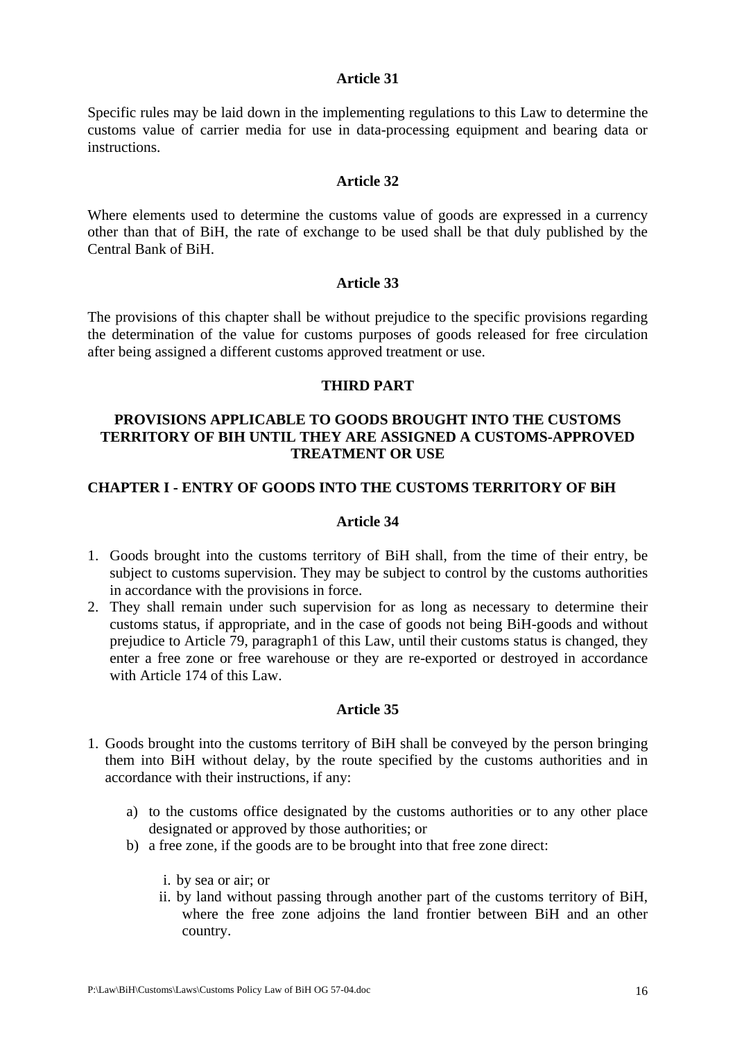### Article 31

Specific rules may be laid down in the implementing regulations to this Law to determine the customs value of carrier media for use in data-processing equipment and bearing data or instructions.

### Article 32

Where elements used to determine the customs value of goods are expressed in a currency other than that of BiH, the rate of exchange to be used shall be that duly published by the Central Bank of BiH.

### Article 33

The provisions of this chapter shall be without prejudice to the specific provisions regarding the determination of the value for customs purposes of goods released for free circulation after being assigned a different customs approved treatment or use.

## THIRD PART

## PROVISIONS APPLICABLE TO GOODS BROUGHT INTO THE CUSTOMS TERRITORY OF BIH UNTIL THEY ARE ASSIGNED A CUSTOMS-APPROVED TREATMENT OR USE

## CHAPTER I - ENTRY OF GOODS INTO THE CUSTOMS TERRITORY OF BiH

### Article 34

1. Goods brought into the customs territory of BiH shall, from the time of their entry, be subject to customs supervision. They may be subject to control by the customs authorities in accordance with the provisions in force.
2. They shall remain under such supervision for as long as necessary to determine their customs status, if appropriate, and in the case of goods not being BiH-goods and without prejudice to Article 79, paragraph1 of this Law, until their customs status is changed, they enter a free zone or free warehouse or they are re-exported or destroyed in accordance with Article 174 of this Law.

### Article 35

1. Goods brought into the customs territory of BiH shall be conveyed by the person bringing them into BiH without delay, by the route specified by the customs authorities and in accordance with their instructions, if any:

   a) to the customs office designated by the customs authorities or to any other place designated or approved by those authorities; or

   b) a free zone, if the goods are to be brought into that free zone direct:

      i. by sea or air; or

      ii. by land without passing through another part of the customs territory of BiH, where the free zone adjoins the land frontier between BiH and an other country.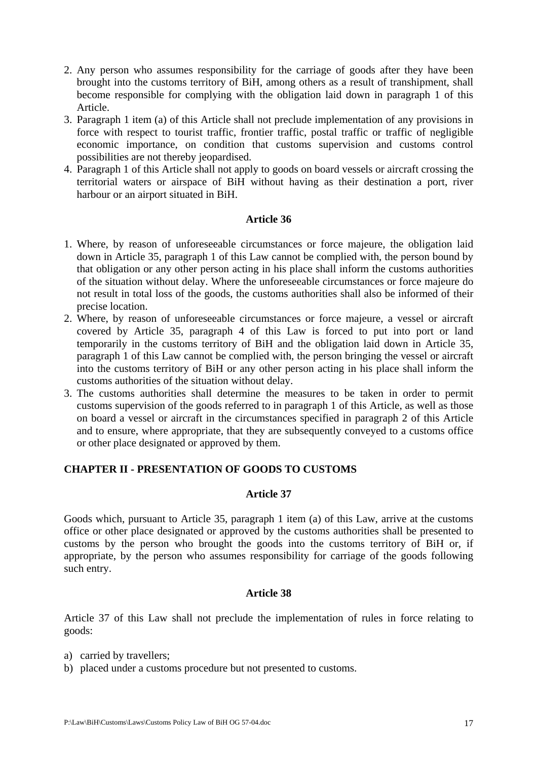2. Any person who assumes responsibility for the carriage of goods after they have been brought into the customs territory of BiH, among others as a result of transhipment, shall become responsible for complying with the obligation laid down in paragraph 1 of this Article.
3. Paragraph 1 item (a) of this Article shall not preclude implementation of any provisions in force with respect to tourist traffic, frontier traffic, postal traffic or traffic of negligible economic importance, on condition that customs supervision and customs control possibilities are not thereby jeopardised.
4. Paragraph 1 of this Article shall not apply to goods on board vessels or aircraft crossing the territorial waters or airspace of BiH without having as their destination a port, river harbour or an airport situated in BiH.

### Article 36

1. Where, by reason of unforeseeable circumstances or force majeure, the obligation laid down in Article 35, paragraph 1 of this Law cannot be complied with, the person bound by that obligation or any other person acting in his place shall inform the customs authorities of the situation without delay. Where the unforeseeable circumstances or force majeure do not result in total loss of the goods, the customs authorities shall also be informed of their precise location.
2. Where, by reason of unforeseeable circumstances or force majeure, a vessel or aircraft covered by Article 35, paragraph 4 of this Law is forced to put into port or land temporarily in the customs territory of BiH and the obligation laid down in Article 35, paragraph 1 of this Law cannot be complied with, the person bringing the vessel or aircraft into the customs territory of BiH or any other person acting in his place shall inform the customs authorities of the situation without delay.
3. The customs authorities shall determine the measures to be taken in order to permit customs supervision of the goods referred to in paragraph 1 of this Article, as well as those on board a vessel or aircraft in the circumstances specified in paragraph 2 of this Article and to ensure, where appropriate, that they are subsequently conveyed to a customs office or other place designated or approved by them.

## CHAPTER II - PRESENTATION OF GOODS TO CUSTOMS

### Article 37

Goods which, pursuant to Article 35, paragraph 1 item (a) of this Law, arrive at the customs office or other place designated or approved by the customs authorities shall be presented to customs by the person who brought the goods into the customs territory of BiH or, if appropriate, by the person who assumes responsibility for carriage of the goods following such entry.

### Article 38

Article 37 of this Law shall not preclude the implementation of rules in force relating to goods:

a) carried by travellers;
b) placed under a customs procedure but not presented to customs.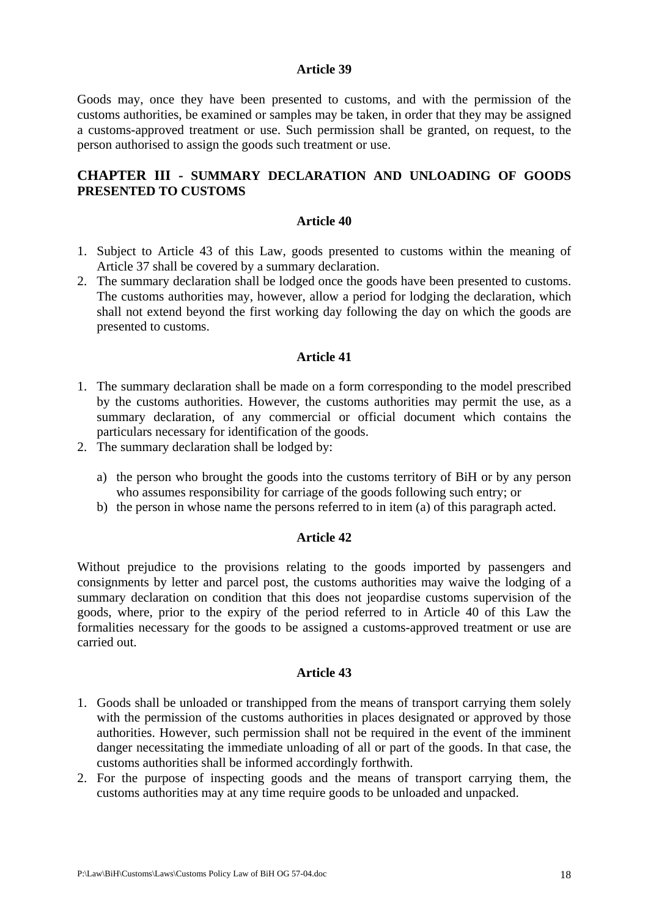**Article 39**

Goods may, once they have been presented to customs, and with the permission of the customs authorities, be examined or samples may be taken, in order that they may be assigned a customs-approved treatment or use. Such permission shall be granted, on request, to the person authorised to assign the goods such treatment or use.

## CHAPTER III - SUMMARY DECLARATION AND UNLOADING OF GOODS PRESENTED TO CUSTOMS

**Article 40**

1. Subject to Article 43 of this Law, goods presented to customs within the meaning of Article 37 shall be covered by a summary declaration.
2. The summary declaration shall be lodged once the goods have been presented to customs. The customs authorities may, however, allow a period for lodging the declaration, which shall not extend beyond the first working day following the day on which the goods are presented to customs.

**Article 41**

1. The summary declaration shall be made on a form corresponding to the model prescribed by the customs authorities. However, the customs authorities may permit the use, as a summary declaration, of any commercial or official document which contains the particulars necessary for identification of the goods.
2. The summary declaration shall be lodged by:

   a) the person who brought the goods into the customs territory of BiH or by any person who assumes responsibility for carriage of the goods following such entry; or
   b) the person in whose name the persons referred to in item (a) of this paragraph acted.

**Article 42**

Without prejudice to the provisions relating to the goods imported by passengers and consignments by letter and parcel post, the customs authorities may waive the lodging of a summary declaration on condition that this does not jeopardise customs supervision of the goods, where, prior to the expiry of the period referred to in Article 40 of this Law the formalities necessary for the goods to be assigned a customs-approved treatment or use are carried out.

**Article 43**

1. Goods shall be unloaded or transhipped from the means of transport carrying them solely with the permission of the customs authorities in places designated or approved by those authorities. However, such permission shall not be required in the event of the imminent danger necessitating the immediate unloading of all or part of the goods. In that case, the customs authorities shall be informed accordingly forthwith.
2. For the purpose of inspecting goods and the means of transport carrying them, the customs authorities may at any time require goods to be unloaded and unpacked.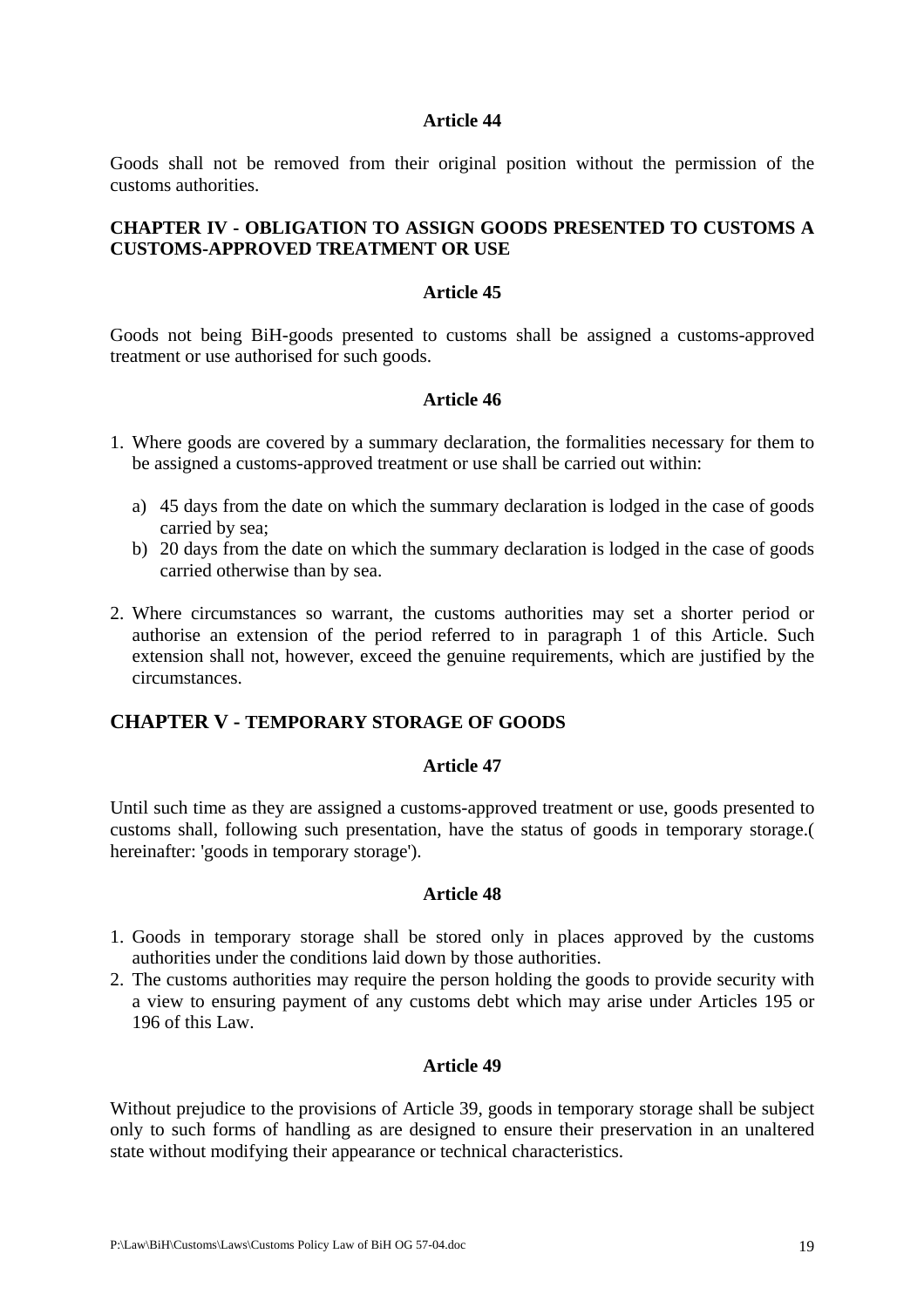### Article 44

Goods shall not be removed from their original position without the permission of the customs authorities.

## CHAPTER IV - OBLIGATION TO ASSIGN GOODS PRESENTED TO CUSTOMS A CUSTOMS-APPROVED TREATMENT OR USE

### Article 45

Goods not being BiH-goods presented to customs shall be assigned a customs-approved treatment or use authorised for such goods.

### Article 46

1. Where goods are covered by a summary declaration, the formalities necessary for them to be assigned a customs-approved treatment or use shall be carried out within:

   a) 45 days from the date on which the summary declaration is lodged in the case of goods carried by sea;
   b) 20 days from the date on which the summary declaration is lodged in the case of goods carried otherwise than by sea.

2. Where circumstances so warrant, the customs authorities may set a shorter period or authorise an extension of the period referred to in paragraph 1 of this Article. Such extension shall not, however, exceed the genuine requirements, which are justified by the circumstances.

## CHAPTER V - TEMPORARY STORAGE OF GOODS

### Article 47

Until such time as they are assigned a customs-approved treatment or use, goods presented to customs shall, following such presentation, have the status of goods in temporary storage.( hereinafter: 'goods in temporary storage').

### Article 48

1. Goods in temporary storage shall be stored only in places approved by the customs authorities under the conditions laid down by those authorities.
2. The customs authorities may require the person holding the goods to provide security with a view to ensuring payment of any customs debt which may arise under Articles 195 or 196 of this Law.

### Article 49

Without prejudice to the provisions of Article 39, goods in temporary storage shall be subject only to such forms of handling as are designed to ensure their preservation in an unaltered state without modifying their appearance or technical characteristics.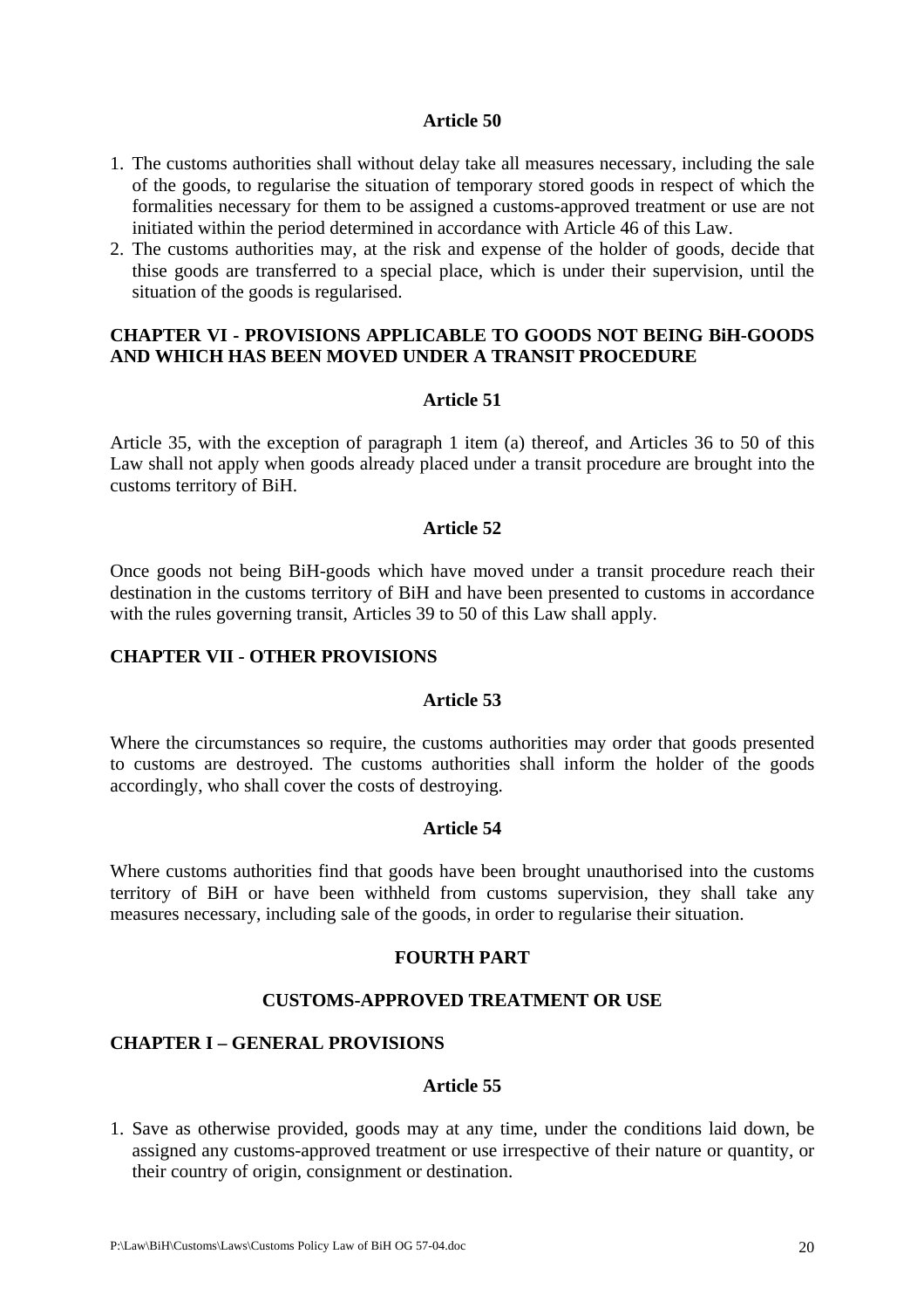### Article 50

1. The customs authorities shall without delay take all measures necessary, including the sale of the goods, to regularise the situation of temporary stored goods in respect of which the formalities necessary for them to be assigned a customs-approved treatment or use are not initiated within the period determined in accordance with Article 46 of this Law.
2. The customs authorities may, at the risk and expense of the holder of goods, decide that thise goods are transferred to a special place, which is under their supervision, until the situation of the goods is regularised.

## CHAPTER VI - PROVISIONS APPLICABLE TO GOODS NOT BEING BiH-GOODS AND WHICH HAS BEEN MOVED UNDER A TRANSIT PROCEDURE

### Article 51

Article 35, with the exception of paragraph 1 item (a) thereof, and Articles 36 to 50 of this Law shall not apply when goods already placed under a transit procedure are brought into the customs territory of BiH.

### Article 52

Once goods not being BiH-goods which have moved under a transit procedure reach their destination in the customs territory of BiH and have been presented to customs in accordance with the rules governing transit, Articles 39 to 50 of this Law shall apply.

## CHAPTER VII - OTHER PROVISIONS

### Article 53

Where the circumstances so require, the customs authorities may order that goods presented to customs are destroyed. The customs authorities shall inform the holder of the goods accordingly, who shall cover the costs of destroying.

### Article 54

Where customs authorities find that goods have been brought unauthorised into the customs territory of BiH or have been withheld from customs supervision, they shall take any measures necessary, including sale of the goods, in order to regularise their situation.

# FOURTH PART

# CUSTOMS-APPROVED TREATMENT OR USE

## CHAPTER I – GENERAL PROVISIONS

### Article 55

1. Save as otherwise provided, goods may at any time, under the conditions laid down, be assigned any customs-approved treatment or use irrespective of their nature or quantity, or their country of origin, consignment or destination.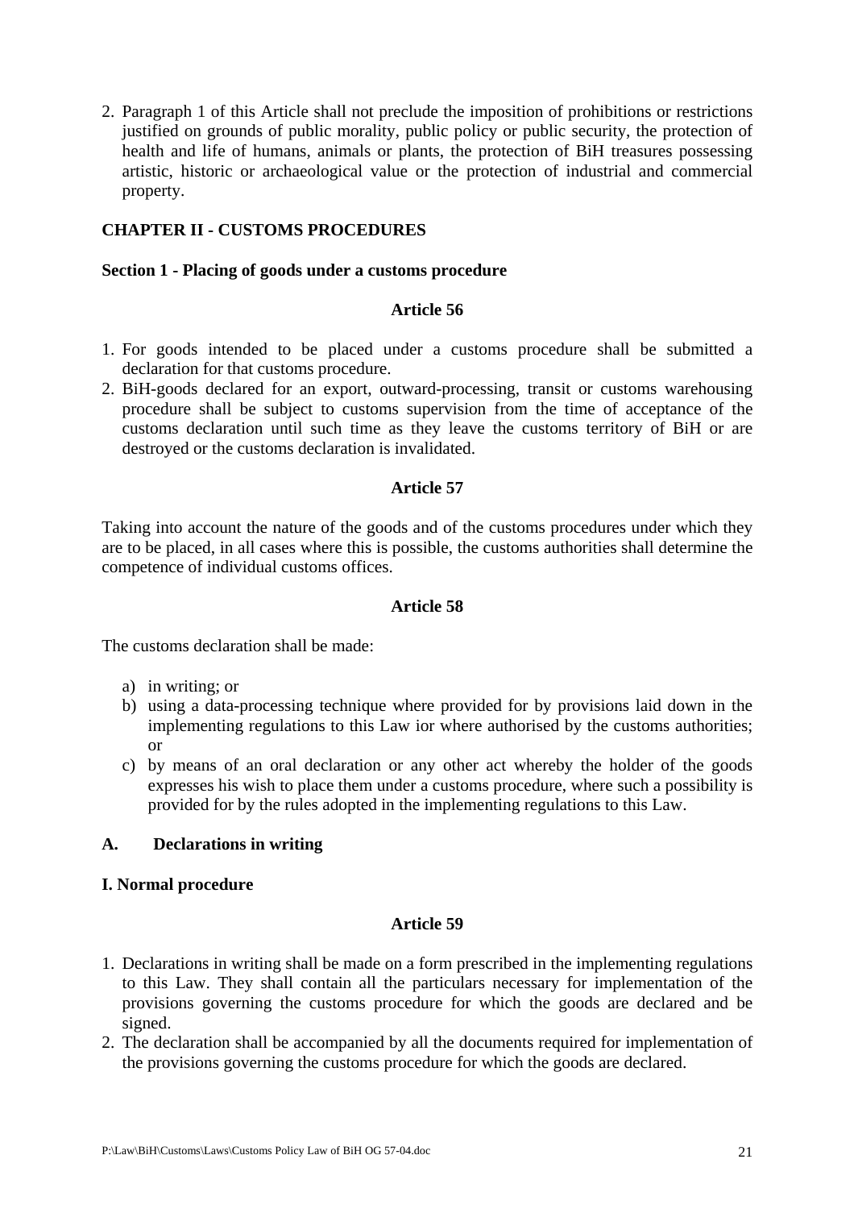2. Paragraph 1 of this Article shall not preclude the imposition of prohibitions or restrictions justified on grounds of public morality, public policy or public security, the protection of health and life of humans, animals or plants, the protection of BiH treasures possessing artistic, historic or archaeological value or the protection of industrial and commercial property.

## CHAPTER II - CUSTOMS PROCEDURES

### Section 1 - Placing of goods under a customs procedure

#### Article 56

1. For goods intended to be placed under a customs procedure shall be submitted a declaration for that customs procedure.
2. BiH-goods declared for an export, outward-processing, transit or customs warehousing procedure shall be subject to customs supervision from the time of acceptance of the customs declaration until such time as they leave the customs territory of BiH or are destroyed or the customs declaration is invalidated.

#### Article 57

Taking into account the nature of the goods and of the customs procedures under which they are to be placed, in all cases where this is possible, the customs authorities shall determine the competence of individual customs offices.

#### Article 58

The customs declaration shall be made:

a) in writing; or
b) using a data-processing technique where provided for by provisions laid down in the implementing regulations to this Law ior where authorised by the customs authorities; or
c) by means of an oral declaration or any other act whereby the holder of the goods expresses his wish to place them under a customs procedure, where such a possibility is provided for by the rules adopted in the implementing regulations to this Law.

### A. Declarations in writing

### I. Normal procedure

#### Article 59

1. Declarations in writing shall be made on a form prescribed in the implementing regulations to this Law. They shall contain all the particulars necessary for implementation of the provisions governing the customs procedure for which the goods are declared and be signed.
2. The declaration shall be accompanied by all the documents required for implementation of the provisions governing the customs procedure for which the goods are declared.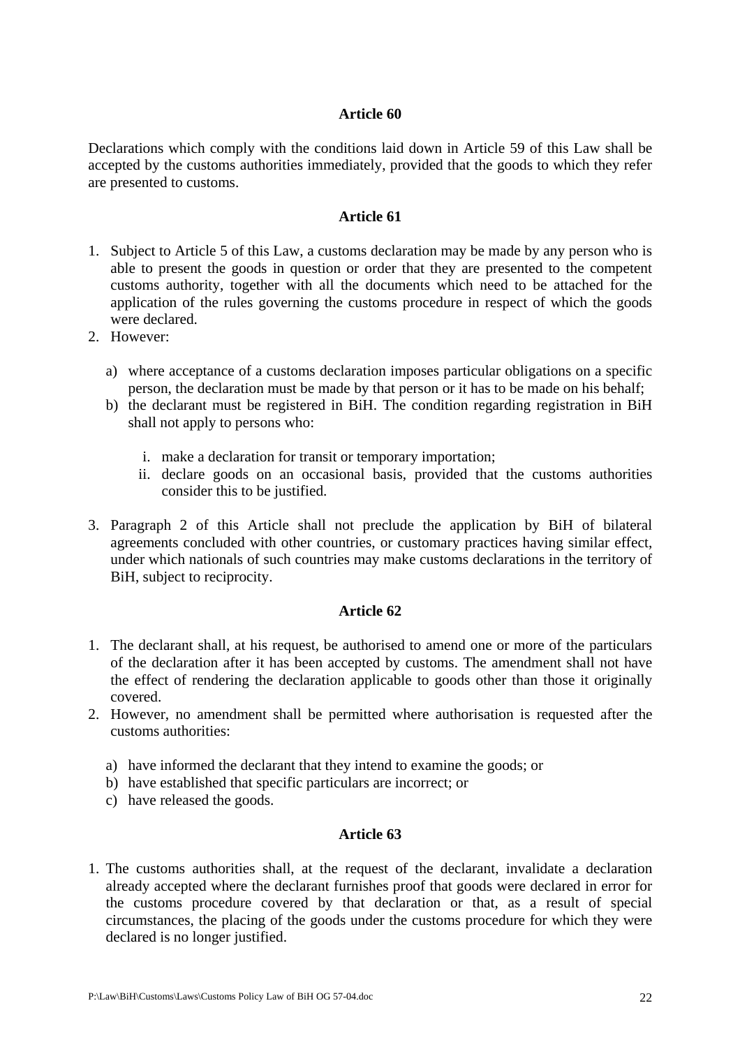### Article 60

Declarations which comply with the conditions laid down in Article 59 of this Law shall be accepted by the customs authorities immediately, provided that the goods to which they refer are presented to customs.

### Article 61

1. Subject to Article 5 of this Law, a customs declaration may be made by any person who is able to present the goods in question or order that they are presented to the competent customs authority, together with all the documents which need to be attached for the application of the rules governing the customs procedure in respect of which the goods were declared.
2. However:

   a) where acceptance of a customs declaration imposes particular obligations on a specific person, the declaration must be made by that person or it has to be made on his behalf;
   b) the declarant must be registered in BiH. The condition regarding registration in BiH shall not apply to persons who:

      i. make a declaration for transit or temporary importation;
      ii. declare goods on an occasional basis, provided that the customs authorities consider this to be justified.

3. Paragraph 2 of this Article shall not preclude the application by BiH of bilateral agreements concluded with other countries, or customary practices having similar effect, under which nationals of such countries may make customs declarations in the territory of BiH, subject to reciprocity.

### Article 62

1. The declarant shall, at his request, be authorised to amend one or more of the particulars of the declaration after it has been accepted by customs. The amendment shall not have the effect of rendering the declaration applicable to goods other than those it originally covered.
2. However, no amendment shall be permitted where authorisation is requested after the customs authorities:

   a) have informed the declarant that they intend to examine the goods; or
   b) have established that specific particulars are incorrect; or
   c) have released the goods.

### Article 63

1. The customs authorities shall, at the request of the declarant, invalidate a declaration already accepted where the declarant furnishes proof that goods were declared in error for the customs procedure covered by that declaration or that, as a result of special circumstances, the placing of the goods under the customs procedure for which they were declared is no longer justified.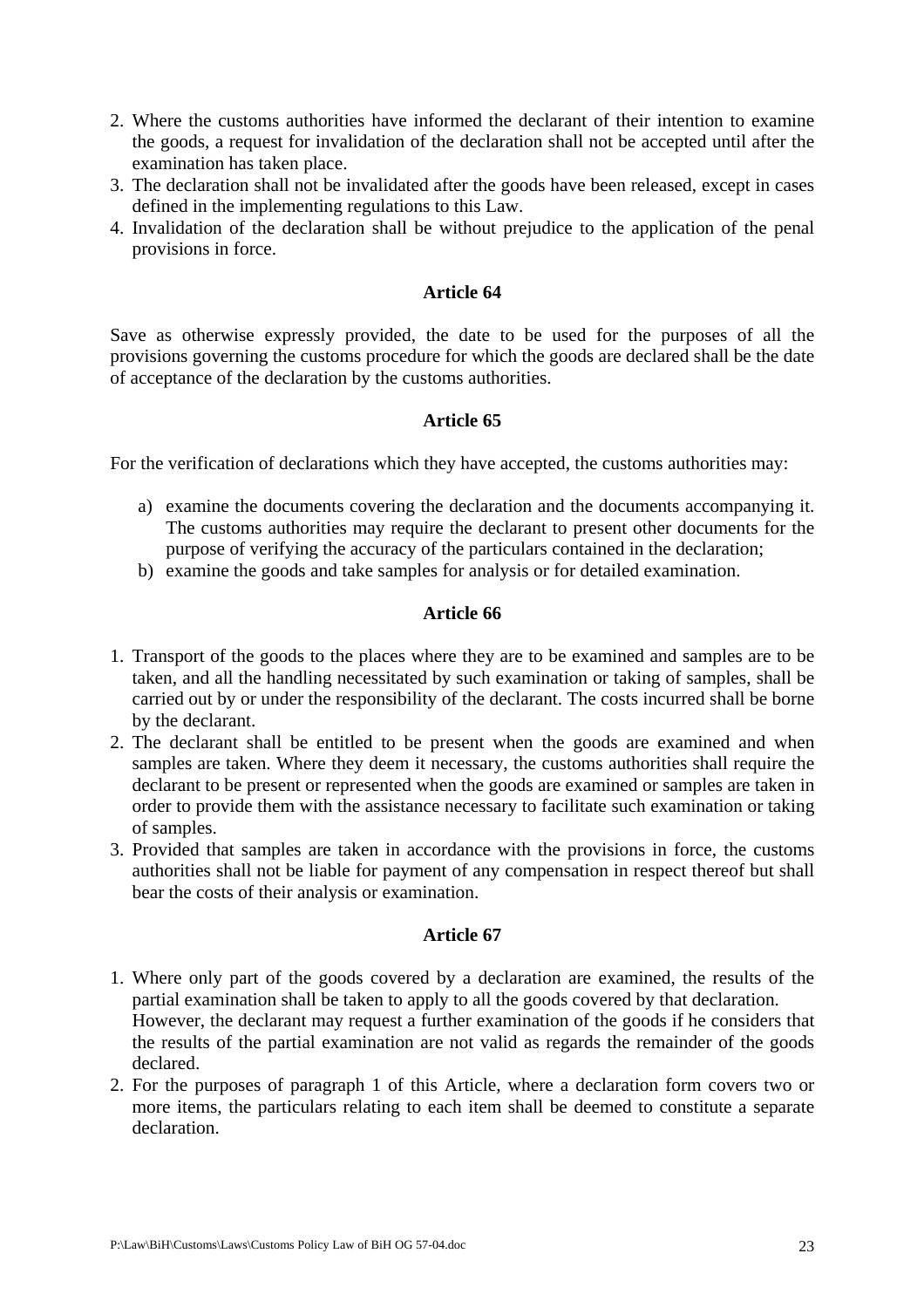2. Where the customs authorities have informed the declarant of their intention to examine the goods, a request for invalidation of the declaration shall not be accepted until after the examination has taken place.
3. The declaration shall not be invalidated after the goods have been released, except in cases defined in the implementing regulations to this Law.
4. Invalidation of the declaration shall be without prejudice to the application of the penal provisions in force.

### Article 64

Save as otherwise expressly provided, the date to be used for the purposes of all the provisions governing the customs procedure for which the goods are declared shall be the date of acceptance of the declaration by the customs authorities.

### Article 65

For the verification of declarations which they have accepted, the customs authorities may:

a) examine the documents covering the declaration and the documents accompanying it. The customs authorities may require the declarant to present other documents for the purpose of verifying the accuracy of the particulars contained in the declaration;
b) examine the goods and take samples for analysis or for detailed examination.

### Article 66

1. Transport of the goods to the places where they are to be examined and samples are to be taken, and all the handling necessitated by such examination or taking of samples, shall be carried out by or under the responsibility of the declarant. The costs incurred shall be borne by the declarant.
2. The declarant shall be entitled to be present when the goods are examined and when samples are taken. Where they deem it necessary, the customs authorities shall require the declarant to be present or represented when the goods are examined or samples are taken in order to provide them with the assistance necessary to facilitate such examination or taking of samples.
3. Provided that samples are taken in accordance with the provisions in force, the customs authorities shall not be liable for payment of any compensation in respect thereof but shall bear the costs of their analysis or examination.

### Article 67

1. Where only part of the goods covered by a declaration are examined, the results of the partial examination shall be taken to apply to all the goods covered by that declaration.
   However, the declarant may request a further examination of the goods if he considers that the results of the partial examination are not valid as regards the remainder of the goods declared.
2. For the purposes of paragraph 1 of this Article, where a declaration form covers two or more items, the particulars relating to each item shall be deemed to constitute a separate declaration.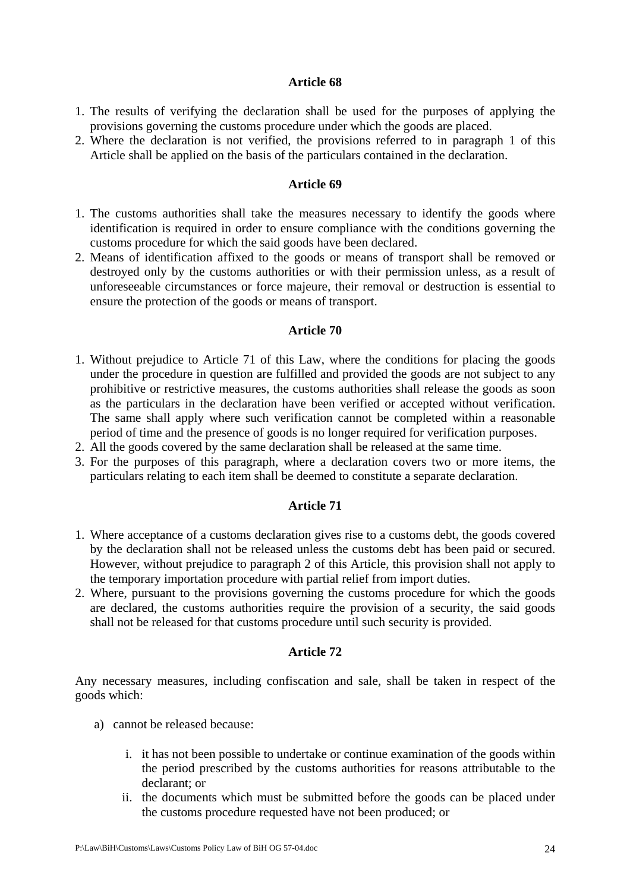### Article 68

1. The results of verifying the declaration shall be used for the purposes of applying the provisions governing the customs procedure under which the goods are placed.
2. Where the declaration is not verified, the provisions referred to in paragraph 1 of this Article shall be applied on the basis of the particulars contained in the declaration.

### Article 69

1. The customs authorities shall take the measures necessary to identify the goods where identification is required in order to ensure compliance with the conditions governing the customs procedure for which the said goods have been declared.
2. Means of identification affixed to the goods or means of transport shall be removed or destroyed only by the customs authorities or with their permission unless, as a result of unforeseeable circumstances or force majeure, their removal or destruction is essential to ensure the protection of the goods or means of transport.

### Article 70

1. Without prejudice to Article 71 of this Law, where the conditions for placing the goods under the procedure in question are fulfilled and provided the goods are not subject to any prohibitive or restrictive measures, the customs authorities shall release the goods as soon as the particulars in the declaration have been verified or accepted without verification. The same shall apply where such verification cannot be completed within a reasonable period of time and the presence of goods is no longer required for verification purposes.
2. All the goods covered by the same declaration shall be released at the same time.
3. For the purposes of this paragraph, where a declaration covers two or more items, the particulars relating to each item shall be deemed to constitute a separate declaration.

### Article 71

1. Where acceptance of a customs declaration gives rise to a customs debt, the goods covered by the declaration shall not be released unless the customs debt has been paid or secured. However, without prejudice to paragraph 2 of this Article, this provision shall not apply to the temporary importation procedure with partial relief from import duties.
2. Where, pursuant to the provisions governing the customs procedure for which the goods are declared, the customs authorities require the provision of a security, the said goods shall not be released for that customs procedure until such security is provided.

### Article 72

Any necessary measures, including confiscation and sale, shall be taken in respect of the goods which:

a) cannot be released because:

   i. it has not been possible to undertake or continue examination of the goods within the period prescribed by the customs authorities for reasons attributable to the declarant; or
   ii. the documents which must be submitted before the goods can be placed under the customs procedure requested have not been produced; or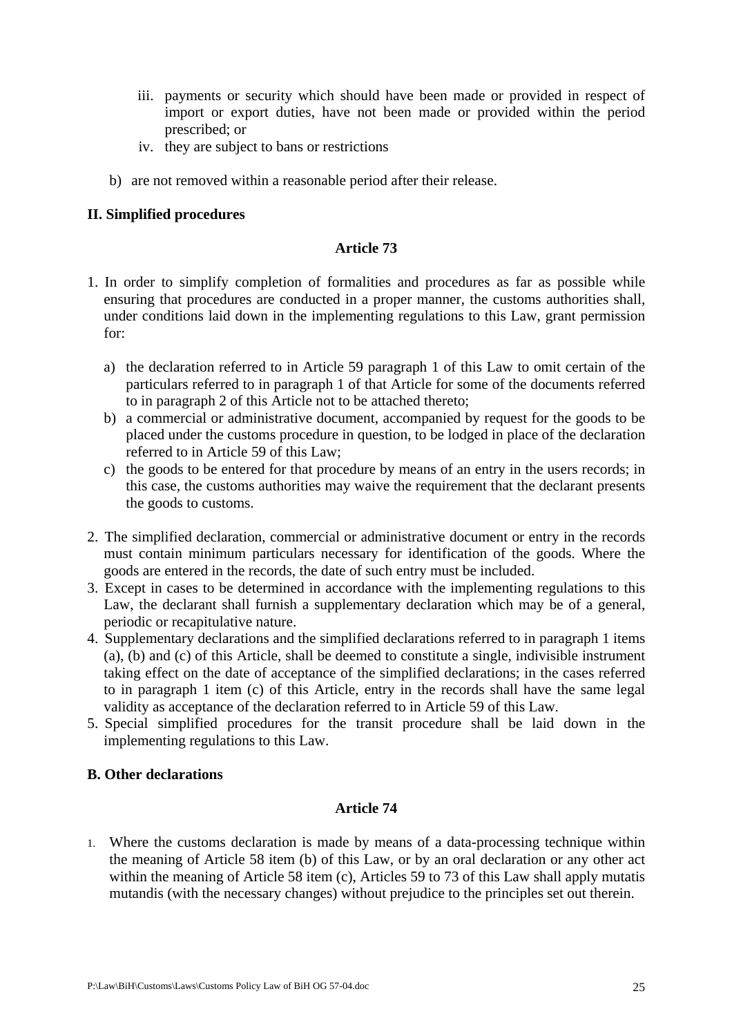iii. payments or security which should have been made or provided in respect of import or export duties, have not been made or provided within the period prescribed; or
   iv. they are subject to bans or restrictions

b) are not removed within a reasonable period after their release.

**II. Simplified procedures**

**Article 73**

1. In order to simplify completion of formalities and procedures as far as possible while ensuring that procedures are conducted in a proper manner, the customs authorities shall, under conditions laid down in the implementing regulations to this Law, grant permission for:

   a) the declaration referred to in Article 59 paragraph 1 of this Law to omit certain of the particulars referred to in paragraph 1 of that Article for some of the documents referred to in paragraph 2 of this Article not to be attached thereto;
   b) a commercial or administrative document, accompanied by request for the goods to be placed under the customs procedure in question, to be lodged in place of the declaration referred to in Article 59 of this Law;
   c) the goods to be entered for that procedure by means of an entry in the users records; in this case, the customs authorities may waive the requirement that the declarant presents the goods to customs.

2. The simplified declaration, commercial or administrative document or entry in the records must contain minimum particulars necessary for identification of the goods. Where the goods are entered in the records, the date of such entry must be included.
3. Except in cases to be determined in accordance with the implementing regulations to this Law, the declarant shall furnish a supplementary declaration which may be of a general, periodic or recapitulative nature.
4. Supplementary declarations and the simplified declarations referred to in paragraph 1 items (a), (b) and (c) of this Article, shall be deemed to constitute a single, indivisible instrument taking effect on the date of acceptance of the simplified declarations; in the cases referred to in paragraph 1 item (c) of this Article, entry in the records shall have the same legal validity as acceptance of the declaration referred to in Article 59 of this Law.
5. Special simplified procedures for the transit procedure shall be laid down in the implementing regulations to this Law.

**B. Other declarations**

**Article 74**

1. Where the customs declaration is made by means of a data-processing technique within the meaning of Article 58 item (b) of this Law, or by an oral declaration or any other act within the meaning of Article 58 item (c), Articles 59 to 73 of this Law shall apply mutatis mutandis (with the necessary changes) without prejudice to the principles set out therein.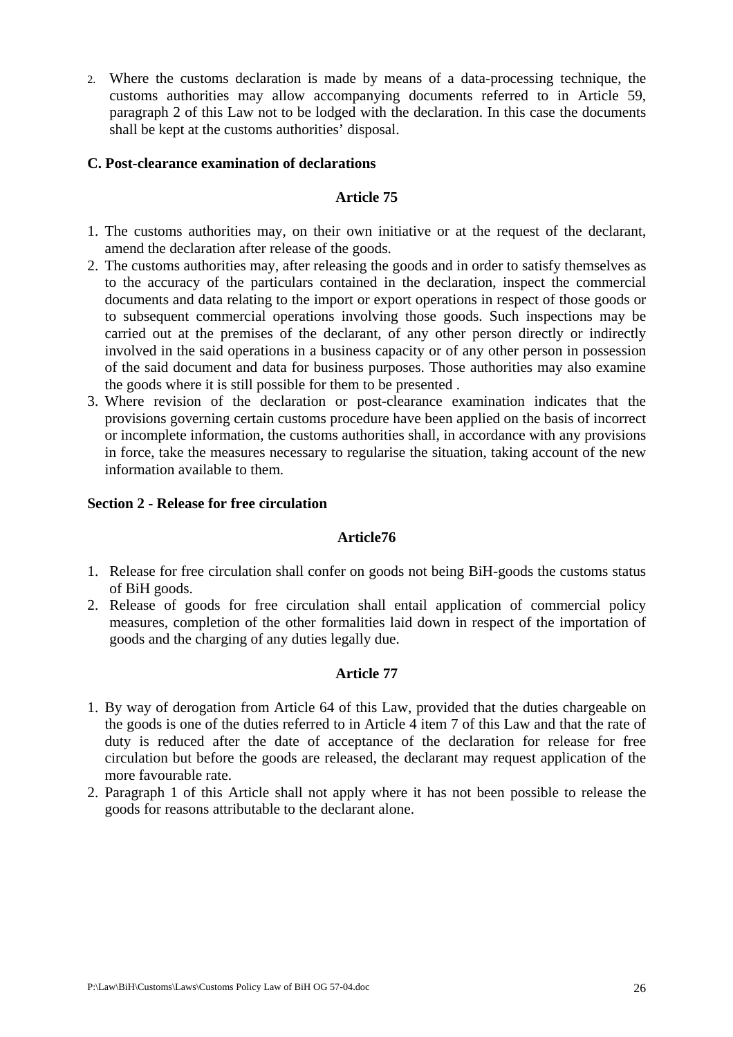2. Where the customs declaration is made by means of a data-processing technique, the customs authorities may allow accompanying documents referred to in Article 59, paragraph 2 of this Law not to be lodged with the declaration. In this case the documents shall be kept at the customs authorities' disposal.

**C. Post-clearance examination of declarations**

**Article 75**

1. The customs authorities may, on their own initiative or at the request of the declarant, amend the declaration after release of the goods.
2. The customs authorities may, after releasing the goods and in order to satisfy themselves as to the accuracy of the particulars contained in the declaration, inspect the commercial documents and data relating to the import or export operations in respect of those goods or to subsequent commercial operations involving those goods. Such inspections may be carried out at the premises of the declarant, of any other person directly or indirectly involved in the said operations in a business capacity or of any other person in possession of the said document and data for business purposes. Those authorities may also examine the goods where it is still possible for them to be presented .
3. Where revision of the declaration or post-clearance examination indicates that the provisions governing certain customs procedure have been applied on the basis of incorrect or incomplete information, the customs authorities shall, in accordance with any provisions in force, take the measures necessary to regularise the situation, taking account of the new information available to them.

**Section 2 - Release for free circulation**

**Article76**

1. Release for free circulation shall confer on goods not being BiH-goods the customs status of BiH goods.
2. Release of goods for free circulation shall entail application of commercial policy measures, completion of the other formalities laid down in respect of the importation of goods and the charging of any duties legally due.

**Article 77**

1. By way of derogation from Article 64 of this Law, provided that the duties chargeable on the goods is one of the duties referred to in Article 4 item 7 of this Law and that the rate of duty is reduced after the date of acceptance of the declaration for release for free circulation but before the goods are released, the declarant may request application of the more favourable rate.
2. Paragraph 1 of this Article shall not apply where it has not been possible to release the goods for reasons attributable to the declarant alone.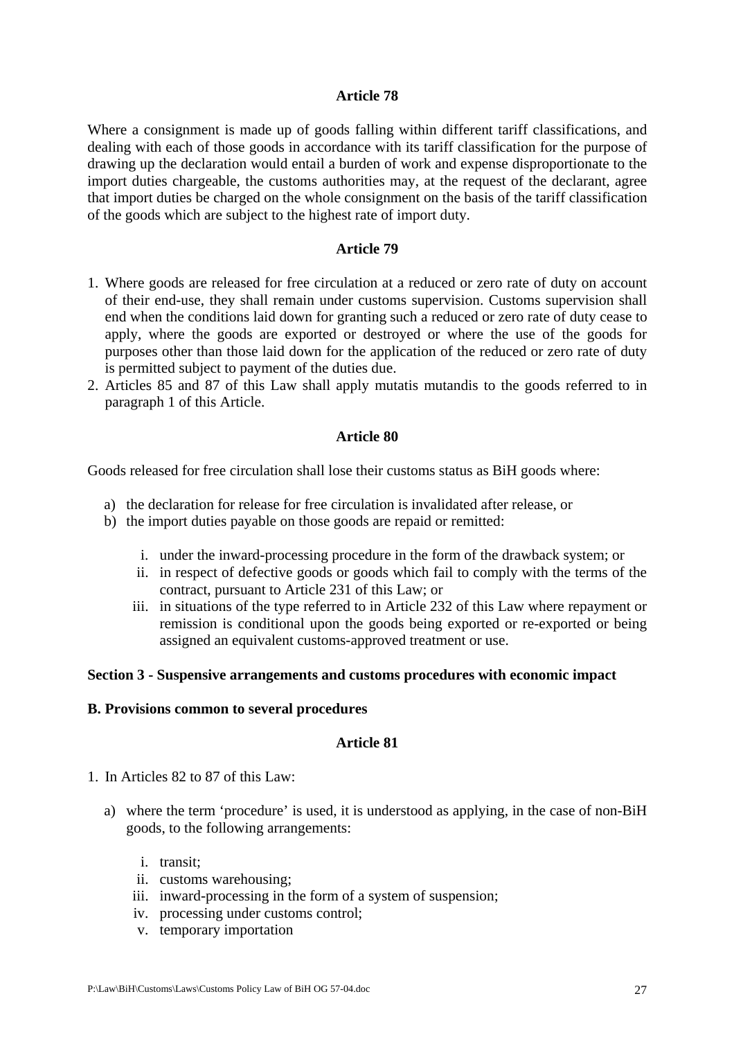### Article 78

Where a consignment is made up of goods falling within different tariff classifications, and dealing with each of those goods in accordance with its tariff classification for the purpose of drawing up the declaration would entail a burden of work and expense disproportionate to the import duties chargeable, the customs authorities may, at the request of the declarant, agree that import duties be charged on the whole consignment on the basis of the tariff classification of the goods which are subject to the highest rate of import duty.

### Article 79

1. Where goods are released for free circulation at a reduced or zero rate of duty on account of their end-use, they shall remain under customs supervision. Customs supervision shall end when the conditions laid down for granting such a reduced or zero rate of duty cease to apply, where the goods are exported or destroyed or where the use of the goods for purposes other than those laid down for the application of the reduced or zero rate of duty is permitted subject to payment of the duties due.
2. Articles 85 and 87 of this Law shall apply mutatis mutandis to the goods referred to in paragraph 1 of this Article.

### Article 80

Goods released for free circulation shall lose their customs status as BiH goods where:

a) the declaration for release for free circulation is invalidated after release, or
b) the import duties payable on those goods are repaid or remitted:

   i. under the inward-processing procedure in the form of the drawback system; or
   ii. in respect of defective goods or goods which fail to comply with the terms of the contract, pursuant to Article 231 of this Law; or
   iii. in situations of the type referred to in Article 232 of this Law where repayment or remission is conditional upon the goods being exported or re-exported or being assigned an equivalent customs-approved treatment or use.

**Section 3 - Suspensive arrangements and customs procedures with economic impact**

**B. Provisions common to several procedures**

### Article 81

1. In Articles 82 to 87 of this Law:

   a) where the term ‘procedure’ is used, it is understood as applying, in the case of non-BiH goods, to the following arrangements:

      i. transit;
      ii. customs warehousing;
      iii. inward-processing in the form of a system of suspension;
      iv. processing under customs control;
      v. temporary importation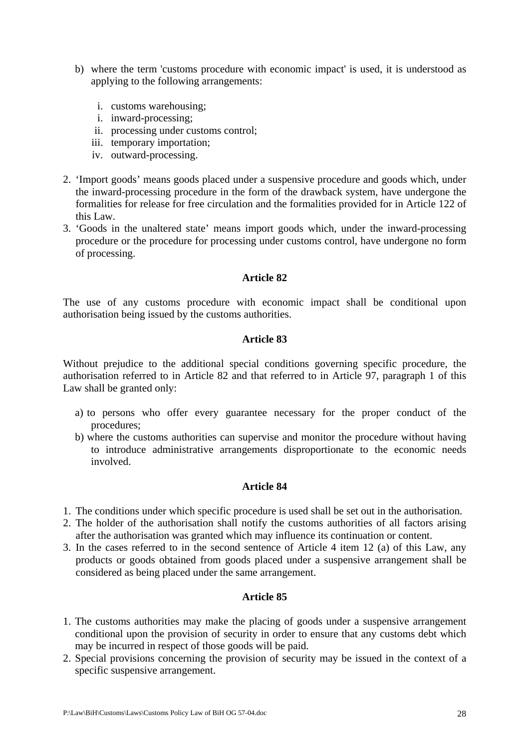b) where the term 'customs procedure with economic impact' is used, it is understood as applying to the following arrangements:

   i. customs warehousing;
   i. inward-processing;
   ii. processing under customs control;
   iii. temporary importation;
   iv. outward-processing.

2. 'Import goods' means goods placed under a suspensive procedure and goods which, under the inward-processing procedure in the form of the drawback system, have undergone the formalities for release for free circulation and the formalities provided for in Article 122 of this Law.
3. 'Goods in the unaltered state' means import goods which, under the inward-processing procedure or the procedure for processing under customs control, have undergone no form of processing.

**Article 82**

The use of any customs procedure with economic impact shall be conditional upon authorisation being issued by the customs authorities.

**Article 83**

Without prejudice to the additional special conditions governing specific procedure, the authorisation referred to in Article 82 and that referred to in Article 97, paragraph 1 of this Law shall be granted only:

a) to persons who offer every guarantee necessary for the proper conduct of the procedures;
b) where the customs authorities can supervise and monitor the procedure without having to introduce administrative arrangements disproportionate to the economic needs involved.

**Article 84**

1. The conditions under which specific procedure is used shall be set out in the authorisation.
2. The holder of the authorisation shall notify the customs authorities of all factors arising after the authorisation was granted which may influence its continuation or content.
3. In the cases referred to in the second sentence of Article 4 item 12 (a) of this Law, any products or goods obtained from goods placed under a suspensive arrangement shall be considered as being placed under the same arrangement.

**Article 85**

1. The customs authorities may make the placing of goods under a suspensive arrangement conditional upon the provision of security in order to ensure that any customs debt which may be incurred in respect of those goods will be paid.
2. Special provisions concerning the provision of security may be issued in the context of a specific suspensive arrangement.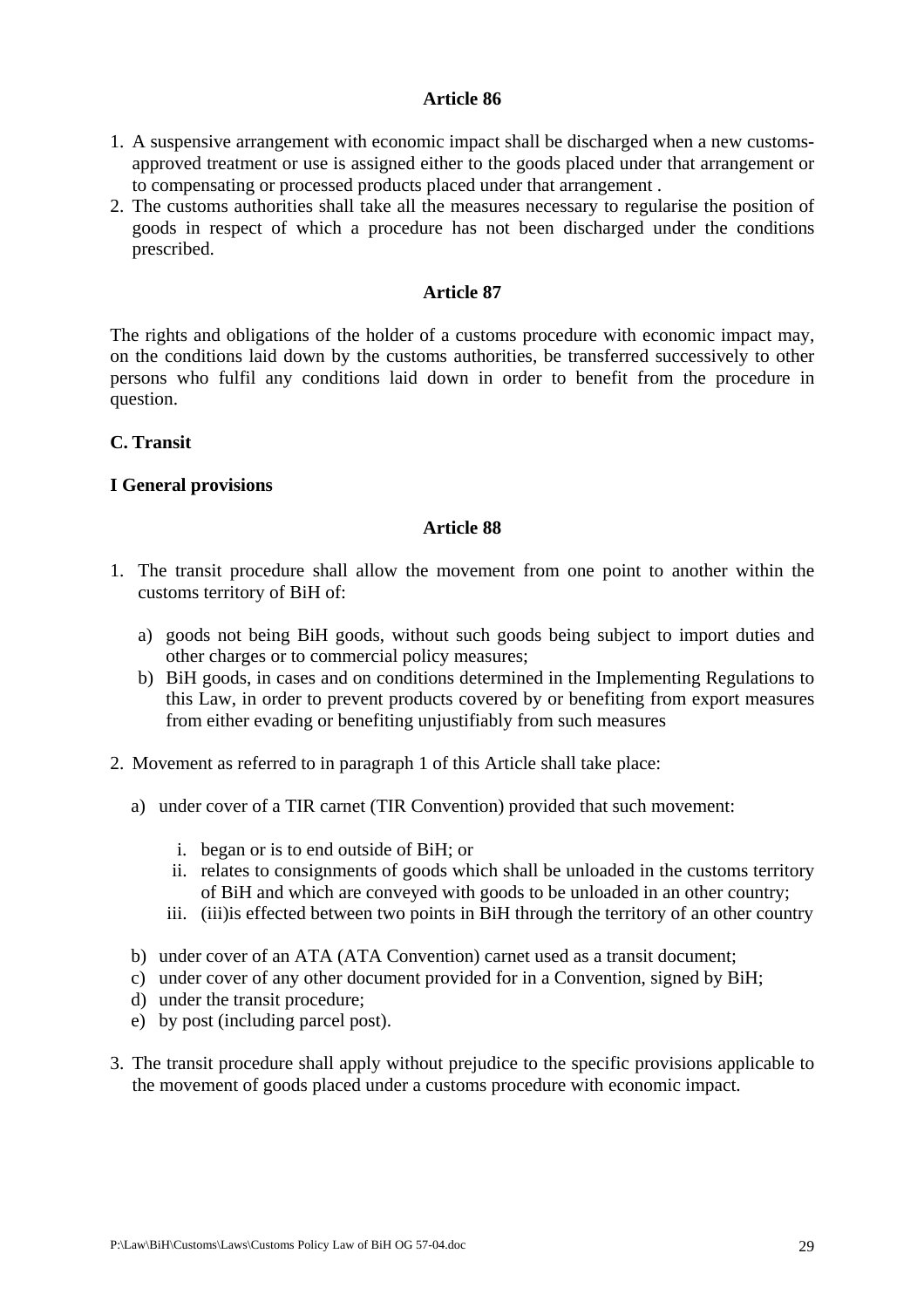### Article 86

1. A suspensive arrangement with economic impact shall be discharged when a new customs-approved treatment or use is assigned either to the goods placed under that arrangement or to compensating or processed products placed under that arrangement .
2. The customs authorities shall take all the measures necessary to regularise the position of goods in respect of which a procedure has not been discharged under the conditions prescribed.

### Article 87

The rights and obligations of the holder of a customs procedure with economic impact may, on the conditions laid down by the customs authorities, be transferred successively to other persons who fulfil any conditions laid down in order to benefit from the procedure in question.

**C. Transit**

**I General provisions**

### Article 88

1. The transit procedure shall allow the movement from one point to another within the customs territory of BiH of:

    a) goods not being BiH goods, without such goods being subject to import duties and other charges or to commercial policy measures;
    b) BiH goods, in cases and on conditions determined in the Implementing Regulations to this Law, in order to prevent products covered by or benefiting from export measures from either evading or benefiting unjustifiably from such measures

2. Movement as referred to in paragraph 1 of this Article shall take place:

    a) under cover of a TIR carnet (TIR Convention) provided that such movement:

        i. began or is to end outside of BiH; or
        ii. relates to consignments of goods which shall be unloaded in the customs territory of BiH and which are conveyed with goods to be unloaded in an other country;
        iii. (iii)is effected between two points in BiH through the territory of an other country

    b) under cover of an ATA (ATA Convention) carnet used as a transit document;
    c) under cover of any other document provided for in a Convention, signed by BiH;
    d) under the transit procedure;
    e) by post (including parcel post).

3. The transit procedure shall apply without prejudice to the specific provisions applicable to the movement of goods placed under a customs procedure with economic impact.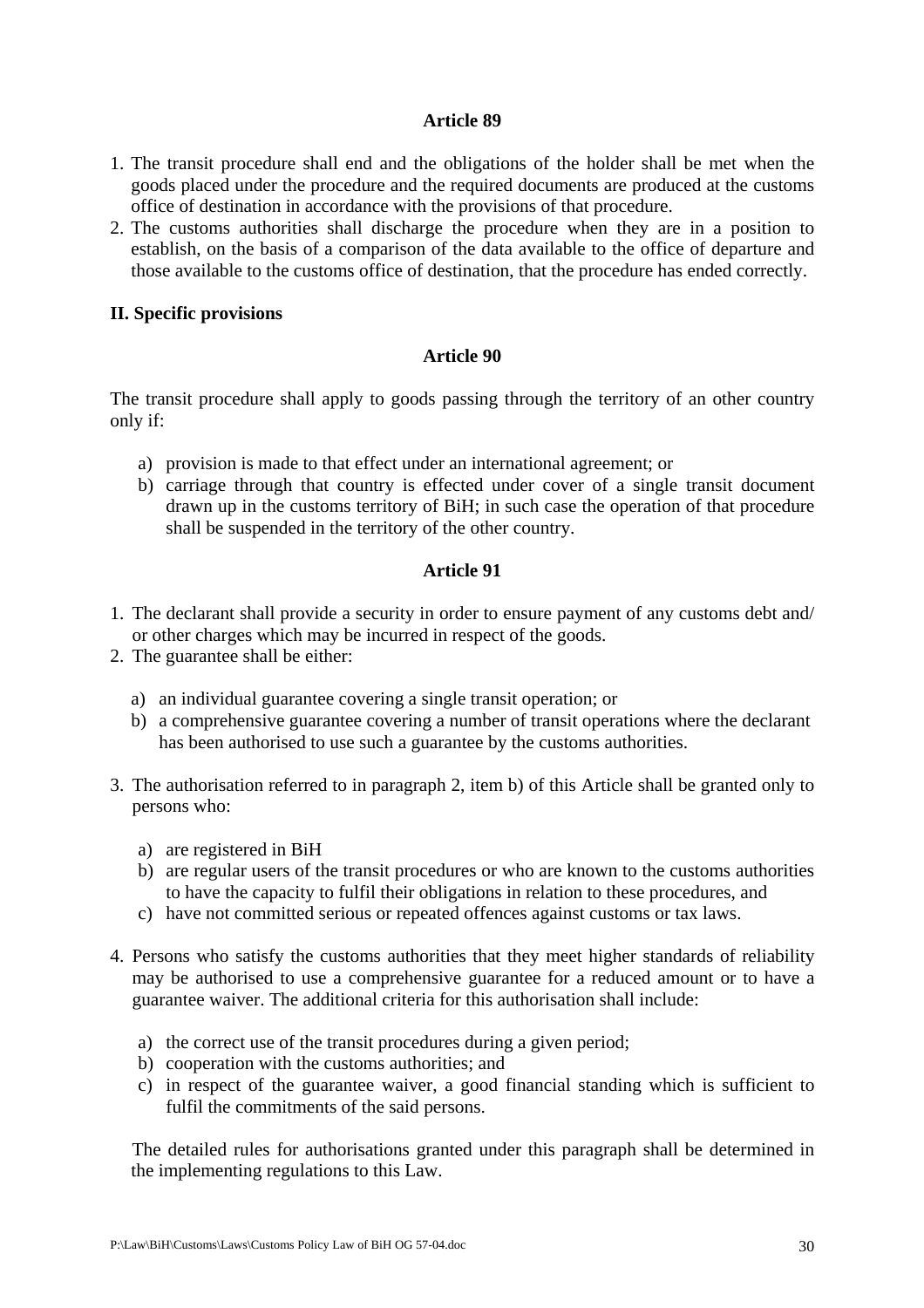**Article 89**

1. The transit procedure shall end and the obligations of the holder shall be met when the goods placed under the procedure and the required documents are produced at the customs office of destination in accordance with the provisions of that procedure.
2. The customs authorities shall discharge the procedure when they are in a position to establish, on the basis of a comparison of the data available to the office of departure and those available to the customs office of destination, that the procedure has ended correctly.

**II. Specific provisions**

**Article 90**

The transit procedure shall apply to goods passing through the territory of an other country only if:

a) provision is made to that effect under an international agreement; or
b) carriage through that country is effected under cover of a single transit document drawn up in the customs territory of BiH; in such case the operation of that procedure shall be suspended in the territory of the other country.

**Article 91**

1. The declarant shall provide a security in order to ensure payment of any customs debt and/ or other charges which may be incurred in respect of the goods.
2. The guarantee shall be either:

   a) an individual guarantee covering a single transit operation; or
   b) a comprehensive guarantee covering a number of transit operations where the declarant has been authorised to use such a guarantee by the customs authorities.

3. The authorisation referred to in paragraph 2, item b) of this Article shall be granted only to persons who:

   a) are registered in BiH
   b) are regular users of the transit procedures or who are known to the customs authorities to have the capacity to fulfil their obligations in relation to these procedures, and
   c) have not committed serious or repeated offences against customs or tax laws.

4. Persons who satisfy the customs authorities that they meet higher standards of reliability may be authorised to use a comprehensive guarantee for a reduced amount or to have a guarantee waiver. The additional criteria for this authorisation shall include:

   a) the correct use of the transit procedures during a given period;
   b) cooperation with the customs authorities; and
   c) in respect of the guarantee waiver, a good financial standing which is sufficient to fulfil the commitments of the said persons.

   The detailed rules for authorisations granted under this paragraph shall be determined in the implementing regulations to this Law.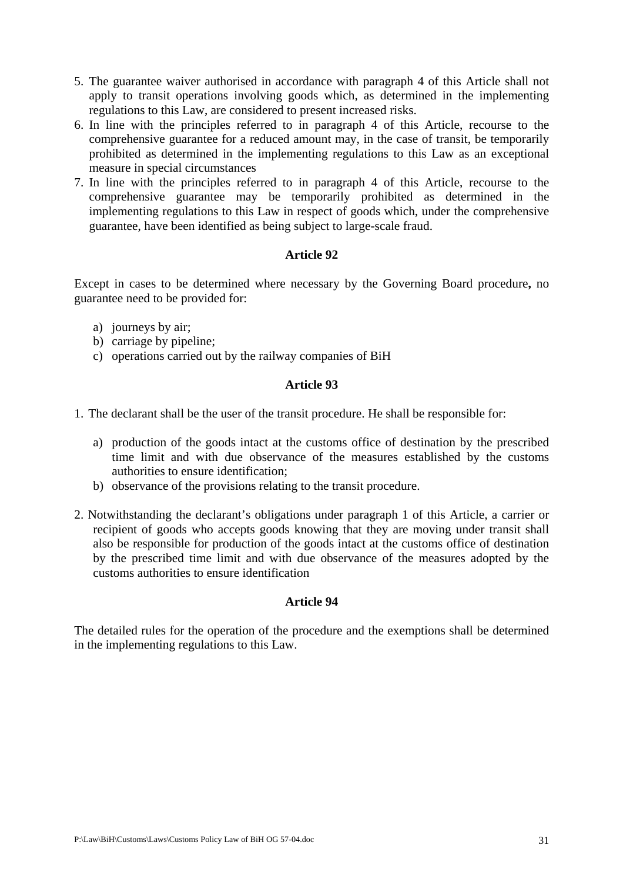5. The guarantee waiver authorised in accordance with paragraph 4 of this Article shall not apply to transit operations involving goods which, as determined in the implementing regulations to this Law, are considered to present increased risks.
6. In line with the principles referred to in paragraph 4 of this Article, recourse to the comprehensive guarantee for a reduced amount may, in the case of transit, be temporarily prohibited as determined in the implementing regulations to this Law as an exceptional measure in special circumstances
7. In line with the principles referred to in paragraph 4 of this Article, recourse to the comprehensive guarantee may be temporarily prohibited as determined in the implementing regulations to this Law in respect of goods which, under the comprehensive guarantee, have been identified as being subject to large-scale fraud.

**Article 92**

Except in cases to be determined where necessary by the Governing Board procedure**,** no guarantee need to be provided for:

a) journeys by air;
b) carriage by pipeline;
c) operations carried out by the railway companies of BiH

**Article 93**

1. The declarant shall be the user of the transit procedure. He shall be responsible for:

   a) production of the goods intact at the customs office of destination by the prescribed time limit and with due observance of the measures established by the customs authorities to ensure identification;
   b) observance of the provisions relating to the transit procedure.

2. Notwithstanding the declarant's obligations under paragraph 1 of this Article, a carrier or recipient of goods who accepts goods knowing that they are moving under transit shall also be responsible for production of the goods intact at the customs office of destination by the prescribed time limit and with due observance of the measures adopted by the customs authorities to ensure identification

**Article 94**

The detailed rules for the operation of the procedure and the exemptions shall be determined in the implementing regulations to this Law.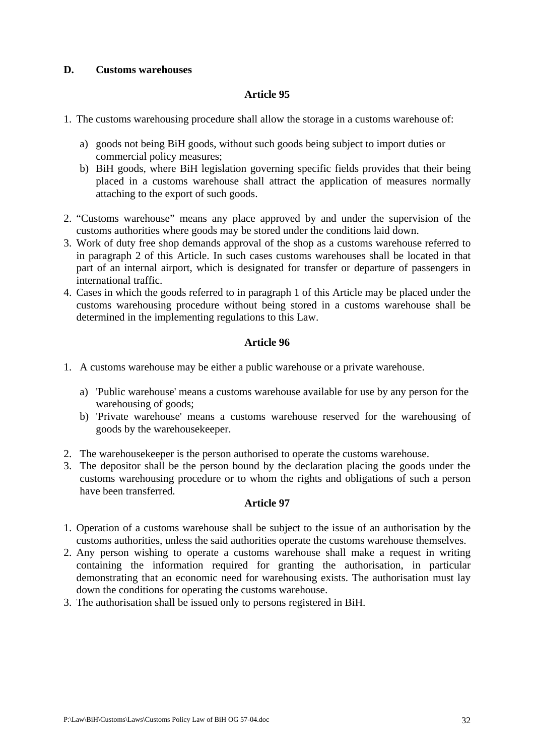## D. Customs warehouses

### Article 95

1. The customs warehousing procedure shall allow the storage in a customs warehouse of:

   a) goods not being BiH goods, without such goods being subject to import duties or commercial policy measures;
   b) BiH goods, where BiH legislation governing specific fields provides that their being placed in a customs warehouse shall attract the application of measures normally attaching to the export of such goods.

2. "Customs warehouse" means any place approved by and under the supervision of the customs authorities where goods may be stored under the conditions laid down.
3. Work of duty free shop demands approval of the shop as a customs warehouse referred to in paragraph 2 of this Article. In such cases customs warehouses shall be located in that part of an internal airport, which is designated for transfer or departure of passengers in international traffic.
4. Cases in which the goods referred to in paragraph 1 of this Article may be placed under the customs warehousing procedure without being stored in a customs warehouse shall be determined in the implementing regulations to this Law.

### Article 96

1. A customs warehouse may be either a public warehouse or a private warehouse.

   a) 'Public warehouse' means a customs warehouse available for use by any person for the warehousing of goods;
   b) 'Private warehouse' means a customs warehouse reserved for the warehousing of goods by the warehousekeeper.

2. The warehousekeeper is the person authorised to operate the customs warehouse.
3. The depositor shall be the person bound by the declaration placing the goods under the customs warehousing procedure or to whom the rights and obligations of such a person have been transferred.

### Article 97

1. Operation of a customs warehouse shall be subject to the issue of an authorisation by the customs authorities, unless the said authorities operate the customs warehouse themselves.
2. Any person wishing to operate a customs warehouse shall make a request in writing containing the information required for granting the authorisation, in particular demonstrating that an economic need for warehousing exists. The authorisation must lay down the conditions for operating the customs warehouse.
3. The authorisation shall be issued only to persons registered in BiH.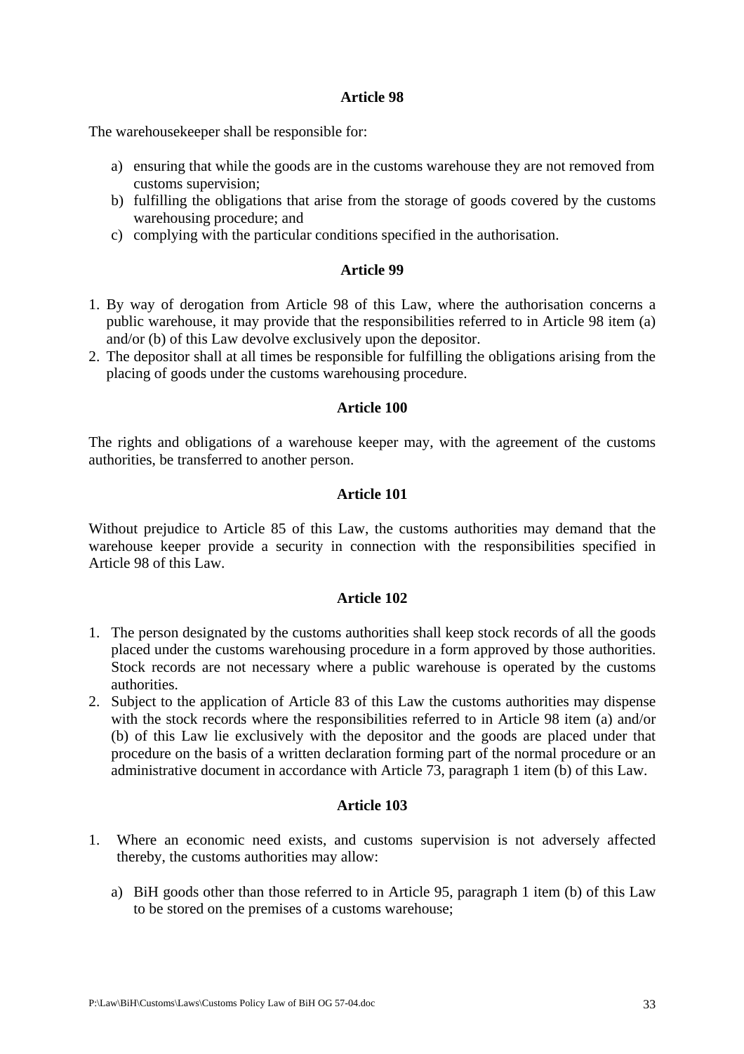**Article 98**

The warehousekeeper shall be responsible for:

a) ensuring that while the goods are in the customs warehouse they are not removed from customs supervision;
b) fulfilling the obligations that arise from the storage of goods covered by the customs warehousing procedure; and
c) complying with the particular conditions specified in the authorisation.

**Article 99**

1. By way of derogation from Article 98 of this Law, where the authorisation concerns a public warehouse, it may provide that the responsibilities referred to in Article 98 item (a) and/or (b) of this Law devolve exclusively upon the depositor.
2. The depositor shall at all times be responsible for fulfilling the obligations arising from the placing of goods under the customs warehousing procedure.

**Article 100**

The rights and obligations of a warehouse keeper may, with the agreement of the customs authorities, be transferred to another person.

**Article 101**

Without prejudice to Article 85 of this Law, the customs authorities may demand that the warehouse keeper provide a security in connection with the responsibilities specified in Article 98 of this Law.

**Article 102**

1. The person designated by the customs authorities shall keep stock records of all the goods placed under the customs warehousing procedure in a form approved by those authorities. Stock records are not necessary where a public warehouse is operated by the customs authorities.
2. Subject to the application of Article 83 of this Law the customs authorities may dispense with the stock records where the responsibilities referred to in Article 98 item (a) and/or (b) of this Law lie exclusively with the depositor and the goods are placed under that procedure on the basis of a written declaration forming part of the normal procedure or an administrative document in accordance with Article 73, paragraph 1 item (b) of this Law.

**Article 103**

1. Where an economic need exists, and customs supervision is not adversely affected thereby, the customs authorities may allow:

   a) BiH goods other than those referred to in Article 95, paragraph 1 item (b) of this Law to be stored on the premises of a customs warehouse;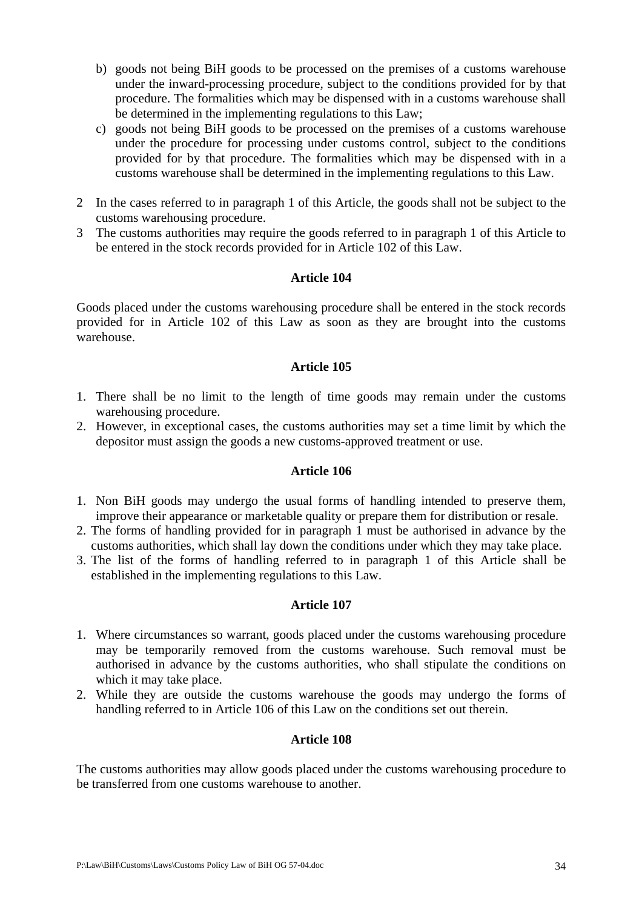b) goods not being BiH goods to be processed on the premises of a customs warehouse under the inward-processing procedure, subject to the conditions provided for by that procedure. The formalities which may be dispensed with in a customs warehouse shall be determined in the implementing regulations to this Law;
c) goods not being BiH goods to be processed on the premises of a customs warehouse under the procedure for processing under customs control, subject to the conditions provided for by that procedure. The formalities which may be dispensed with in a customs warehouse shall be determined in the implementing regulations to this Law.

2 In the cases referred to in paragraph 1 of this Article, the goods shall not be subject to the customs warehousing procedure.
3 The customs authorities may require the goods referred to in paragraph 1 of this Article to be entered in the stock records provided for in Article 102 of this Law.

**Article 104**

Goods placed under the customs warehousing procedure shall be entered in the stock records provided for in Article 102 of this Law as soon as they are brought into the customs warehouse.

**Article 105**

1. There shall be no limit to the length of time goods may remain under the customs warehousing procedure.
2. However, in exceptional cases, the customs authorities may set a time limit by which the depositor must assign the goods a new customs-approved treatment or use.

**Article 106**

1. Non BiH goods may undergo the usual forms of handling intended to preserve them, improve their appearance or marketable quality or prepare them for distribution or resale.
2. The forms of handling provided for in paragraph 1 must be authorised in advance by the customs authorities, which shall lay down the conditions under which they may take place.
3. The list of the forms of handling referred to in paragraph 1 of this Article shall be established in the implementing regulations to this Law.

**Article 107**

1. Where circumstances so warrant, goods placed under the customs warehousing procedure may be temporarily removed from the customs warehouse. Such removal must be authorised in advance by the customs authorities, who shall stipulate the conditions on which it may take place.
2. While they are outside the customs warehouse the goods may undergo the forms of handling referred to in Article 106 of this Law on the conditions set out therein.

**Article 108**

The customs authorities may allow goods placed under the customs warehousing procedure to be transferred from one customs warehouse to another.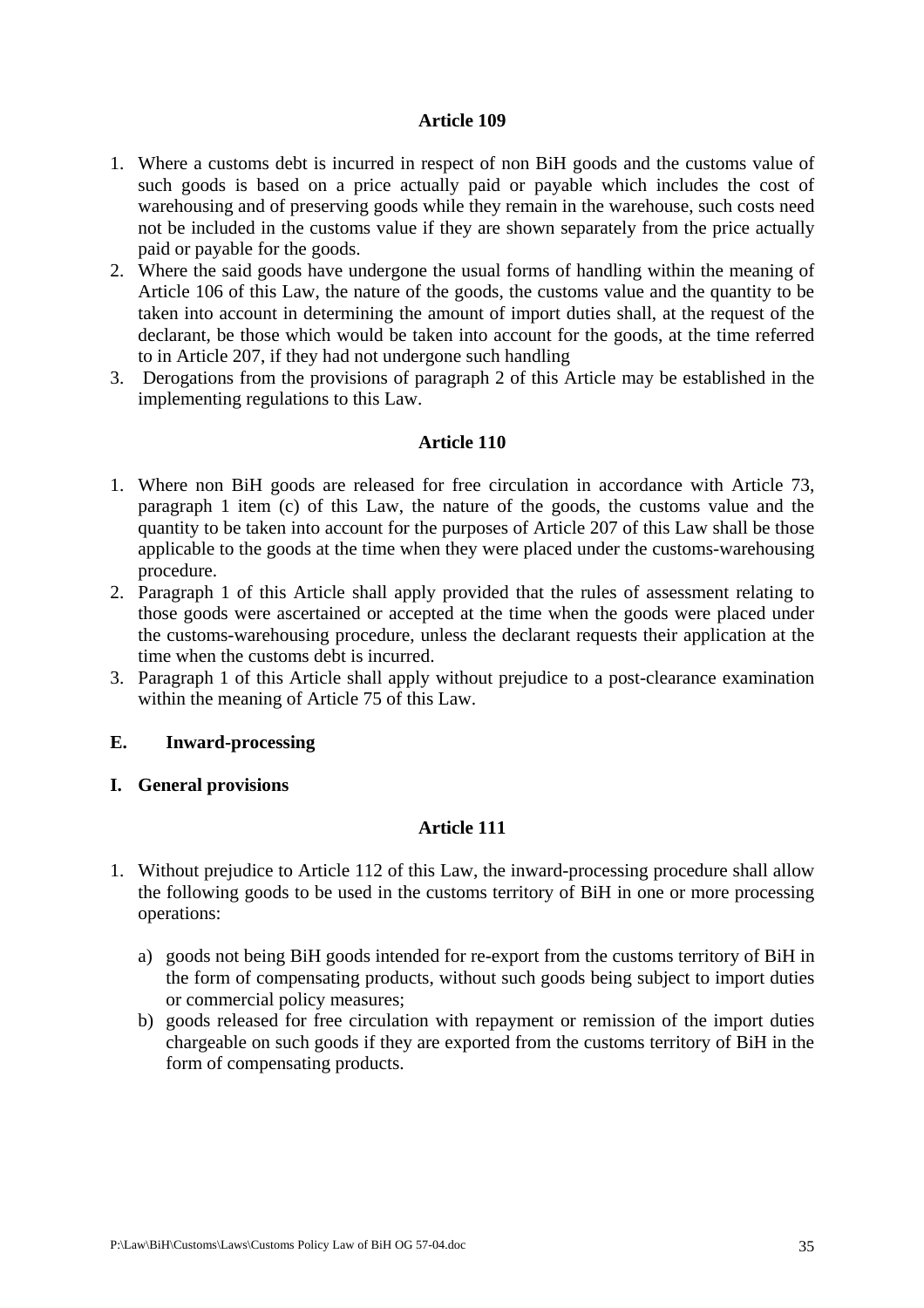### Article 109

1. Where a customs debt is incurred in respect of non BiH goods and the customs value of such goods is based on a price actually paid or payable which includes the cost of warehousing and of preserving goods while they remain in the warehouse, such costs need not be included in the customs value if they are shown separately from the price actually paid or payable for the goods.
2. Where the said goods have undergone the usual forms of handling within the meaning of Article 106 of this Law, the nature of the goods, the customs value and the quantity to be taken into account in determining the amount of import duties shall, at the request of the declarant, be those which would be taken into account for the goods, at the time referred to in Article 207, if they had not undergone such handling
3. Derogations from the provisions of paragraph 2 of this Article may be established in the implementing regulations to this Law.

### Article 110

1. Where non BiH goods are released for free circulation in accordance with Article 73, paragraph 1 item (c) of this Law, the nature of the goods, the customs value and the quantity to be taken into account for the purposes of Article 207 of this Law shall be those applicable to the goods at the time when they were placed under the customs-warehousing procedure.
2. Paragraph 1 of this Article shall apply provided that the rules of assessment relating to those goods were ascertained or accepted at the time when the goods were placed under the customs-warehousing procedure, unless the declarant requests their application at the time when the customs debt is incurred.
3. Paragraph 1 of this Article shall apply without prejudice to a post-clearance examination within the meaning of Article 75 of this Law.

## E. Inward-processing

## I. General provisions

### Article 111

1. Without prejudice to Article 112 of this Law, the inward-processing procedure shall allow the following goods to be used in the customs territory of BiH in one or more processing operations:

   a) goods not being BiH goods intended for re-export from the customs territory of BiH in the form of compensating products, without such goods being subject to import duties or commercial policy measures;
   b) goods released for free circulation with repayment or remission of the import duties chargeable on such goods if they are exported from the customs territory of BiH in the form of compensating products.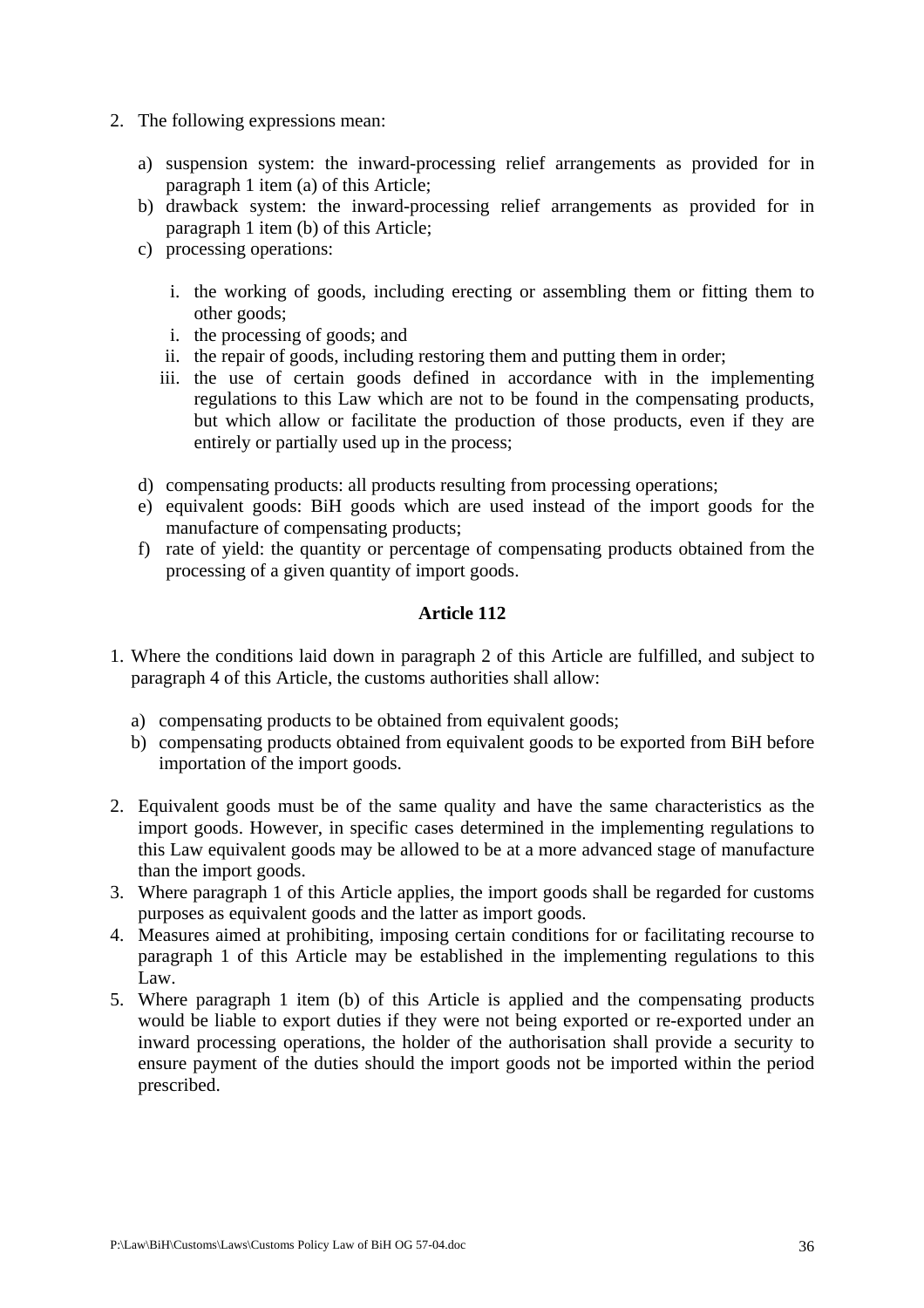2. The following expressions mean:

   a) suspension system: the inward-processing relief arrangements as provided for in paragraph 1 item (a) of this Article;
   b) drawback system: the inward-processing relief arrangements as provided for in paragraph 1 item (b) of this Article;
   c) processing operations:

      i. the working of goods, including erecting or assembling them or fitting them to other goods;
      i. the processing of goods; and
      ii. the repair of goods, including restoring them and putting them in order;
      iii. the use of certain goods defined in accordance with in the implementing regulations to this Law which are not to be found in the compensating products, but which allow or facilitate the production of those products, even if they are entirely or partially used up in the process;

   d) compensating products: all products resulting from processing operations;
   e) equivalent goods: BiH goods which are used instead of the import goods for the manufacture of compensating products;
   f) rate of yield: the quantity or percentage of compensating products obtained from the processing of a given quantity of import goods.

### Article 112

1. Where the conditions laid down in paragraph 2 of this Article are fulfilled, and subject to paragraph 4 of this Article, the customs authorities shall allow:

   a) compensating products to be obtained from equivalent goods;
   b) compensating products obtained from equivalent goods to be exported from BiH before importation of the import goods.

2. Equivalent goods must be of the same quality and have the same characteristics as the import goods. However, in specific cases determined in the implementing regulations to this Law equivalent goods may be allowed to be at a more advanced stage of manufacture than the import goods.
3. Where paragraph 1 of this Article applies, the import goods shall be regarded for customs purposes as equivalent goods and the latter as import goods.
4. Measures aimed at prohibiting, imposing certain conditions for or facilitating recourse to paragraph 1 of this Article may be established in the implementing regulations to this Law.
5. Where paragraph 1 item (b) of this Article is applied and the compensating products would be liable to export duties if they were not being exported or re-exported under an inward processing operations, the holder of the authorisation shall provide a security to ensure payment of the duties should the import goods not be imported within the period prescribed.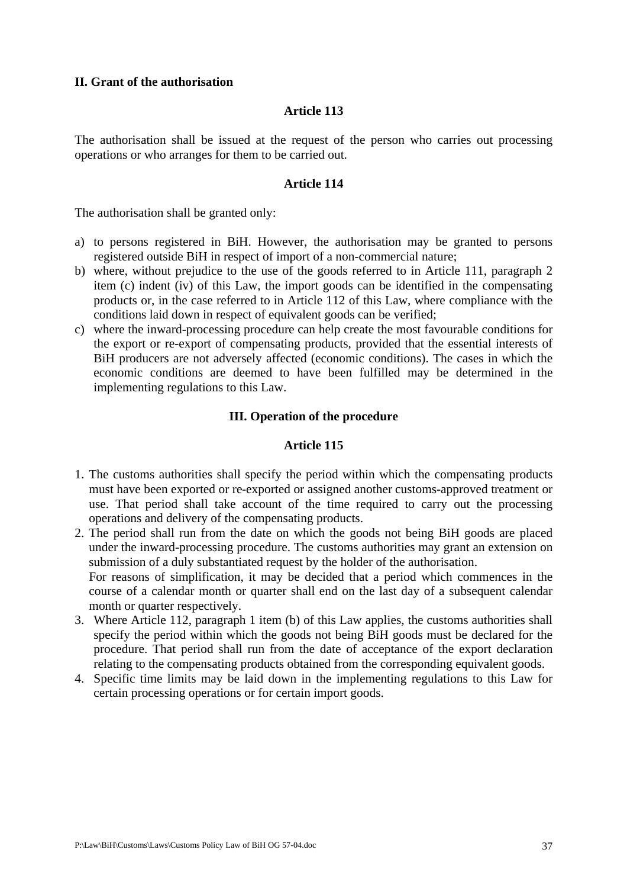**II. Grant of the authorisation**

**Article 113**

The authorisation shall be issued at the request of the person who carries out processing operations or who arranges for them to be carried out.

**Article 114**

The authorisation shall be granted only:

a) to persons registered in BiH. However, the authorisation may be granted to persons registered outside BiH in respect of import of a non-commercial nature;
b) where, without prejudice to the use of the goods referred to in Article 111, paragraph 2 item (c) indent (iv) of this Law, the import goods can be identified in the compensating products or, in the case referred to in Article 112 of this Law, where compliance with the conditions laid down in respect of equivalent goods can be verified;
c) where the inward-processing procedure can help create the most favourable conditions for the export or re-export of compensating products, provided that the essential interests of BiH producers are not adversely affected (economic conditions). The cases in which the economic conditions are deemed to have been fulfilled may be determined in the implementing regulations to this Law.

**III. Operation of the procedure**

**Article 115**

1. The customs authorities shall specify the period within which the compensating products must have been exported or re-exported or assigned another customs-approved treatment or use. That period shall take account of the time required to carry out the processing operations and delivery of the compensating products.
2. The period shall run from the date on which the goods not being BiH goods are placed under the inward-processing procedure. The customs authorities may grant an extension on submission of a duly substantiated request by the holder of the authorisation.
   For reasons of simplification, it may be decided that a period which commences in the course of a calendar month or quarter shall end on the last day of a subsequent calendar month or quarter respectively.
3. Where Article 112, paragraph 1 item (b) of this Law applies, the customs authorities shall specify the period within which the goods not being BiH goods must be declared for the procedure. That period shall run from the date of acceptance of the export declaration relating to the compensating products obtained from the corresponding equivalent goods.
4. Specific time limits may be laid down in the implementing regulations to this Law for certain processing operations or for certain import goods.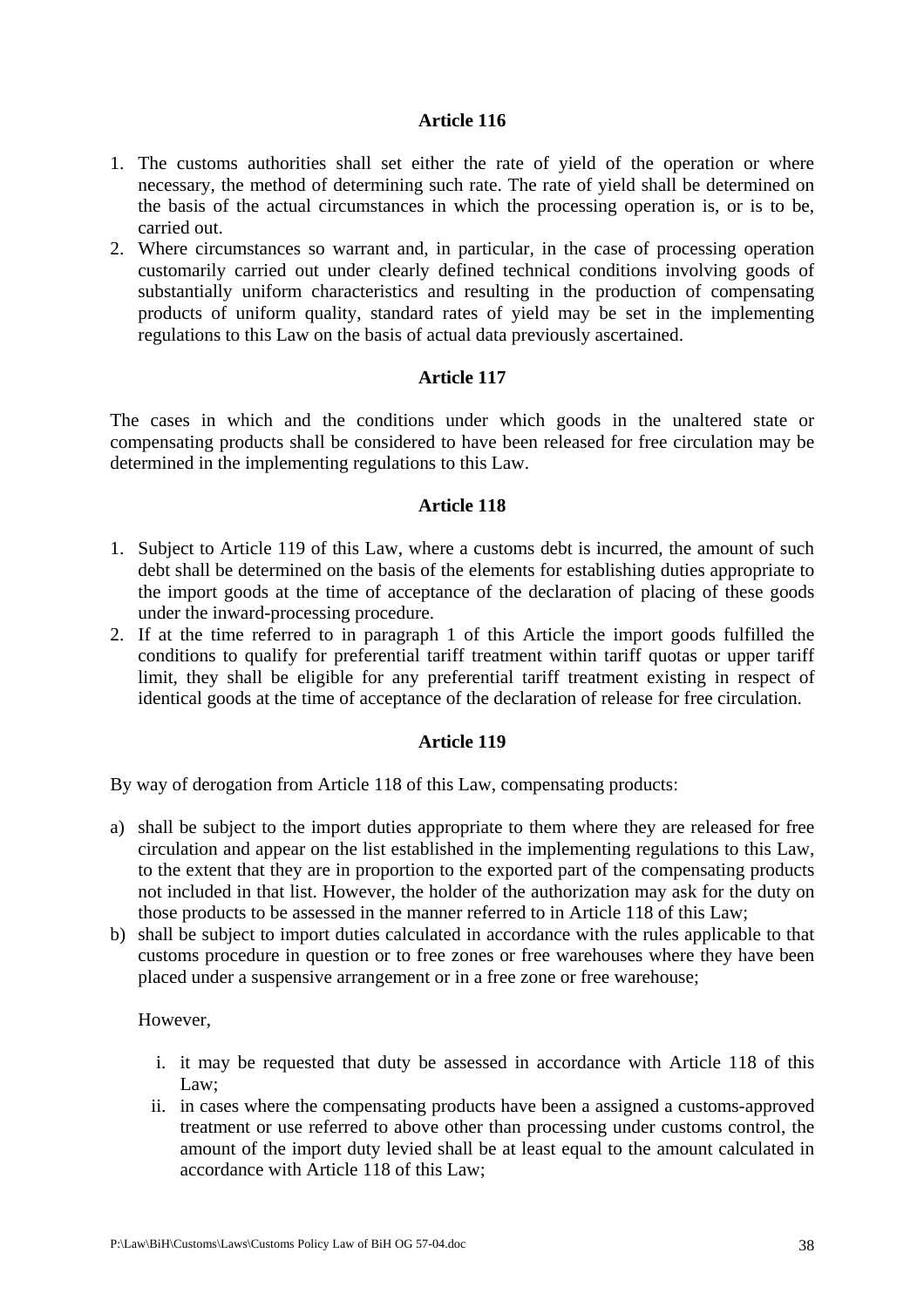### Article 116

1. The customs authorities shall set either the rate of yield of the operation or where necessary, the method of determining such rate. The rate of yield shall be determined on the basis of the actual circumstances in which the processing operation is, or is to be, carried out.
2. Where circumstances so warrant and, in particular, in the case of processing operation customarily carried out under clearly defined technical conditions involving goods of substantially uniform characteristics and resulting in the production of compensating products of uniform quality, standard rates of yield may be set in the implementing regulations to this Law on the basis of actual data previously ascertained.

### Article 117

The cases in which and the conditions under which goods in the unaltered state or compensating products shall be considered to have been released for free circulation may be determined in the implementing regulations to this Law.

### Article 118

1. Subject to Article 119 of this Law, where a customs debt is incurred, the amount of such debt shall be determined on the basis of the elements for establishing duties appropriate to the import goods at the time of acceptance of the declaration of placing of these goods under the inward-processing procedure.
2. If at the time referred to in paragraph 1 of this Article the import goods fulfilled the conditions to qualify for preferential tariff treatment within tariff quotas or upper tariff limit, they shall be eligible for any preferential tariff treatment existing in respect of identical goods at the time of acceptance of the declaration of release for free circulation.

### Article 119

By way of derogation from Article 118 of this Law, compensating products:

a) shall be subject to the import duties appropriate to them where they are released for free circulation and appear on the list established in the implementing regulations to this Law, to the extent that they are in proportion to the exported part of the compensating products not included in that list. However, the holder of the authorization may ask for the duty on those products to be assessed in the manner referred to in Article 118 of this Law;
b) shall be subject to import duties calculated in accordance with the rules applicable to that customs procedure in question or to free zones or free warehouses where they have been placed under a suspensive arrangement or in a free zone or free warehouse;

However,

i. it may be requested that duty be assessed in accordance with Article 118 of this Law;
ii. in cases where the compensating products have been a assigned a customs-approved treatment or use referred to above other than processing under customs control, the amount of the import duty levied shall be at least equal to the amount calculated in accordance with Article 118 of this Law;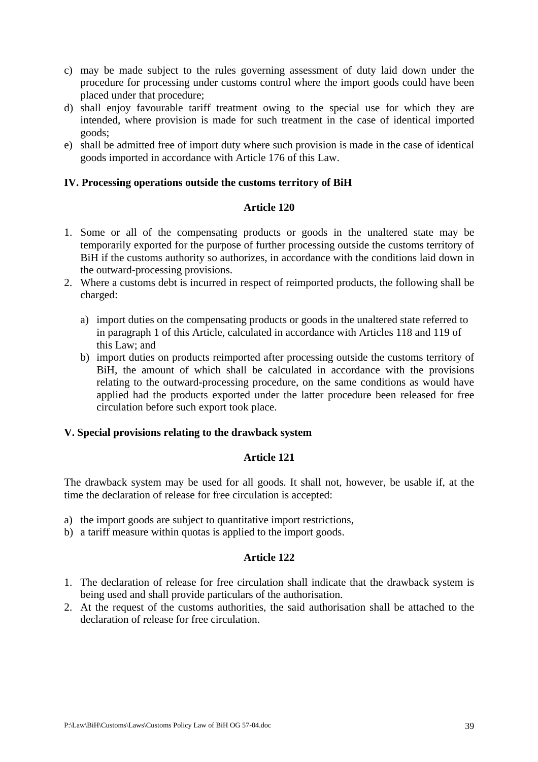c) may be made subject to the rules governing assessment of duty laid down under the procedure for processing under customs control where the import goods could have been placed under that procedure;
d) shall enjoy favourable tariff treatment owing to the special use for which they are intended, where provision is made for such treatment in the case of identical imported goods;
e) shall be admitted free of import duty where such provision is made in the case of identical goods imported in accordance with Article 176 of this Law.

**IV. Processing operations outside the customs territory of BiH**

**Article 120**

1. Some or all of the compensating products or goods in the unaltered state may be temporarily exported for the purpose of further processing outside the customs territory of BiH if the customs authority so authorizes, in accordance with the conditions laid down in the outward-processing provisions.
2. Where a customs debt is incurred in respect of reimported products, the following shall be charged:

   a) import duties on the compensating products or goods in the unaltered state referred to in paragraph 1 of this Article, calculated in accordance with Articles 118 and 119 of this Law; and
   b) import duties on products reimported after processing outside the customs territory of BiH, the amount of which shall be calculated in accordance with the provisions relating to the outward-processing procedure, on the same conditions as would have applied had the products exported under the latter procedure been released for free circulation before such export took place.

**V. Special provisions relating to the drawback system**

**Article 121**

The drawback system may be used for all goods. It shall not, however, be usable if, at the time the declaration of release for free circulation is accepted:

a) the import goods are subject to quantitative import restrictions,
b) a tariff measure within quotas is applied to the import goods.

**Article 122**

1. The declaration of release for free circulation shall indicate that the drawback system is being used and shall provide particulars of the authorisation.
2. At the request of the customs authorities, the said authorisation shall be attached to the declaration of release for free circulation.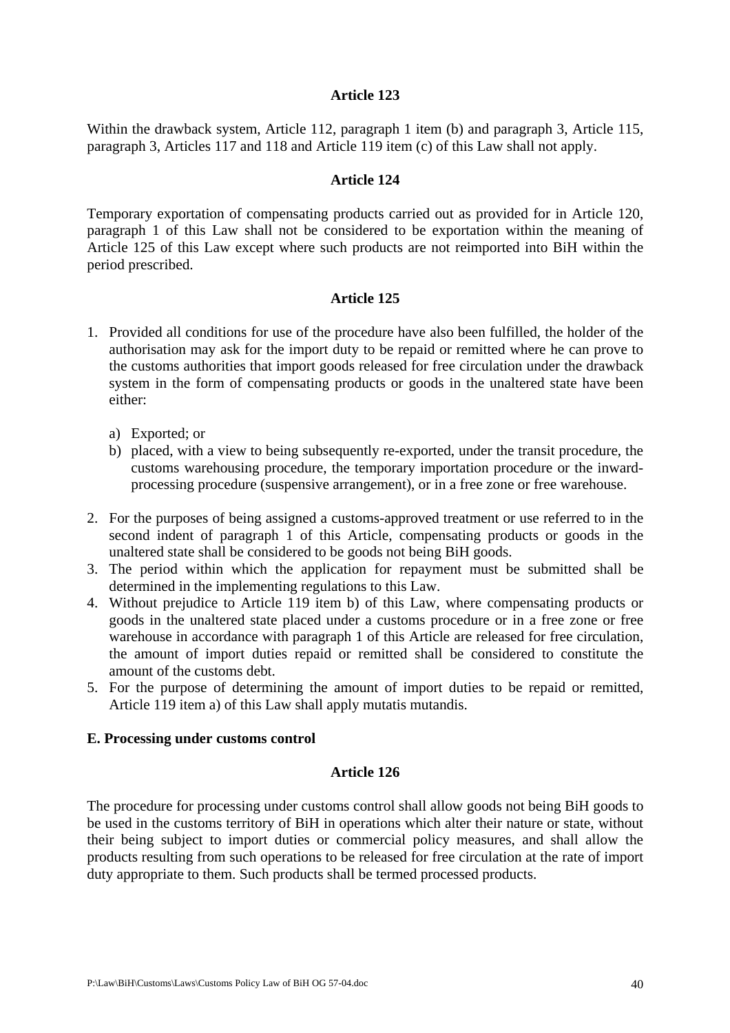### Article 123

Within the drawback system, Article 112, paragraph 1 item (b) and paragraph 3, Article 115, paragraph 3, Articles 117 and 118 and Article 119 item (c) of this Law shall not apply.

### Article 124

Temporary exportation of compensating products carried out as provided for in Article 120, paragraph 1 of this Law shall not be considered to be exportation within the meaning of Article 125 of this Law except where such products are not reimported into BiH within the period prescribed.

### Article 125

1. Provided all conditions for use of the procedure have also been fulfilled, the holder of the authorisation may ask for the import duty to be repaid or remitted where he can prove to the customs authorities that import goods released for free circulation under the drawback system in the form of compensating products or goods in the unaltered state have been either:

   a) Exported; or
   b) placed, with a view to being subsequently re-exported, under the transit procedure, the customs warehousing procedure, the temporary importation procedure or the inward-processing procedure (suspensive arrangement), or in a free zone or free warehouse.

2. For the purposes of being assigned a customs-approved treatment or use referred to in the second indent of paragraph 1 of this Article, compensating products or goods in the unaltered state shall be considered to be goods not being BiH goods.
3. The period within which the application for repayment must be submitted shall be determined in the implementing regulations to this Law.
4. Without prejudice to Article 119 item b) of this Law, where compensating products or goods in the unaltered state placed under a customs procedure or in a free zone or free warehouse in accordance with paragraph 1 of this Article are released for free circulation, the amount of import duties repaid or remitted shall be considered to constitute the amount of the customs debt.
5. For the purpose of determining the amount of import duties to be repaid or remitted, Article 119 item a) of this Law shall apply mutatis mutandis.

## E. Processing under customs control

### Article 126

The procedure for processing under customs control shall allow goods not being BiH goods to be used in the customs territory of BiH in operations which alter their nature or state, without their being subject to import duties or commercial policy measures, and shall allow the products resulting from such operations to be released for free circulation at the rate of import duty appropriate to them. Such products shall be termed processed products.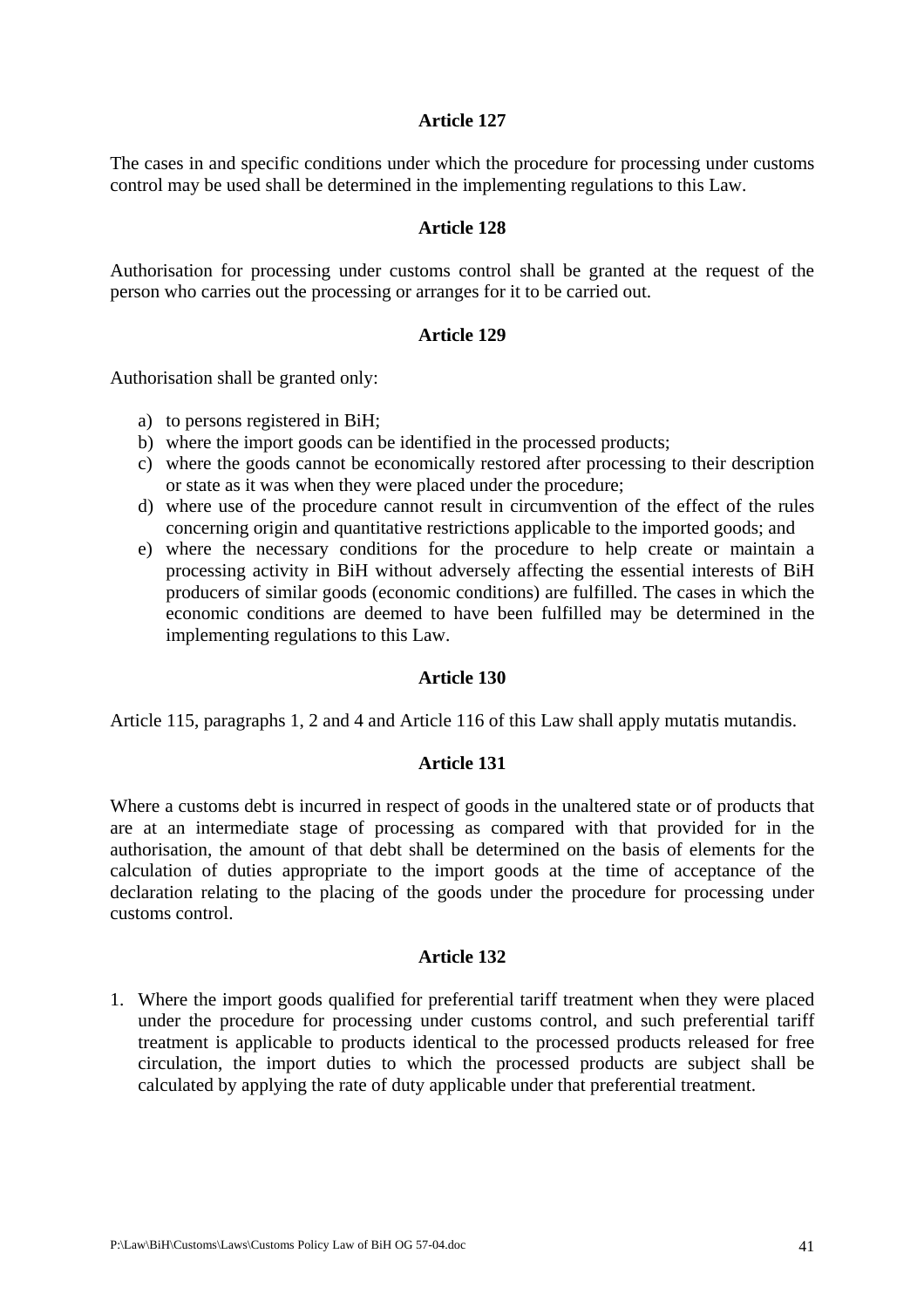**Article 127**

The cases in and specific conditions under which the procedure for processing under customs control may be used shall be determined in the implementing regulations to this Law.

**Article 128**

Authorisation for processing under customs control shall be granted at the request of the person who carries out the processing or arranges for it to be carried out.

**Article 129**

Authorisation shall be granted only:

a) to persons registered in BiH;
b) where the import goods can be identified in the processed products;
c) where the goods cannot be economically restored after processing to their description or state as it was when they were placed under the procedure;
d) where use of the procedure cannot result in circumvention of the effect of the rules concerning origin and quantitative restrictions applicable to the imported goods; and
e) where the necessary conditions for the procedure to help create or maintain a processing activity in BiH without adversely affecting the essential interests of BiH producers of similar goods (economic conditions) are fulfilled. The cases in which the economic conditions are deemed to have been fulfilled may be determined in the implementing regulations to this Law.

**Article 130**

Article 115, paragraphs 1, 2 and 4 and Article 116 of this Law shall apply mutatis mutandis.

**Article 131**

Where a customs debt is incurred in respect of goods in the unaltered state or of products that are at an intermediate stage of processing as compared with that provided for in the authorisation, the amount of that debt shall be determined on the basis of elements for the calculation of duties appropriate to the import goods at the time of acceptance of the declaration relating to the placing of the goods under the procedure for processing under customs control.

**Article 132**

1. Where the import goods qualified for preferential tariff treatment when they were placed under the procedure for processing under customs control, and such preferential tariff treatment is applicable to products identical to the processed products released for free circulation, the import duties to which the processed products are subject shall be calculated by applying the rate of duty applicable under that preferential treatment.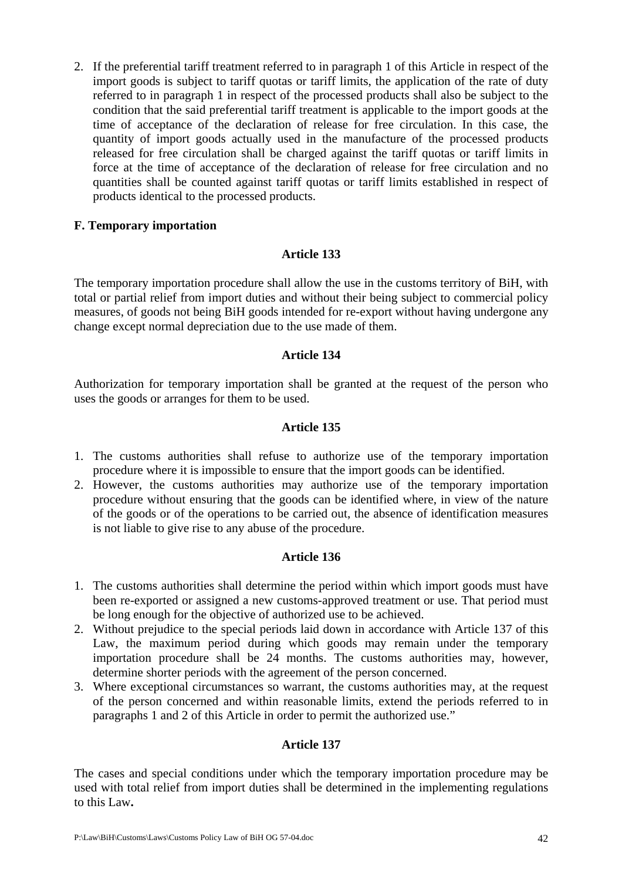2. If the preferential tariff treatment referred to in paragraph 1 of this Article in respect of the import goods is subject to tariff quotas or tariff limits, the application of the rate of duty referred to in paragraph 1 in respect of the processed products shall also be subject to the condition that the said preferential tariff treatment is applicable to the import goods at the time of acceptance of the declaration of release for free circulation. In this case, the quantity of import goods actually used in the manufacture of the processed products released for free circulation shall be charged against the tariff quotas or tariff limits in force at the time of acceptance of the declaration of release for free circulation and no quantities shall be counted against tariff quotas or tariff limits established in respect of products identical to the processed products.

**F. Temporary importation**

**Article 133**

The temporary importation procedure shall allow the use in the customs territory of BiH, with total or partial relief from import duties and without their being subject to commercial policy measures, of goods not being BiH goods intended for re-export without having undergone any change except normal depreciation due to the use made of them.

**Article 134**

Authorization for temporary importation shall be granted at the request of the person who uses the goods or arranges for them to be used.

**Article 135**

1. The customs authorities shall refuse to authorize use of the temporary importation procedure where it is impossible to ensure that the import goods can be identified.
2. However, the customs authorities may authorize use of the temporary importation procedure without ensuring that the goods can be identified where, in view of the nature of the goods or of the operations to be carried out, the absence of identification measures is not liable to give rise to any abuse of the procedure.

**Article 136**

1. The customs authorities shall determine the period within which import goods must have been re-exported or assigned a new customs-approved treatment or use. That period must be long enough for the objective of authorized use to be achieved.
2. Without prejudice to the special periods laid down in accordance with Article 137 of this Law, the maximum period during which goods may remain under the temporary importation procedure shall be 24 months. The customs authorities may, however, determine shorter periods with the agreement of the person concerned.
3. Where exceptional circumstances so warrant, the customs authorities may, at the request of the person concerned and within reasonable limits, extend the periods referred to in paragraphs 1 and 2 of this Article in order to permit the authorized use."

**Article 137**

The cases and special conditions under which the temporary importation procedure may be used with total relief from import duties shall be determined in the implementing regulations to this Law**.**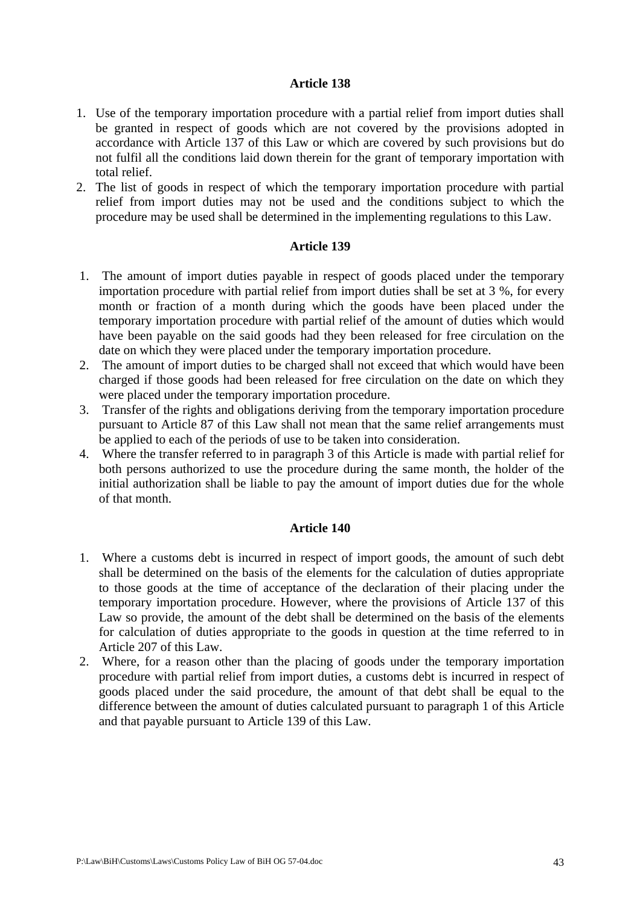### Article 138

1. Use of the temporary importation procedure with a partial relief from import duties shall be granted in respect of goods which are not covered by the provisions adopted in accordance with Article 137 of this Law or which are covered by such provisions but do not fulfil all the conditions laid down therein for the grant of temporary importation with total relief.
2. The list of goods in respect of which the temporary importation procedure with partial relief from import duties may not be used and the conditions subject to which the procedure may be used shall be determined in the implementing regulations to this Law.

### Article 139

1. The amount of import duties payable in respect of goods placed under the temporary importation procedure with partial relief from import duties shall be set at 3 %, for every month or fraction of a month during which the goods have been placed under the temporary importation procedure with partial relief of the amount of duties which would have been payable on the said goods had they been released for free circulation on the date on which they were placed under the temporary importation procedure.
2. The amount of import duties to be charged shall not exceed that which would have been charged if those goods had been released for free circulation on the date on which they were placed under the temporary importation procedure.
3. Transfer of the rights and obligations deriving from the temporary importation procedure pursuant to Article 87 of this Law shall not mean that the same relief arrangements must be applied to each of the periods of use to be taken into consideration.
4. Where the transfer referred to in paragraph 3 of this Article is made with partial relief for both persons authorized to use the procedure during the same month, the holder of the initial authorization shall be liable to pay the amount of import duties due for the whole of that month.

### Article 140

1. Where a customs debt is incurred in respect of import goods, the amount of such debt shall be determined on the basis of the elements for the calculation of duties appropriate to those goods at the time of acceptance of the declaration of their placing under the temporary importation procedure. However, where the provisions of Article 137 of this Law so provide, the amount of the debt shall be determined on the basis of the elements for calculation of duties appropriate to the goods in question at the time referred to in Article 207 of this Law.
2. Where, for a reason other than the placing of goods under the temporary importation procedure with partial relief from import duties, a customs debt is incurred in respect of goods placed under the said procedure, the amount of that debt shall be equal to the difference between the amount of duties calculated pursuant to paragraph 1 of this Article and that payable pursuant to Article 139 of this Law.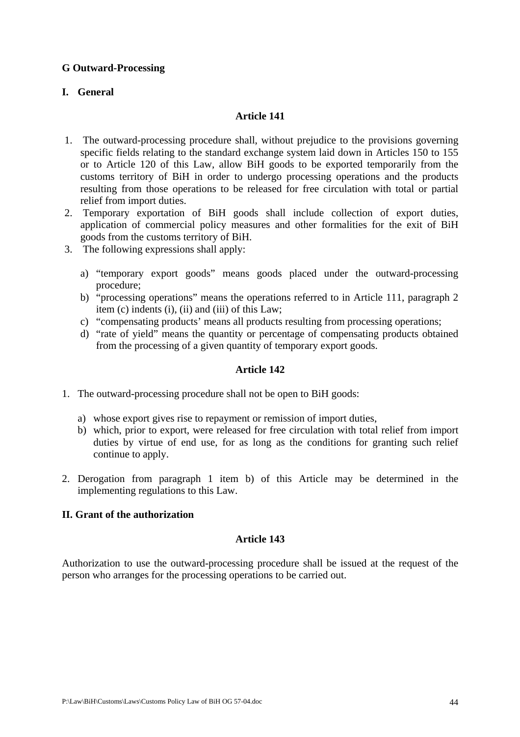**G Outward-Processing**

**I. General**

**Article 141**

1. The outward-processing procedure shall, without prejudice to the provisions governing specific fields relating to the standard exchange system laid down in Articles 150 to 155 or to Article 120 of this Law, allow BiH goods to be exported temporarily from the customs territory of BiH in order to undergo processing operations and the products resulting from those operations to be released for free circulation with total or partial relief from import duties.
2. Temporary exportation of BiH goods shall include collection of export duties, application of commercial policy measures and other formalities for the exit of BiH goods from the customs territory of BiH.
3. The following expressions shall apply:

    a) “temporary export goods” means goods placed under the outward-processing procedure;
    b) “processing operations” means the operations referred to in Article 111, paragraph 2 item (c) indents (i), (ii) and (iii) of this Law;
    c) “compensating products’ means all products resulting from processing operations;
    d) “rate of yield” means the quantity or percentage of compensating products obtained from the processing of a given quantity of temporary export goods.

**Article 142**

1. The outward-processing procedure shall not be open to BiH goods:

    a) whose export gives rise to repayment or remission of import duties,
    b) which, prior to export, were released for free circulation with total relief from import duties by virtue of end use, for as long as the conditions for granting such relief continue to apply.

2. Derogation from paragraph 1 item b) of this Article may be determined in the implementing regulations to this Law.

**II. Grant of the authorization**

**Article 143**

Authorization to use the outward-processing procedure shall be issued at the request of the person who arranges for the processing operations to be carried out.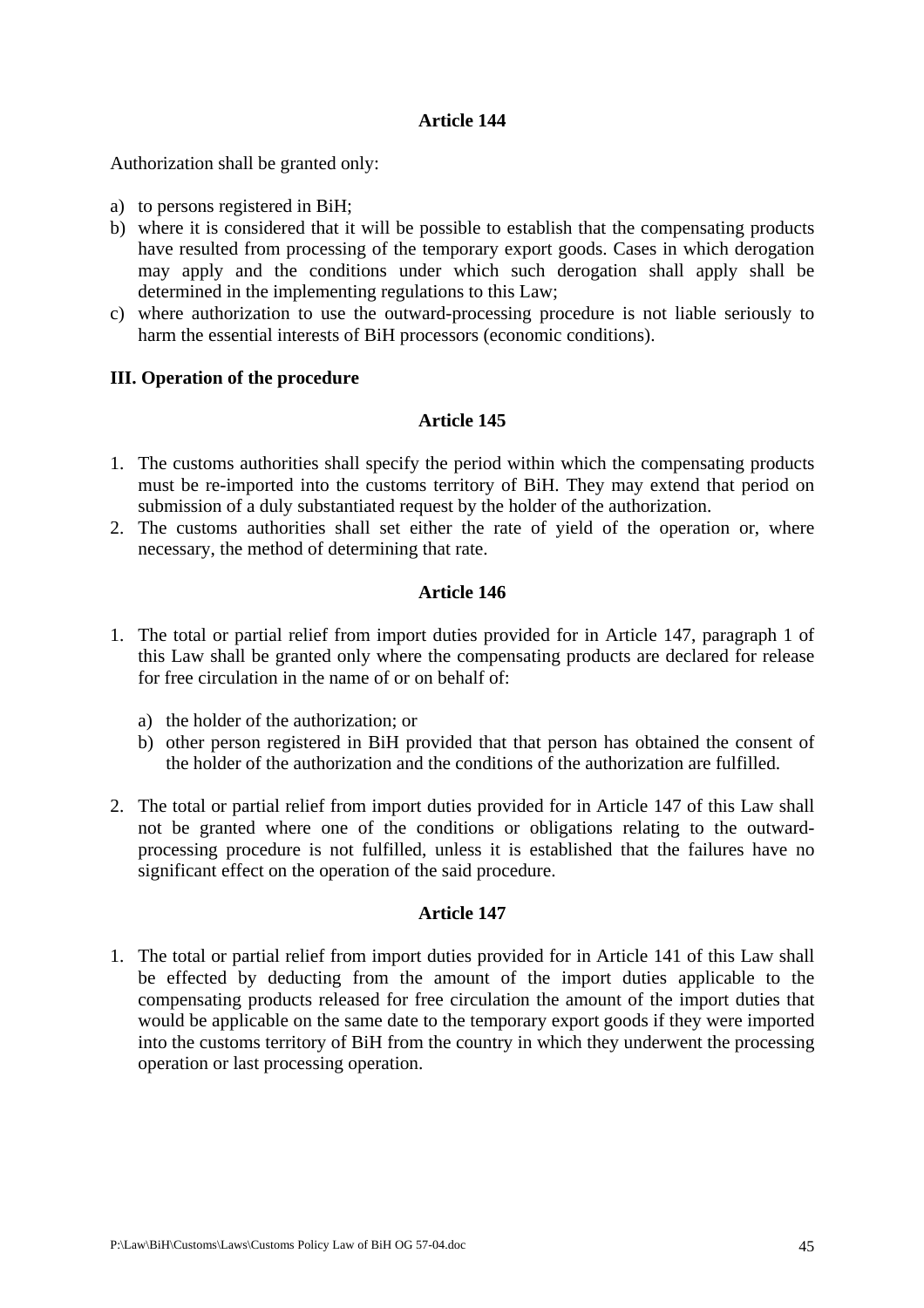### Article 144

Authorization shall be granted only:

a) to persons registered in BiH;
b) where it is considered that it will be possible to establish that the compensating products have resulted from processing of the temporary export goods. Cases in which derogation may apply and the conditions under which such derogation shall apply shall be determined in the implementing regulations to this Law;
c) where authorization to use the outward-processing procedure is not liable seriously to harm the essential interests of BiH processors (economic conditions).

**III. Operation of the procedure**

### Article 145

1. The customs authorities shall specify the period within which the compensating products must be re-imported into the customs territory of BiH. They may extend that period on submission of a duly substantiated request by the holder of the authorization.
2. The customs authorities shall set either the rate of yield of the operation or, where necessary, the method of determining that rate.

### Article 146

1. The total or partial relief from import duties provided for in Article 147, paragraph 1 of this Law shall be granted only where the compensating products are declared for release for free circulation in the name of or on behalf of:

   a) the holder of the authorization; or
   b) other person registered in BiH provided that that person has obtained the consent of the holder of the authorization and the conditions of the authorization are fulfilled.

2. The total or partial relief from import duties provided for in Article 147 of this Law shall not be granted where one of the conditions or obligations relating to the outward-processing procedure is not fulfilled, unless it is established that the failures have no significant effect on the operation of the said procedure.

### Article 147

1. The total or partial relief from import duties provided for in Article 141 of this Law shall be effected by deducting from the amount of the import duties applicable to the compensating products released for free circulation the amount of the import duties that would be applicable on the same date to the temporary export goods if they were imported into the customs territory of BiH from the country in which they underwent the processing operation or last processing operation.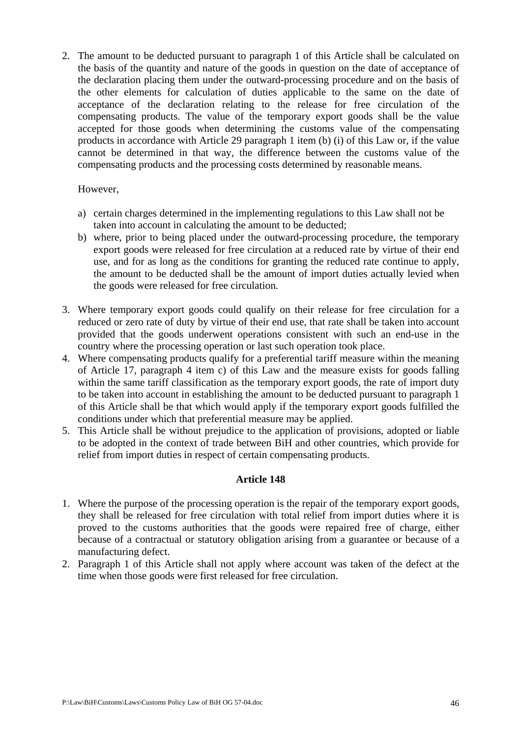2. The amount to be deducted pursuant to paragraph 1 of this Article shall be calculated on the basis of the quantity and nature of the goods in question on the date of acceptance of the declaration placing them under the outward-processing procedure and on the basis of the other elements for calculation of duties applicable to the same on the date of acceptance of the declaration relating to the release for free circulation of the compensating products. The value of the temporary export goods shall be the value accepted for those goods when determining the customs value of the compensating products in accordance with Article 29 paragraph 1 item (b) (i) of this Law or, if the value cannot be determined in that way, the difference between the customs value of the compensating products and the processing costs determined by reasonable means.

   However,

   a) certain charges determined in the implementing regulations to this Law shall not be taken into account in calculating the amount to be deducted;
   b) where, prior to being placed under the outward-processing procedure, the temporary export goods were released for free circulation at a reduced rate by virtue of their end use, and for as long as the conditions for granting the reduced rate continue to apply, the amount to be deducted shall be the amount of import duties actually levied when the goods were released for free circulation.

3. Where temporary export goods could qualify on their release for free circulation for a reduced or zero rate of duty by virtue of their end use, that rate shall be taken into account provided that the goods underwent operations consistent with such an end-use in the country where the processing operation or last such operation took place.
4. Where compensating products qualify for a preferential tariff measure within the meaning of Article 17, paragraph 4 item c) of this Law and the measure exists for goods falling within the same tariff classification as the temporary export goods, the rate of import duty to be taken into account in establishing the amount to be deducted pursuant to paragraph 1 of this Article shall be that which would apply if the temporary export goods fulfilled the conditions under which that preferential measure may be applied.
5. This Article shall be without prejudice to the application of provisions, adopted or liable to be adopted in the context of trade between BiH and other countries, which provide for relief from import duties in respect of certain compensating products.

### Article 148

1. Where the purpose of the processing operation is the repair of the temporary export goods, they shall be released for free circulation with total relief from import duties where it is proved to the customs authorities that the goods were repaired free of charge, either because of a contractual or statutory obligation arising from a guarantee or because of a manufacturing defect.
2. Paragraph 1 of this Article shall not apply where account was taken of the defect at the time when those goods were first released for free circulation.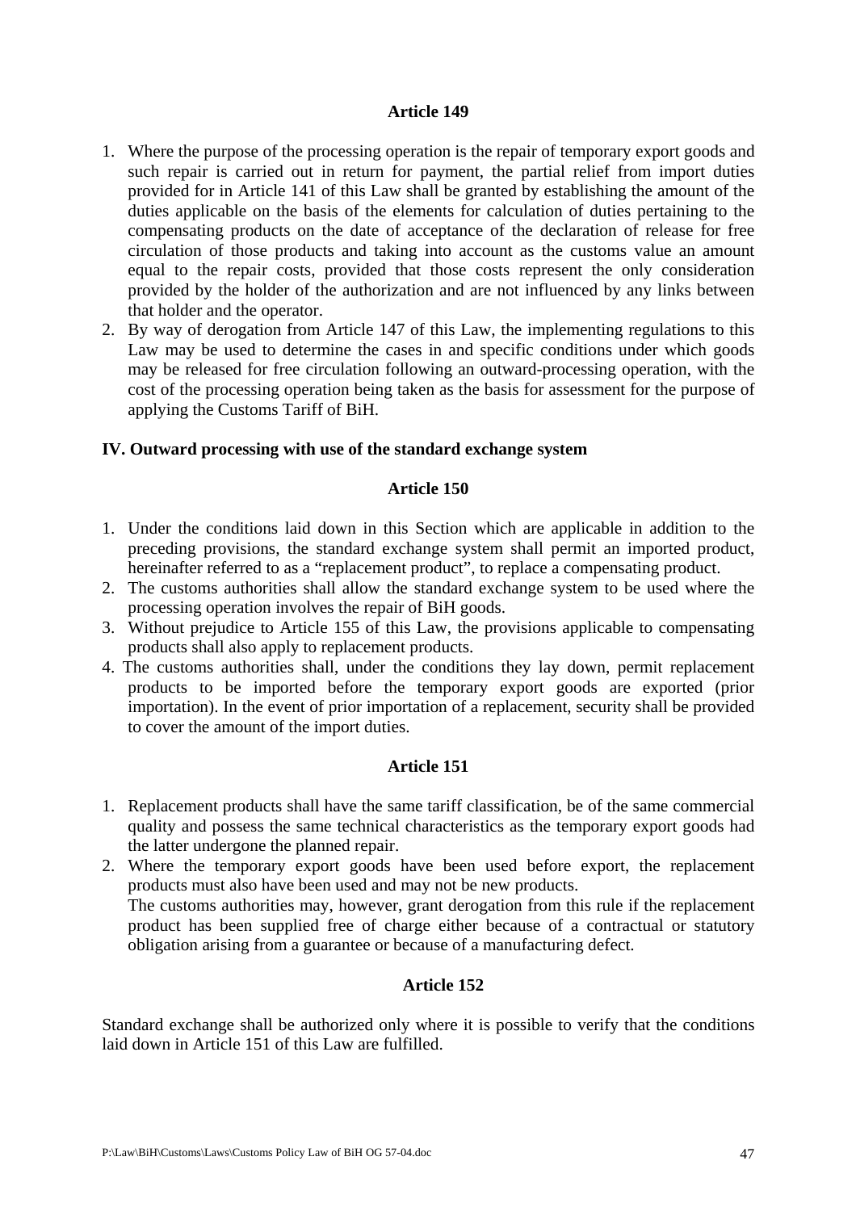### Article 149

1. Where the purpose of the processing operation is the repair of temporary export goods and such repair is carried out in return for payment, the partial relief from import duties provided for in Article 141 of this Law shall be granted by establishing the amount of the duties applicable on the basis of the elements for calculation of duties pertaining to the compensating products on the date of acceptance of the declaration of release for free circulation of those products and taking into account as the customs value an amount equal to the repair costs, provided that those costs represent the only consideration provided by the holder of the authorization and are not influenced by any links between that holder and the operator.
2. By way of derogation from Article 147 of this Law, the implementing regulations to this Law may be used to determine the cases in and specific conditions under which goods may be released for free circulation following an outward-processing operation, with the cost of the processing operation being taken as the basis for assessment for the purpose of applying the Customs Tariff of BiH.

## IV. Outward processing with use of the standard exchange system

### Article 150

1. Under the conditions laid down in this Section which are applicable in addition to the preceding provisions, the standard exchange system shall permit an imported product, hereinafter referred to as a "replacement product", to replace a compensating product.
2. The customs authorities shall allow the standard exchange system to be used where the processing operation involves the repair of BiH goods.
3. Without prejudice to Article 155 of this Law, the provisions applicable to compensating products shall also apply to replacement products.
4. The customs authorities shall, under the conditions they lay down, permit replacement products to be imported before the temporary export goods are exported (prior importation). In the event of prior importation of a replacement, security shall be provided to cover the amount of the import duties.

### Article 151

1. Replacement products shall have the same tariff classification, be of the same commercial quality and possess the same technical characteristics as the temporary export goods had the latter undergone the planned repair.
2. Where the temporary export goods have been used before export, the replacement products must also have been used and may not be new products.
   The customs authorities may, however, grant derogation from this rule if the replacement product has been supplied free of charge either because of a contractual or statutory obligation arising from a guarantee or because of a manufacturing defect.

### Article 152

Standard exchange shall be authorized only where it is possible to verify that the conditions laid down in Article 151 of this Law are fulfilled.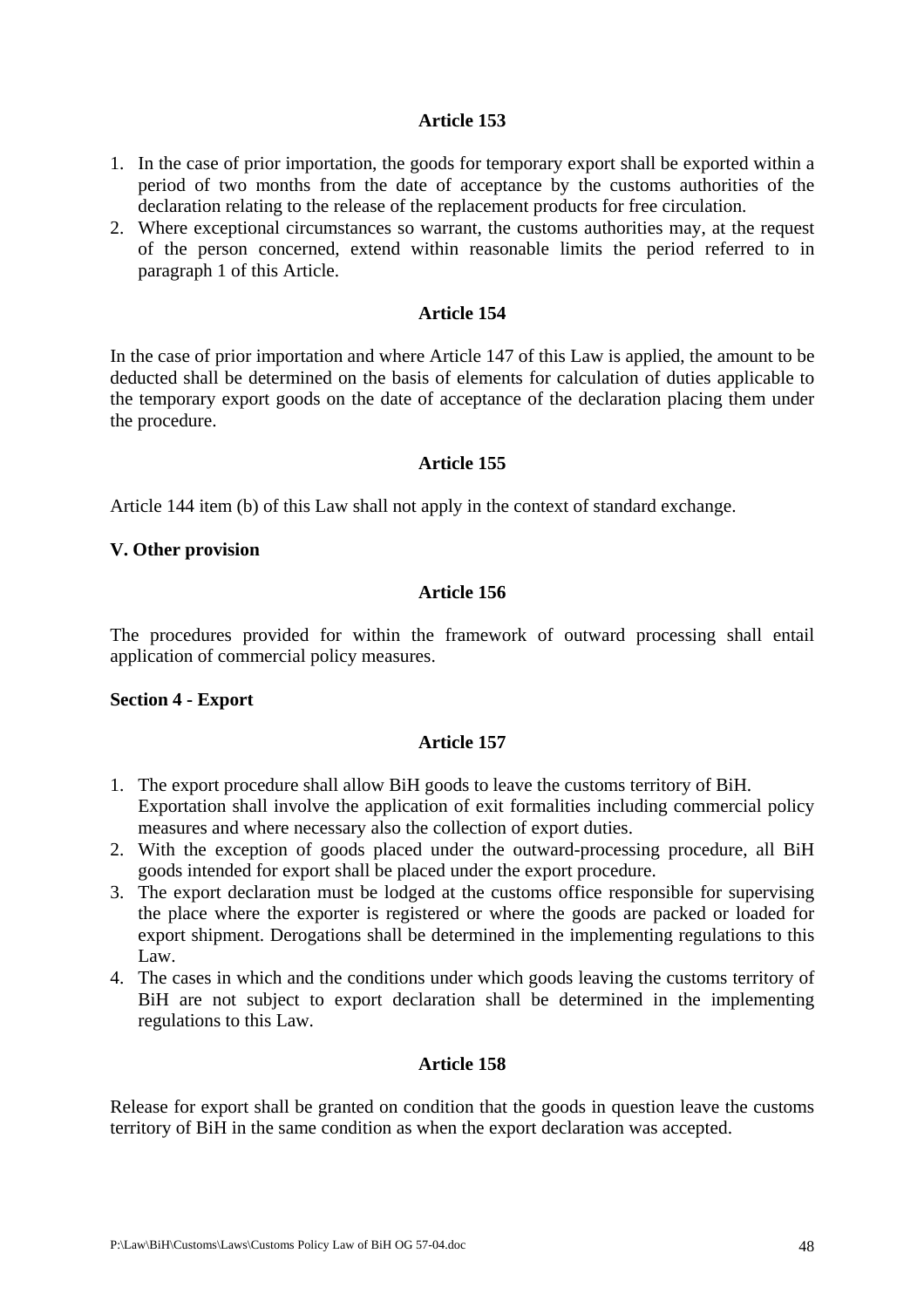### Article 153

1. In the case of prior importation, the goods for temporary export shall be exported within a period of two months from the date of acceptance by the customs authorities of the declaration relating to the release of the replacement products for free circulation.
2. Where exceptional circumstances so warrant, the customs authorities may, at the request of the person concerned, extend within reasonable limits the period referred to in paragraph 1 of this Article.

### Article 154

In the case of prior importation and where Article 147 of this Law is applied, the amount to be deducted shall be determined on the basis of elements for calculation of duties applicable to the temporary export goods on the date of acceptance of the declaration placing them under the procedure.

### Article 155

Article 144 item (b) of this Law shall not apply in the context of standard exchange.

## V. Other provision

### Article 156

The procedures provided for within the framework of outward processing shall entail application of commercial policy measures.

## Section 4 - Export

### Article 157

1. The export procedure shall allow BiH goods to leave the customs territory of BiH. Exportation shall involve the application of exit formalities including commercial policy measures and where necessary also the collection of export duties.
2. With the exception of goods placed under the outward-processing procedure, all BiH goods intended for export shall be placed under the export procedure.
3. The export declaration must be lodged at the customs office responsible for supervising the place where the exporter is registered or where the goods are packed or loaded for export shipment. Derogations shall be determined in the implementing regulations to this Law.
4. The cases in which and the conditions under which goods leaving the customs territory of BiH are not subject to export declaration shall be determined in the implementing regulations to this Law.

### Article 158

Release for export shall be granted on condition that the goods in question leave the customs territory of BiH in the same condition as when the export declaration was accepted.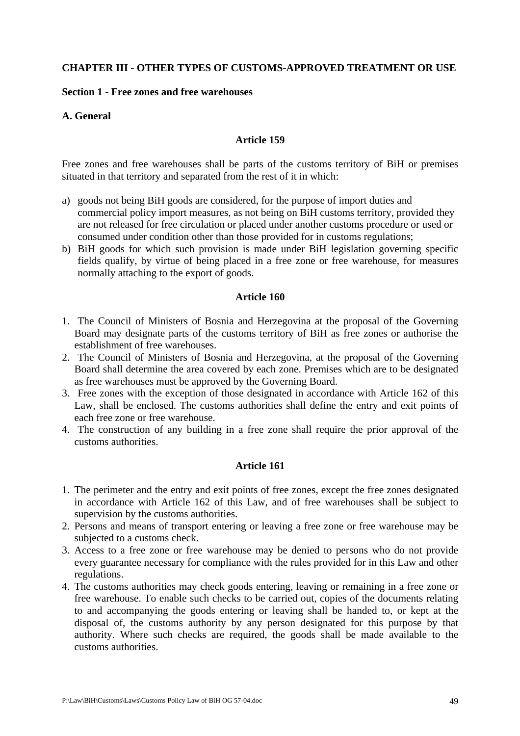## CHAPTER III - OTHER TYPES OF CUSTOMS-APPROVED TREATMENT OR USE

### Section 1 - Free zones and free warehouses

#### A. General

**Article 159**

Free zones and free warehouses shall be parts of the customs territory of BiH or premises situated in that territory and separated from the rest of it in which:

a) goods not being BiH goods are considered, for the purpose of import duties and commercial policy import measures, as not being on BiH customs territory, provided they are not released for free circulation or placed under another customs procedure or used or consumed under condition other than those provided for in customs regulations;
b) BiH goods for which such provision is made under BiH legislation governing specific fields qualify, by virtue of being placed in a free zone or free warehouse, for measures normally attaching to the export of goods.

**Article 160**

1. The Council of Ministers of Bosnia and Herzegovina at the proposal of the Governing Board may designate parts of the customs territory of BiH as free zones or authorise the establishment of free warehouses.
2. The Council of Ministers of Bosnia and Herzegovina, at the proposal of the Governing Board shall determine the area covered by each zone. Premises which are to be designated as free warehouses must be approved by the Governing Board.
3. Free zones with the exception of those designated in accordance with Article 162 of this Law, shall be enclosed. The customs authorities shall define the entry and exit points of each free zone or free warehouse.
4. The construction of any building in a free zone shall require the prior approval of the customs authorities.

**Article 161**

1. The perimeter and the entry and exit points of free zones, except the free zones designated in accordance with Article 162 of this Law, and of free warehouses shall be subject to supervision by the customs authorities.
2. Persons and means of transport entering or leaving a free zone or free warehouse may be subjected to a customs check.
3. Access to a free zone or free warehouse may be denied to persons who do not provide every guarantee necessary for compliance with the rules provided for in this Law and other regulations.
4. The customs authorities may check goods entering, leaving or remaining in a free zone or free warehouse. To enable such checks to be carried out, copies of the documents relating to and accompanying the goods entering or leaving shall be handed to, or kept at the disposal of, the customs authority by any person designated for this purpose by that authority. Where such checks are required, the goods shall be made available to the customs authorities.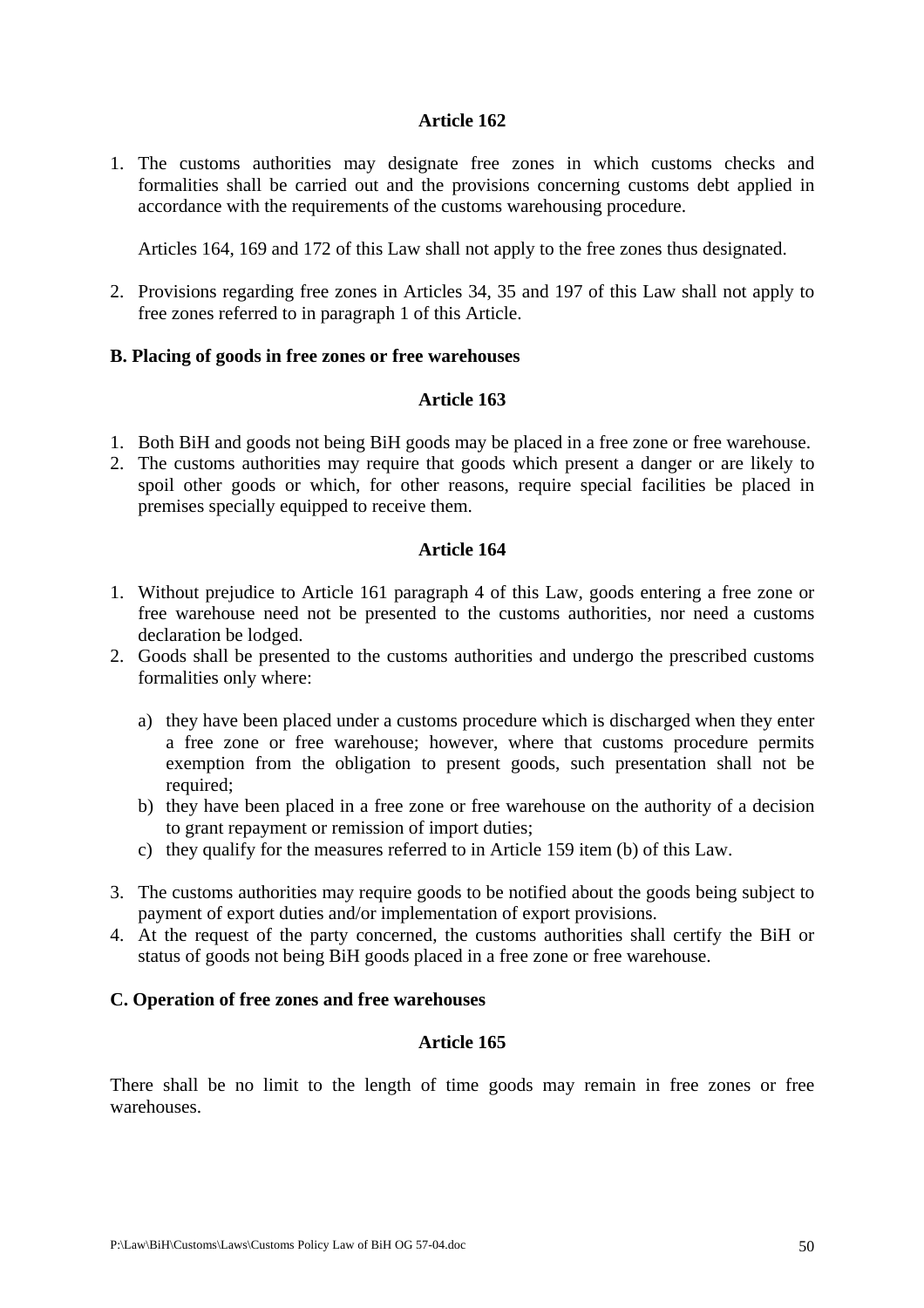**Article 162**

1. The customs authorities may designate free zones in which customs checks and formalities shall be carried out and the provisions concerning customs debt applied in accordance with the requirements of the customs warehousing procedure.

   Articles 164, 169 and 172 of this Law shall not apply to the free zones thus designated.

2. Provisions regarding free zones in Articles 34, 35 and 197 of this Law shall not apply to free zones referred to in paragraph 1 of this Article.

**B. Placing of goods in free zones or free warehouses**

**Article 163**

1. Both BiH and goods not being BiH goods may be placed in a free zone or free warehouse.
2. The customs authorities may require that goods which present a danger or are likely to spoil other goods or which, for other reasons, require special facilities be placed in premises specially equipped to receive them.

**Article 164**

1. Without prejudice to Article 161 paragraph 4 of this Law, goods entering a free zone or free warehouse need not be presented to the customs authorities, nor need a customs declaration be lodged.
2. Goods shall be presented to the customs authorities and undergo the prescribed customs formalities only where:

   a) they have been placed under a customs procedure which is discharged when they enter a free zone or free warehouse; however, where that customs procedure permits exemption from the obligation to present goods, such presentation shall not be required;
   b) they have been placed in a free zone or free warehouse on the authority of a decision to grant repayment or remission of import duties;
   c) they qualify for the measures referred to in Article 159 item (b) of this Law.

3. The customs authorities may require goods to be notified about the goods being subject to payment of export duties and/or implementation of export provisions.
4. At the request of the party concerned, the customs authorities shall certify the BiH or status of goods not being BiH goods placed in a free zone or free warehouse.

**C. Operation of free zones and free warehouses**

**Article 165**

There shall be no limit to the length of time goods may remain in free zones or free warehouses.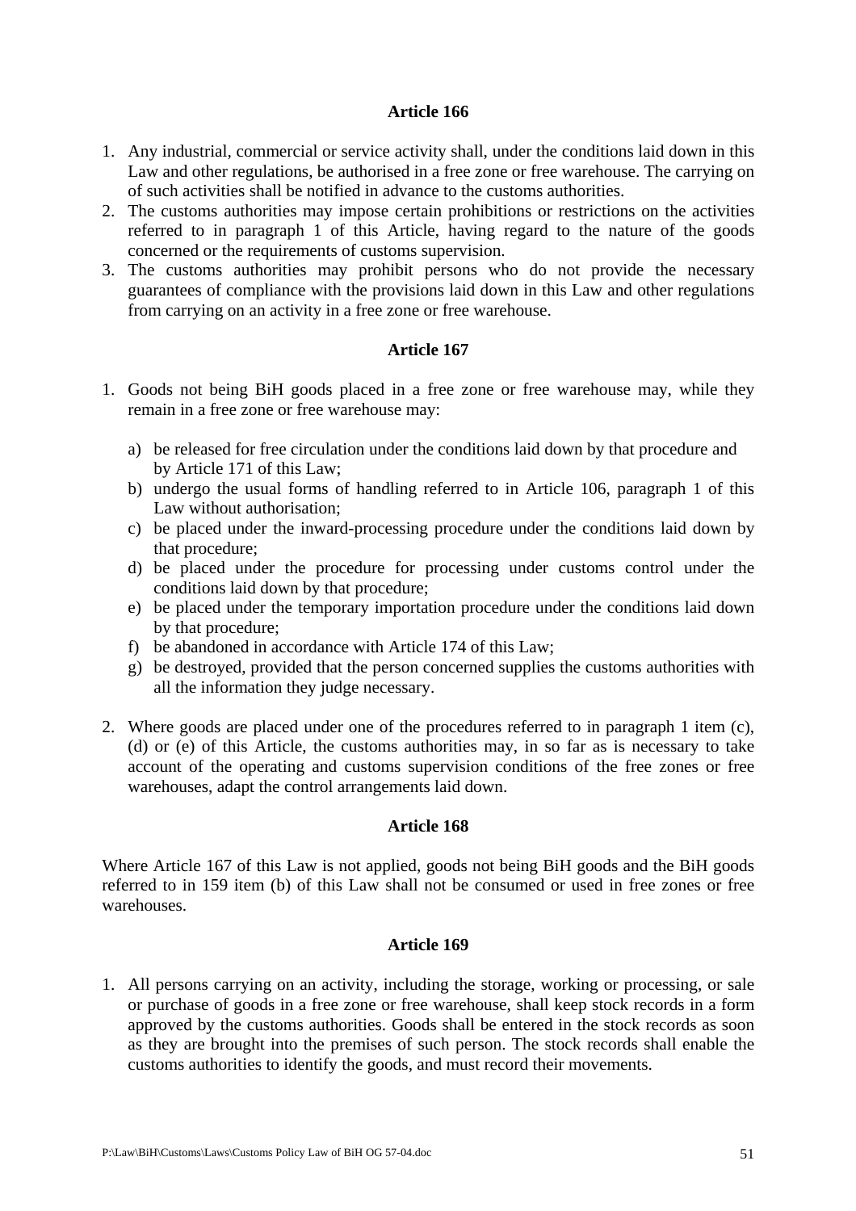### Article 166

1. Any industrial, commercial or service activity shall, under the conditions laid down in this Law and other regulations, be authorised in a free zone or free warehouse. The carrying on of such activities shall be notified in advance to the customs authorities.
2. The customs authorities may impose certain prohibitions or restrictions on the activities referred to in paragraph 1 of this Article, having regard to the nature of the goods concerned or the requirements of customs supervision.
3. The customs authorities may prohibit persons who do not provide the necessary guarantees of compliance with the provisions laid down in this Law and other regulations from carrying on an activity in a free zone or free warehouse.

### Article 167

1. Goods not being BiH goods placed in a free zone or free warehouse may, while they remain in a free zone or free warehouse may:

   a) be released for free circulation under the conditions laid down by that procedure and by Article 171 of this Law;
   b) undergo the usual forms of handling referred to in Article 106, paragraph 1 of this Law without authorisation;
   c) be placed under the inward-processing procedure under the conditions laid down by that procedure;
   d) be placed under the procedure for processing under customs control under the conditions laid down by that procedure;
   e) be placed under the temporary importation procedure under the conditions laid down by that procedure;
   f) be abandoned in accordance with Article 174 of this Law;
   g) be destroyed, provided that the person concerned supplies the customs authorities with all the information they judge necessary.

2. Where goods are placed under one of the procedures referred to in paragraph 1 item (c), (d) or (e) of this Article, the customs authorities may, in so far as is necessary to take account of the operating and customs supervision conditions of the free zones or free warehouses, adapt the control arrangements laid down.

### Article 168

Where Article 167 of this Law is not applied, goods not being BiH goods and the BiH goods referred to in 159 item (b) of this Law shall not be consumed or used in free zones or free warehouses.

### Article 169

1. All persons carrying on an activity, including the storage, working or processing, or sale or purchase of goods in a free zone or free warehouse, shall keep stock records in a form approved by the customs authorities. Goods shall be entered in the stock records as soon as they are brought into the premises of such person. The stock records shall enable the customs authorities to identify the goods, and must record their movements.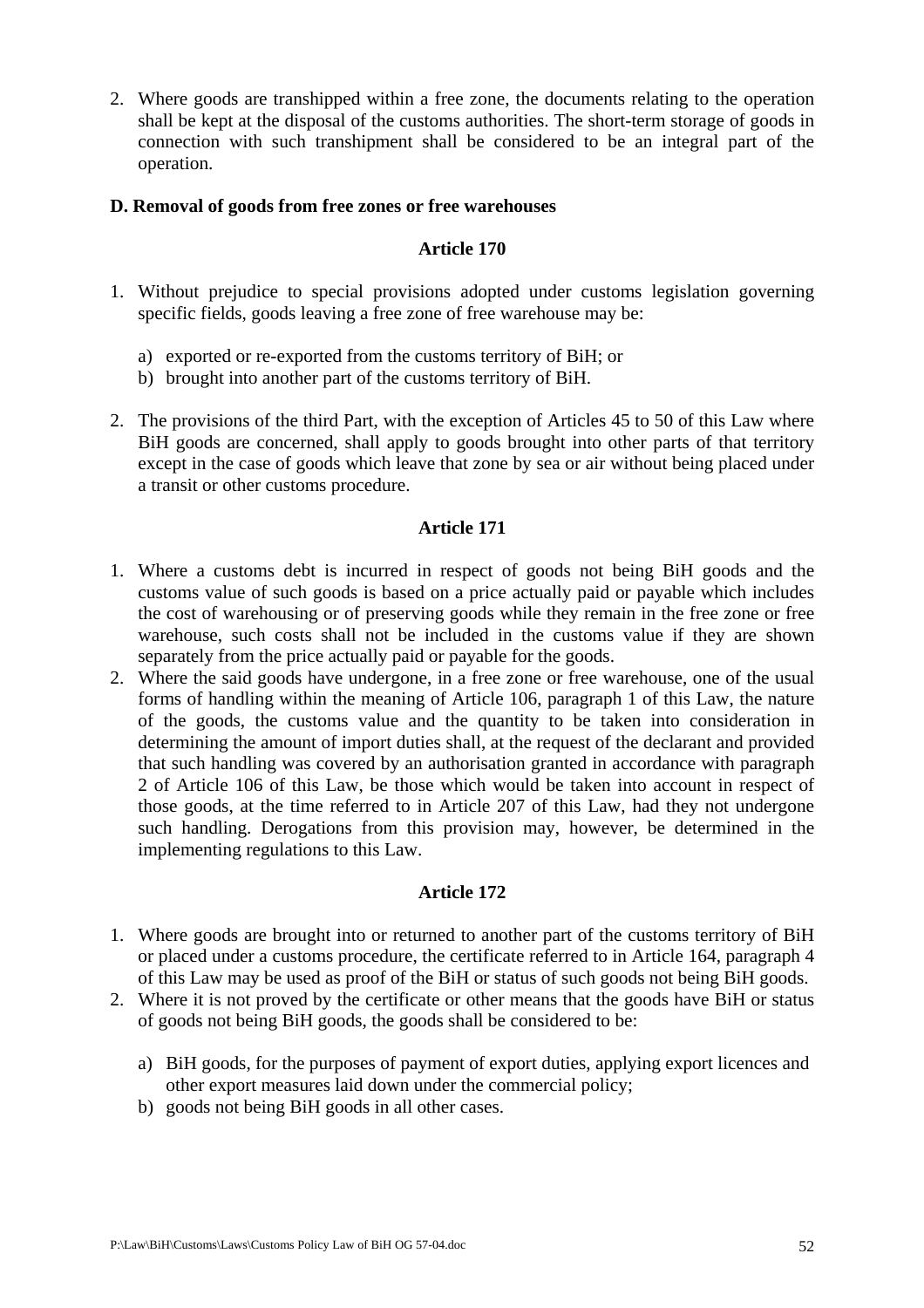2. Where goods are transhipped within a free zone, the documents relating to the operation shall be kept at the disposal of the customs authorities. The short-term storage of goods in connection with such transhipment shall be considered to be an integral part of the operation.

**D. Removal of goods from free zones or free warehouses**

**Article 170**

1. Without prejudice to special provisions adopted under customs legislation governing specific fields, goods leaving a free zone of free warehouse may be:

   a) exported or re-exported from the customs territory of BiH; or
   b) brought into another part of the customs territory of BiH.

2. The provisions of the third Part, with the exception of Articles 45 to 50 of this Law where BiH goods are concerned, shall apply to goods brought into other parts of that territory except in the case of goods which leave that zone by sea or air without being placed under a transit or other customs procedure.

**Article 171**

1. Where a customs debt is incurred in respect of goods not being BiH goods and the customs value of such goods is based on a price actually paid or payable which includes the cost of warehousing or of preserving goods while they remain in the free zone or free warehouse, such costs shall not be included in the customs value if they are shown separately from the price actually paid or payable for the goods.
2. Where the said goods have undergone, in a free zone or free warehouse, one of the usual forms of handling within the meaning of Article 106, paragraph 1 of this Law, the nature of the goods, the customs value and the quantity to be taken into consideration in determining the amount of import duties shall, at the request of the declarant and provided that such handling was covered by an authorisation granted in accordance with paragraph 2 of Article 106 of this Law, be those which would be taken into account in respect of those goods, at the time referred to in Article 207 of this Law, had they not undergone such handling. Derogations from this provision may, however, be determined in the implementing regulations to this Law.

**Article 172**

1. Where goods are brought into or returned to another part of the customs territory of BiH or placed under a customs procedure, the certificate referred to in Article 164, paragraph 4 of this Law may be used as proof of the BiH or status of such goods not being BiH goods.
2. Where it is not proved by the certificate or other means that the goods have BiH or status of goods not being BiH goods, the goods shall be considered to be:

   a) BiH goods, for the purposes of payment of export duties, applying export licences and other export measures laid down under the commercial policy;
   b) goods not being BiH goods in all other cases.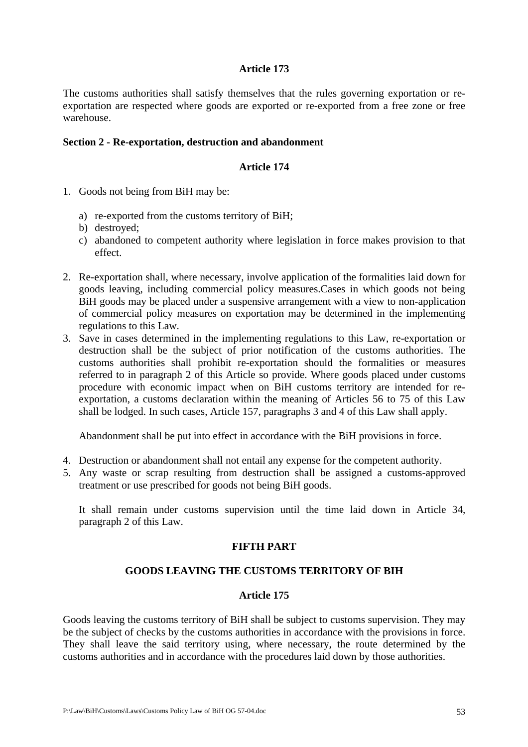### Article 173

The customs authorities shall satisfy themselves that the rules governing exportation or re-exportation are respected where goods are exported or re-exported from a free zone or free warehouse.

**Section 2 - Re-exportation, destruction and abandonment**

### Article 174

1. Goods not being from BiH may be:

   a) re-exported from the customs territory of BiH;
   b) destroyed;
   c) abandoned to competent authority where legislation in force makes provision to that effect.

2. Re-exportation shall, where necessary, involve application of the formalities laid down for goods leaving, including commercial policy measures.Cases in which goods not being BiH goods may be placed under a suspensive arrangement with a view to non-application of commercial policy measures on exportation may be determined in the implementing regulations to this Law.
3. Save in cases determined in the implementing regulations to this Law, re-exportation or destruction shall be the subject of prior notification of the customs authorities. The customs authorities shall prohibit re-exportation should the formalities or measures referred to in paragraph 2 of this Article so provide. Where goods placed under customs procedure with economic impact when on BiH customs territory are intended for re-exportation, a customs declaration within the meaning of Articles 56 to 75 of this Law shall be lodged. In such cases, Article 157, paragraphs 3 and 4 of this Law shall apply.

   Abandonment shall be put into effect in accordance with the BiH provisions in force.

4. Destruction or abandonment shall not entail any expense for the competent authority.
5. Any waste or scrap resulting from destruction shall be assigned a customs-approved treatment or use prescribed for goods not being BiH goods.

   It shall remain under customs supervision until the time laid down in Article 34, paragraph 2 of this Law.

## FIFTH PART

## GOODS LEAVING THE CUSTOMS TERRITORY OF BIH

### Article 175

Goods leaving the customs territory of BiH shall be subject to customs supervision. They may be the subject of checks by the customs authorities in accordance with the provisions in force. They shall leave the said territory using, where necessary, the route determined by the customs authorities and in accordance with the procedures laid down by those authorities.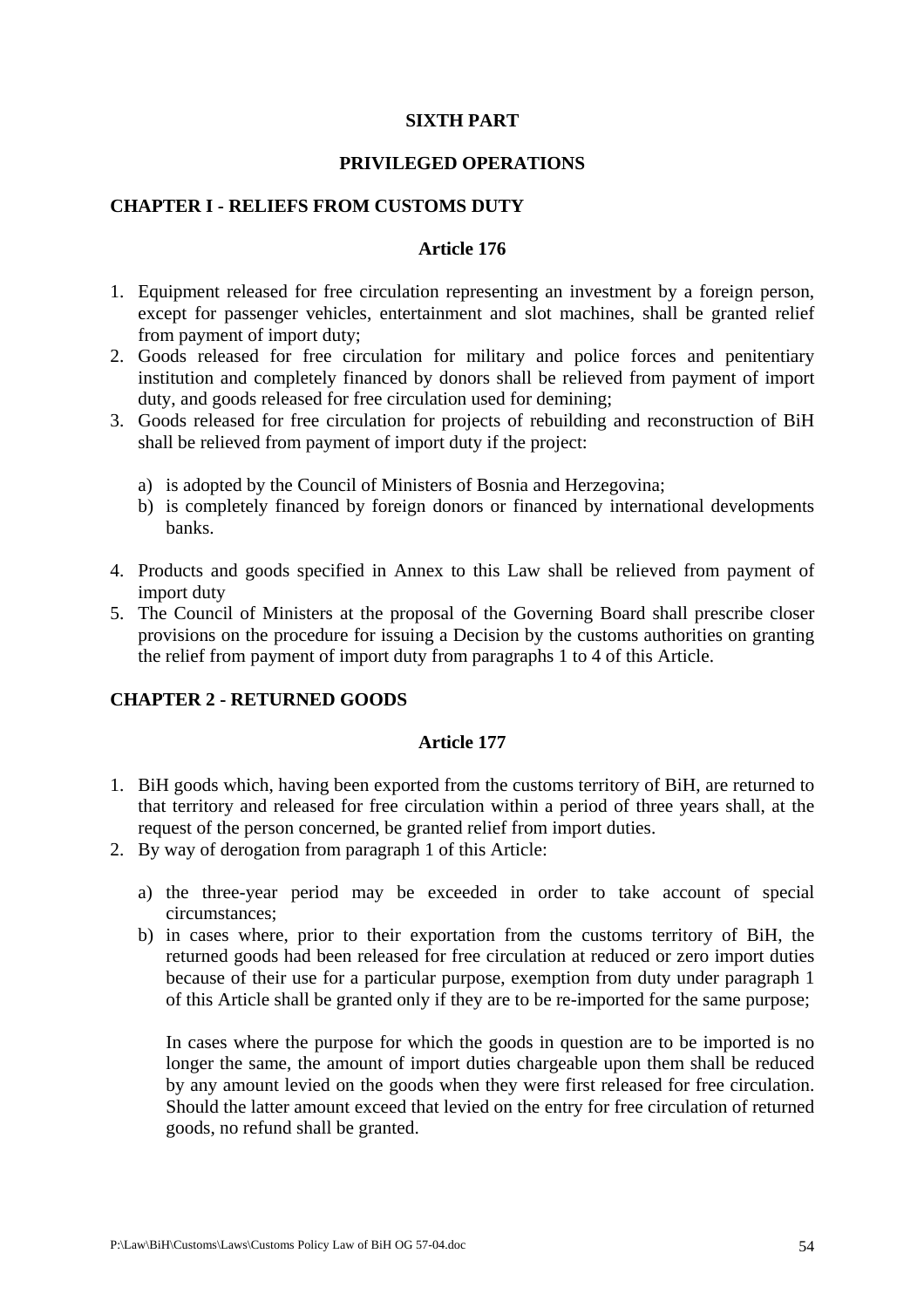# SIXTH PART

# PRIVILEGED OPERATIONS

## CHAPTER I - RELIEFS FROM CUSTOMS DUTY

### Article 176

1. Equipment released for free circulation representing an investment by a foreign person, except for passenger vehicles, entertainment and slot machines, shall be granted relief from payment of import duty;
2. Goods released for free circulation for military and police forces and penitentiary institution and completely financed by donors shall be relieved from payment of import duty, and goods released for free circulation used for demining;
3. Goods released for free circulation for projects of rebuilding and reconstruction of BiH shall be relieved from payment of import duty if the project:

   a) is adopted by the Council of Ministers of Bosnia and Herzegovina;
   b) is completely financed by foreign donors or financed by international developments banks.

4. Products and goods specified in Annex to this Law shall be relieved from payment of import duty
5. The Council of Ministers at the proposal of the Governing Board shall prescribe closer provisions on the procedure for issuing a Decision by the customs authorities on granting the relief from payment of import duty from paragraphs 1 to 4 of this Article.

## CHAPTER 2 - RETURNED GOODS

### Article 177

1. BiH goods which, having been exported from the customs territory of BiH, are returned to that territory and released for free circulation within a period of three years shall, at the request of the person concerned, be granted relief from import duties.
2. By way of derogation from paragraph 1 of this Article:

   a) the three-year period may be exceeded in order to take account of special circumstances;
   b) in cases where, prior to their exportation from the customs territory of BiH, the returned goods had been released for free circulation at reduced or zero import duties because of their use for a particular purpose, exemption from duty under paragraph 1 of this Article shall be granted only if they are to be re-imported for the same purpose;

      In cases where the purpose for which the goods in question are to be imported is no longer the same, the amount of import duties chargeable upon them shall be reduced by any amount levied on the goods when they were first released for free circulation. Should the latter amount exceed that levied on the entry for free circulation of returned goods, no refund shall be granted.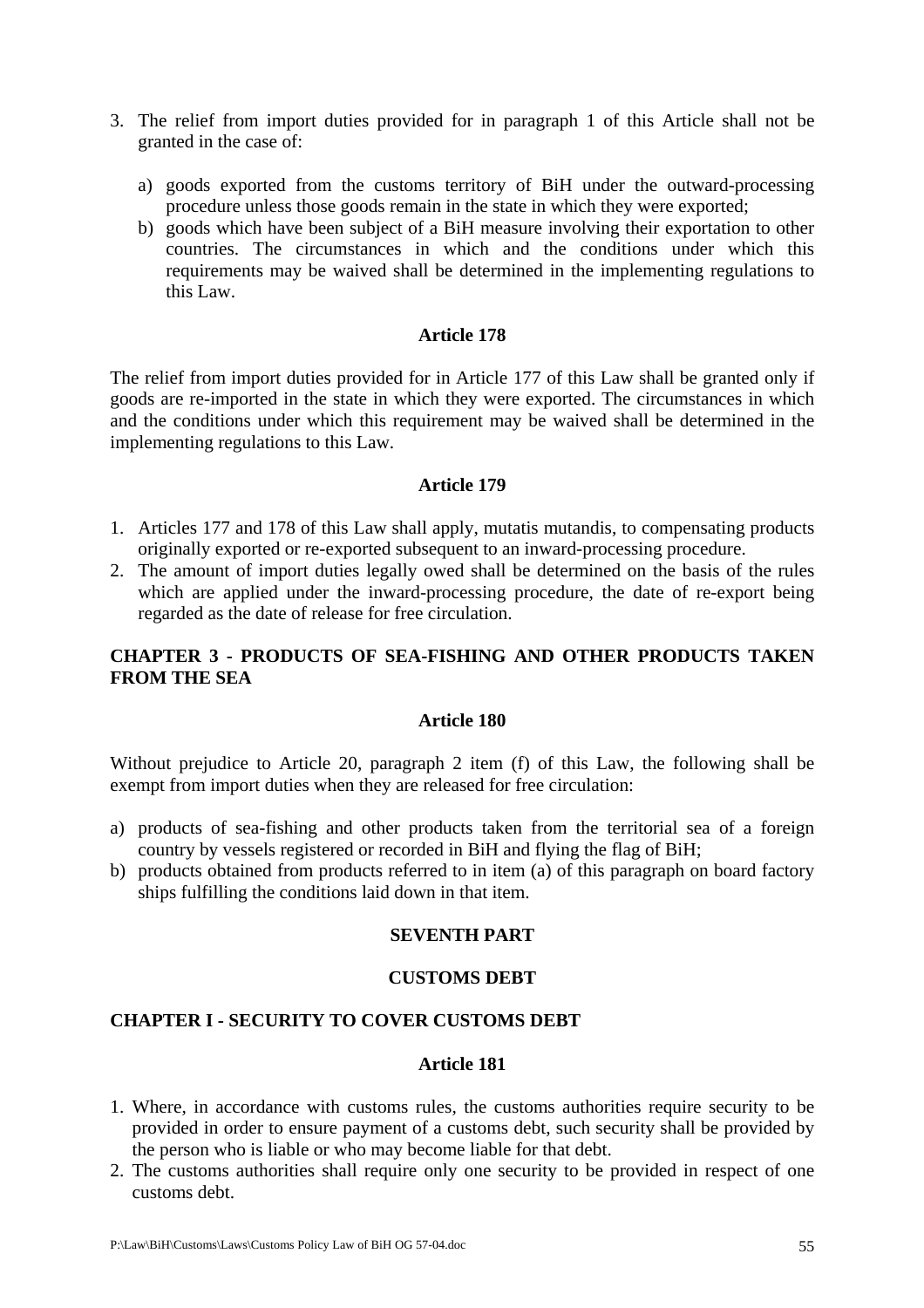3. The relief from import duties provided for in paragraph 1 of this Article shall not be granted in the case of:

   a) goods exported from the customs territory of BiH under the outward-processing procedure unless those goods remain in the state in which they were exported;
   b) goods which have been subject of a BiH measure involving their exportation to other countries. The circumstances in which and the conditions under which this requirements may be waived shall be determined in the implementing regulations to this Law.

**Article 178**

The relief from import duties provided for in Article 177 of this Law shall be granted only if goods are re-imported in the state in which they were exported. The circumstances in which and the conditions under which this requirement may be waived shall be determined in the implementing regulations to this Law.

**Article 179**

1. Articles 177 and 178 of this Law shall apply, mutatis mutandis, to compensating products originally exported or re-exported subsequent to an inward-processing procedure.
2. The amount of import duties legally owed shall be determined on the basis of the rules which are applied under the inward-processing procedure, the date of re-export being regarded as the date of release for free circulation.

**CHAPTER 3 - PRODUCTS OF SEA-FISHING AND OTHER PRODUCTS TAKEN FROM THE SEA**

**Article 180**

Without prejudice to Article 20, paragraph 2 item (f) of this Law, the following shall be exempt from import duties when they are released for free circulation:

a) products of sea-fishing and other products taken from the territorial sea of a foreign country by vessels registered or recorded in BiH and flying the flag of BiH;
b) products obtained from products referred to in item (a) of this paragraph on board factory ships fulfilling the conditions laid down in that item.

**SEVENTH PART**

**CUSTOMS DEBT**

**CHAPTER I - SECURITY TO COVER CUSTOMS DEBT**

**Article 181**

1. Where, in accordance with customs rules, the customs authorities require security to be provided in order to ensure payment of a customs debt, such security shall be provided by the person who is liable or who may become liable for that debt.
2. The customs authorities shall require only one security to be provided in respect of one customs debt.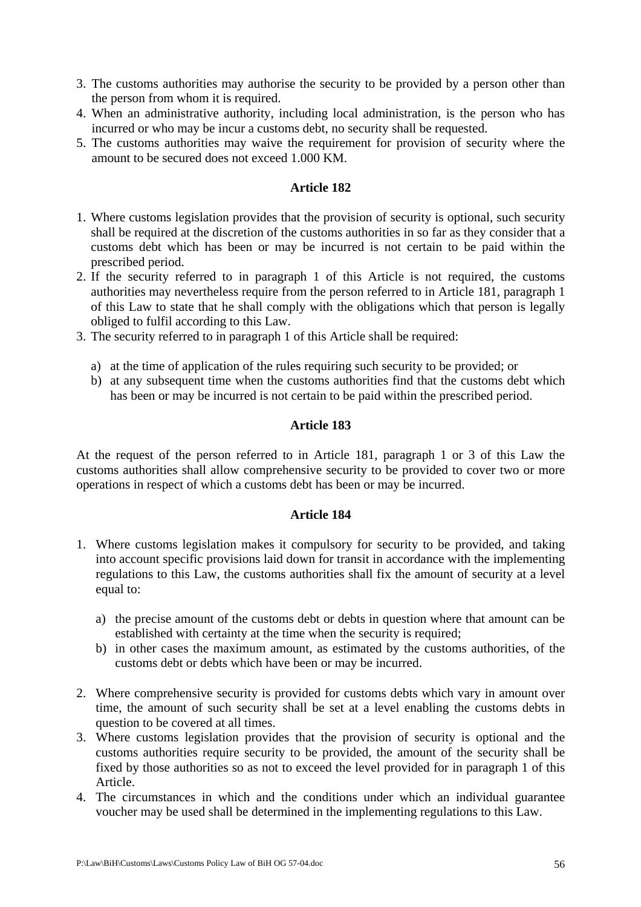3. The customs authorities may authorise the security to be provided by a person other than the person from whom it is required.
4. When an administrative authority, including local administration, is the person who has incurred or who may be incur a customs debt, no security shall be requested.
5. The customs authorities may waive the requirement for provision of security where the amount to be secured does not exceed 1.000 KM.

### Article 182

1. Where customs legislation provides that the provision of security is optional, such security shall be required at the discretion of the customs authorities in so far as they consider that a customs debt which has been or may be incurred is not certain to be paid within the prescribed period.
2. If the security referred to in paragraph 1 of this Article is not required, the customs authorities may nevertheless require from the person referred to in Article 181, paragraph 1 of this Law to state that he shall comply with the obligations which that person is legally obliged to fulfil according to this Law.
3. The security referred to in paragraph 1 of this Article shall be required:

   a) at the time of application of the rules requiring such security to be provided; or
   b) at any subsequent time when the customs authorities find that the customs debt which has been or may be incurred is not certain to be paid within the prescribed period.

### Article 183

At the request of the person referred to in Article 181, paragraph 1 or 3 of this Law the customs authorities shall allow comprehensive security to be provided to cover two or more operations in respect of which a customs debt has been or may be incurred.

### Article 184

1. Where customs legislation makes it compulsory for security to be provided, and taking into account specific provisions laid down for transit in accordance with the implementing regulations to this Law, the customs authorities shall fix the amount of security at a level equal to:

   a) the precise amount of the customs debt or debts in question where that amount can be established with certainty at the time when the security is required;
   b) in other cases the maximum amount, as estimated by the customs authorities, of the customs debt or debts which have been or may be incurred.

2. Where comprehensive security is provided for customs debts which vary in amount over time, the amount of such security shall be set at a level enabling the customs debts in question to be covered at all times.
3. Where customs legislation provides that the provision of security is optional and the customs authorities require security to be provided, the amount of the security shall be fixed by those authorities so as not to exceed the level provided for in paragraph 1 of this Article.
4. The circumstances in which and the conditions under which an individual guarantee voucher may be used shall be determined in the implementing regulations to this Law.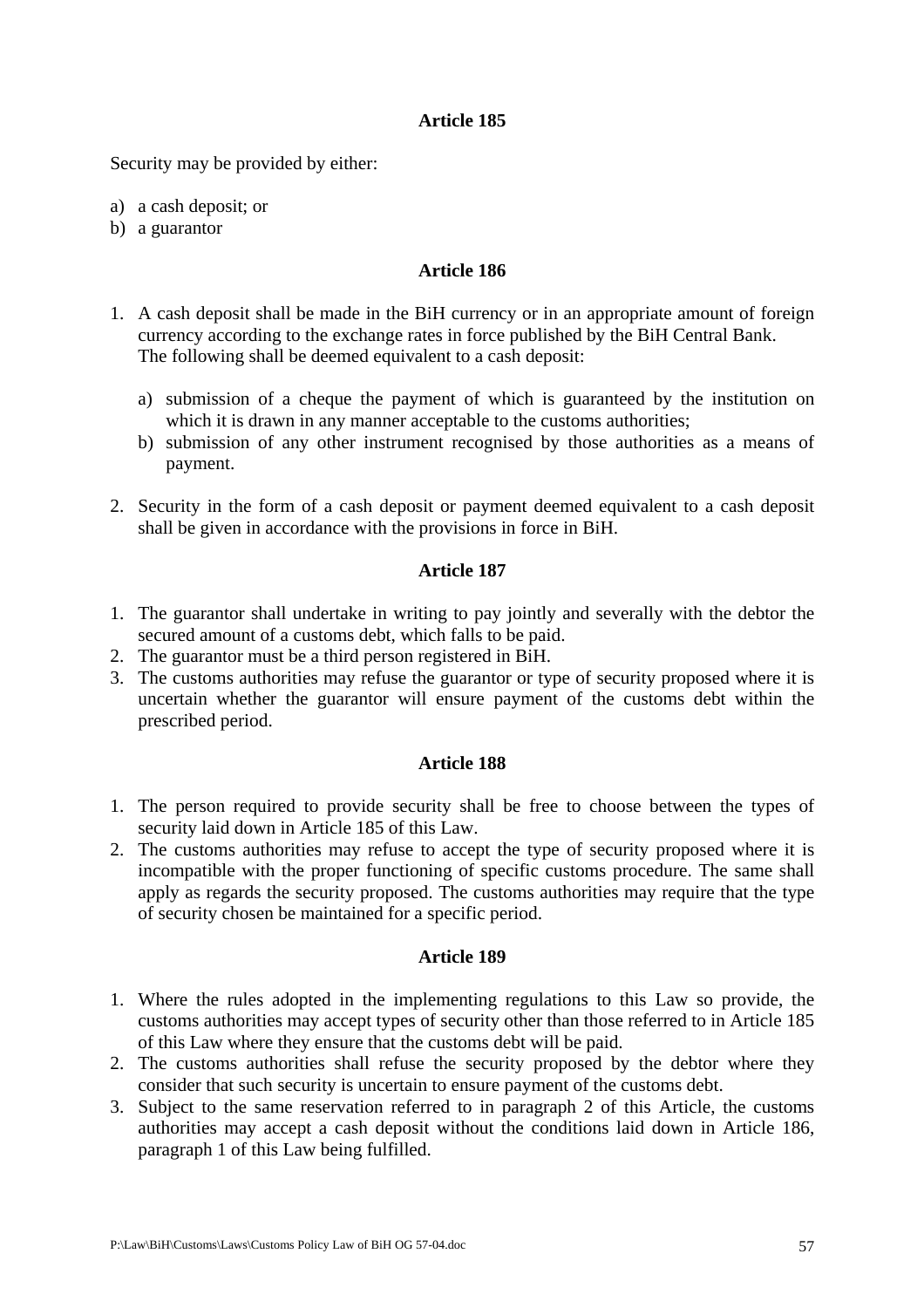**Article 185**

Security may be provided by either:

a) a cash deposit; or
b) a guarantor

**Article 186**

1. A cash deposit shall be made in the BiH currency or in an appropriate amount of foreign currency according to the exchange rates in force published by the BiH Central Bank. The following shall be deemed equivalent to a cash deposit:

    a) submission of a cheque the payment of which is guaranteed by the institution on which it is drawn in any manner acceptable to the customs authorities;
    b) submission of any other instrument recognised by those authorities as a means of payment.

2. Security in the form of a cash deposit or payment deemed equivalent to a cash deposit shall be given in accordance with the provisions in force in BiH.

**Article 187**

1. The guarantor shall undertake in writing to pay jointly and severally with the debtor the secured amount of a customs debt, which falls to be paid.
2. The guarantor must be a third person registered in BiH.
3. The customs authorities may refuse the guarantor or type of security proposed where it is uncertain whether the guarantor will ensure payment of the customs debt within the prescribed period.

**Article 188**

1. The person required to provide security shall be free to choose between the types of security laid down in Article 185 of this Law.
2. The customs authorities may refuse to accept the type of security proposed where it is incompatible with the proper functioning of specific customs procedure. The same shall apply as regards the security proposed. The customs authorities may require that the type of security chosen be maintained for a specific period.

**Article 189**

1. Where the rules adopted in the implementing regulations to this Law so provide, the customs authorities may accept types of security other than those referred to in Article 185 of this Law where they ensure that the customs debt will be paid.
2. The customs authorities shall refuse the security proposed by the debtor where they consider that such security is uncertain to ensure payment of the customs debt.
3. Subject to the same reservation referred to in paragraph 2 of this Article, the customs authorities may accept a cash deposit without the conditions laid down in Article 186, paragraph 1 of this Law being fulfilled.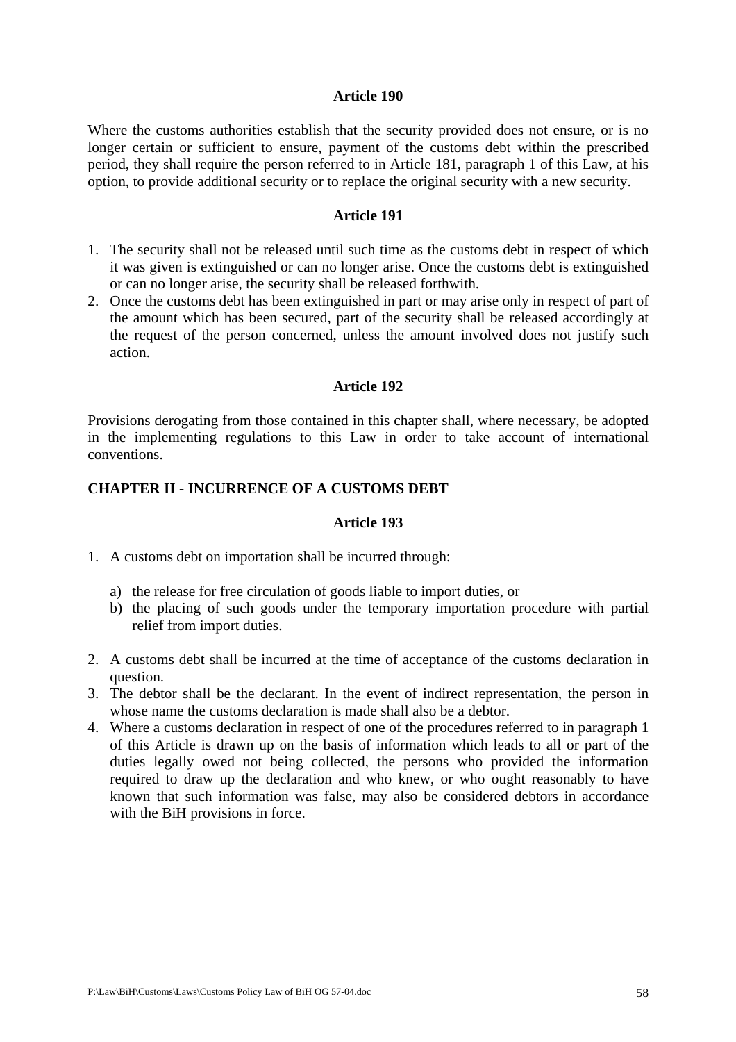### Article 190

Where the customs authorities establish that the security provided does not ensure, or is no longer certain or sufficient to ensure, payment of the customs debt within the prescribed period, they shall require the person referred to in Article 181, paragraph 1 of this Law, at his option, to provide additional security or to replace the original security with a new security.

### Article 191

1. The security shall not be released until such time as the customs debt in respect of which it was given is extinguished or can no longer arise. Once the customs debt is extinguished or can no longer arise, the security shall be released forthwith.
2. Once the customs debt has been extinguished in part or may arise only in respect of part of the amount which has been secured, part of the security shall be released accordingly at the request of the person concerned, unless the amount involved does not justify such action.

### Article 192

Provisions derogating from those contained in this chapter shall, where necessary, be adopted in the implementing regulations to this Law in order to take account of international conventions.

## CHAPTER II - INCURRENCE OF A CUSTOMS DEBT

### Article 193

1. A customs debt on importation shall be incurred through:

   a) the release for free circulation of goods liable to import duties, or
   b) the placing of such goods under the temporary importation procedure with partial relief from import duties.

2. A customs debt shall be incurred at the time of acceptance of the customs declaration in question.
3. The debtor shall be the declarant. In the event of indirect representation, the person in whose name the customs declaration is made shall also be a debtor.
4. Where a customs declaration in respect of one of the procedures referred to in paragraph 1 of this Article is drawn up on the basis of information which leads to all or part of the duties legally owed not being collected, the persons who provided the information required to draw up the declaration and who knew, or who ought reasonably to have known that such information was false, may also be considered debtors in accordance with the BiH provisions in force.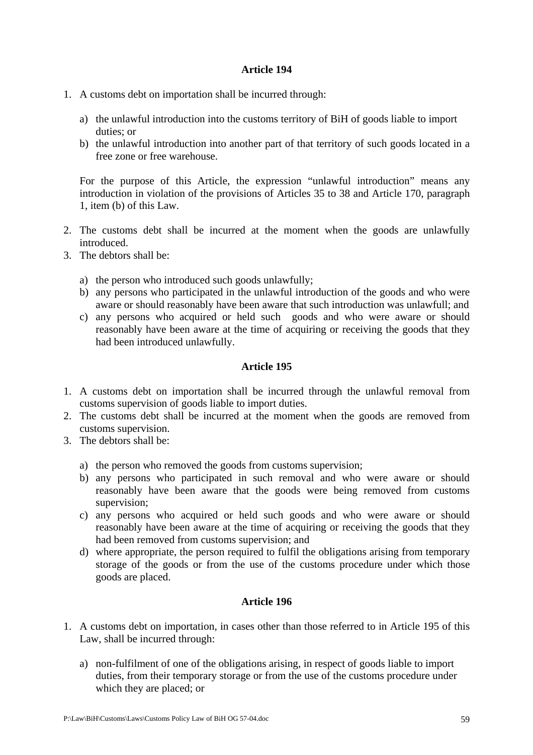### Article 194

1. A customs debt on importation shall be incurred through:

   a) the unlawful introduction into the customs territory of BiH of goods liable to import duties; or
   b) the unlawful introduction into another part of that territory of such goods located in a free zone or free warehouse.

   For the purpose of this Article, the expression "unlawful introduction" means any introduction in violation of the provisions of Articles 35 to 38 and Article 170, paragraph 1, item (b) of this Law.

2. The customs debt shall be incurred at the moment when the goods are unlawfully introduced.
3. The debtors shall be:

   a) the person who introduced such goods unlawfully;
   b) any persons who participated in the unlawful introduction of the goods and who were aware or should reasonably have been aware that such introduction was unlawfull; and
   c) any persons who acquired or held such goods and who were aware or should reasonably have been aware at the time of acquiring or receiving the goods that they had been introduced unlawfully.

### Article 195

1. A customs debt on importation shall be incurred through the unlawful removal from customs supervision of goods liable to import duties.
2. The customs debt shall be incurred at the moment when the goods are removed from customs supervision.
3. The debtors shall be:

   a) the person who removed the goods from customs supervision;
   b) any persons who participated in such removal and who were aware or should reasonably have been aware that the goods were being removed from customs supervision;
   c) any persons who acquired or held such goods and who were aware or should reasonably have been aware at the time of acquiring or receiving the goods that they had been removed from customs supervision; and
   d) where appropriate, the person required to fulfil the obligations arising from temporary storage of the goods or from the use of the customs procedure under which those goods are placed.

### Article 196

1. A customs debt on importation, in cases other than those referred to in Article 195 of this Law, shall be incurred through:

   a) non-fulfilment of one of the obligations arising, in respect of goods liable to import duties, from their temporary storage or from the use of the customs procedure under which they are placed; or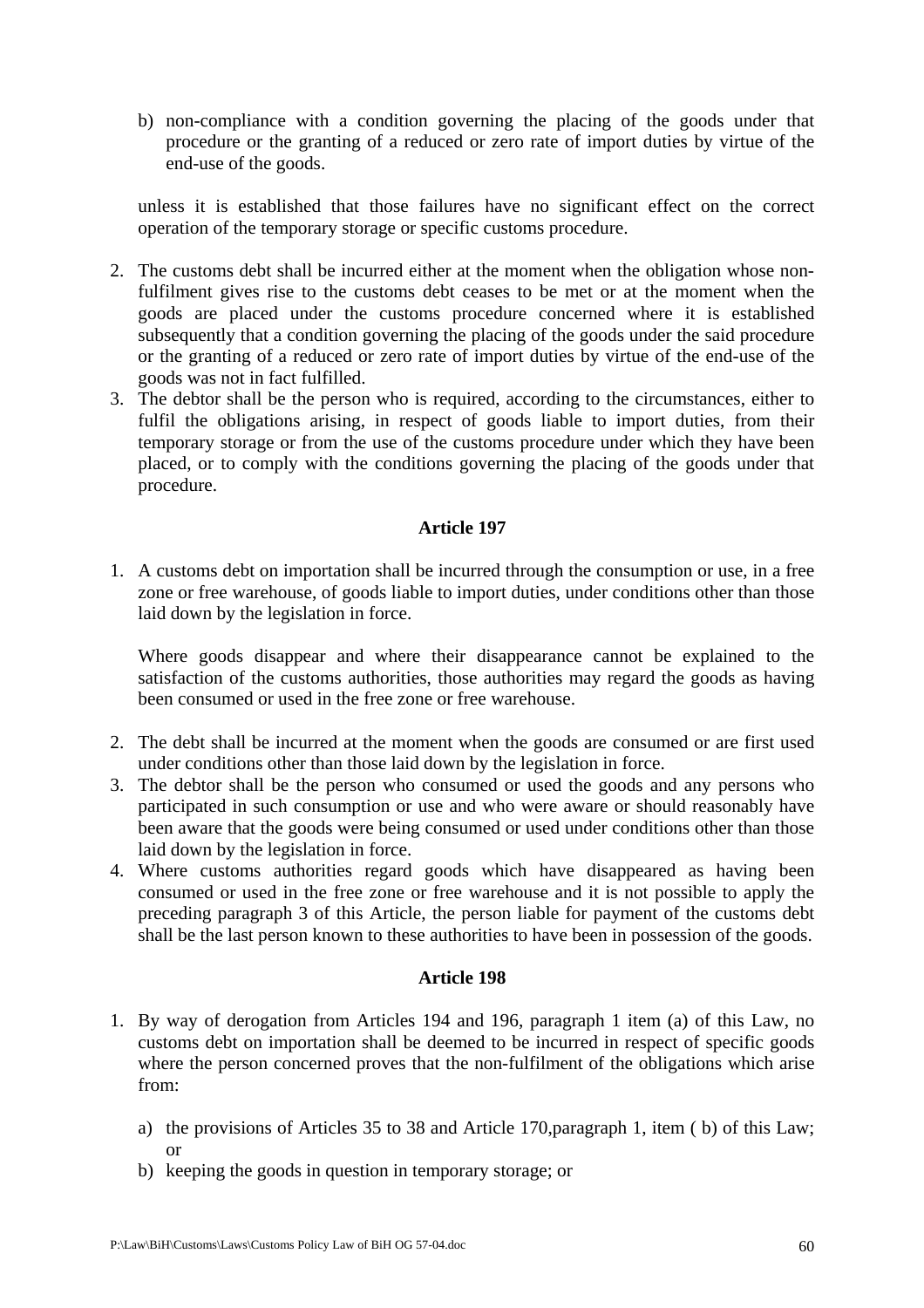b) non-compliance with a condition governing the placing of the goods under that procedure or the granting of a reduced or zero rate of import duties by virtue of the end-use of the goods.

unless it is established that those failures have no significant effect on the correct operation of the temporary storage or specific customs procedure.

2. The customs debt shall be incurred either at the moment when the obligation whose non-fulfilment gives rise to the customs debt ceases to be met or at the moment when the goods are placed under the customs procedure concerned where it is established subsequently that a condition governing the placing of the goods under the said procedure or the granting of a reduced or zero rate of import duties by virtue of the end-use of the goods was not in fact fulfilled.
3. The debtor shall be the person who is required, according to the circumstances, either to fulfil the obligations arising, in respect of goods liable to import duties, from their temporary storage or from the use of the customs procedure under which they have been placed, or to comply with the conditions governing the placing of the goods under that procedure.

**Article 197**

1. A customs debt on importation shall be incurred through the consumption or use, in a free zone or free warehouse, of goods liable to import duties, under conditions other than those laid down by the legislation in force.

   Where goods disappear and where their disappearance cannot be explained to the satisfaction of the customs authorities, those authorities may regard the goods as having been consumed or used in the free zone or free warehouse.

2. The debt shall be incurred at the moment when the goods are consumed or are first used under conditions other than those laid down by the legislation in force.
3. The debtor shall be the person who consumed or used the goods and any persons who participated in such consumption or use and who were aware or should reasonably have been aware that the goods were being consumed or used under conditions other than those laid down by the legislation in force.
4. Where customs authorities regard goods which have disappeared as having been consumed or used in the free zone or free warehouse and it is not possible to apply the preceding paragraph 3 of this Article, the person liable for payment of the customs debt shall be the last person known to these authorities to have been in possession of the goods.

**Article 198**

1. By way of derogation from Articles 194 and 196, paragraph 1 item (a) of this Law, no customs debt on importation shall be deemed to be incurred in respect of specific goods where the person concerned proves that the non-fulfilment of the obligations which arise from:

   a) the provisions of Articles 35 to 38 and Article 170,paragraph 1, item ( b) of this Law; or
   b) keeping the goods in question in temporary storage; or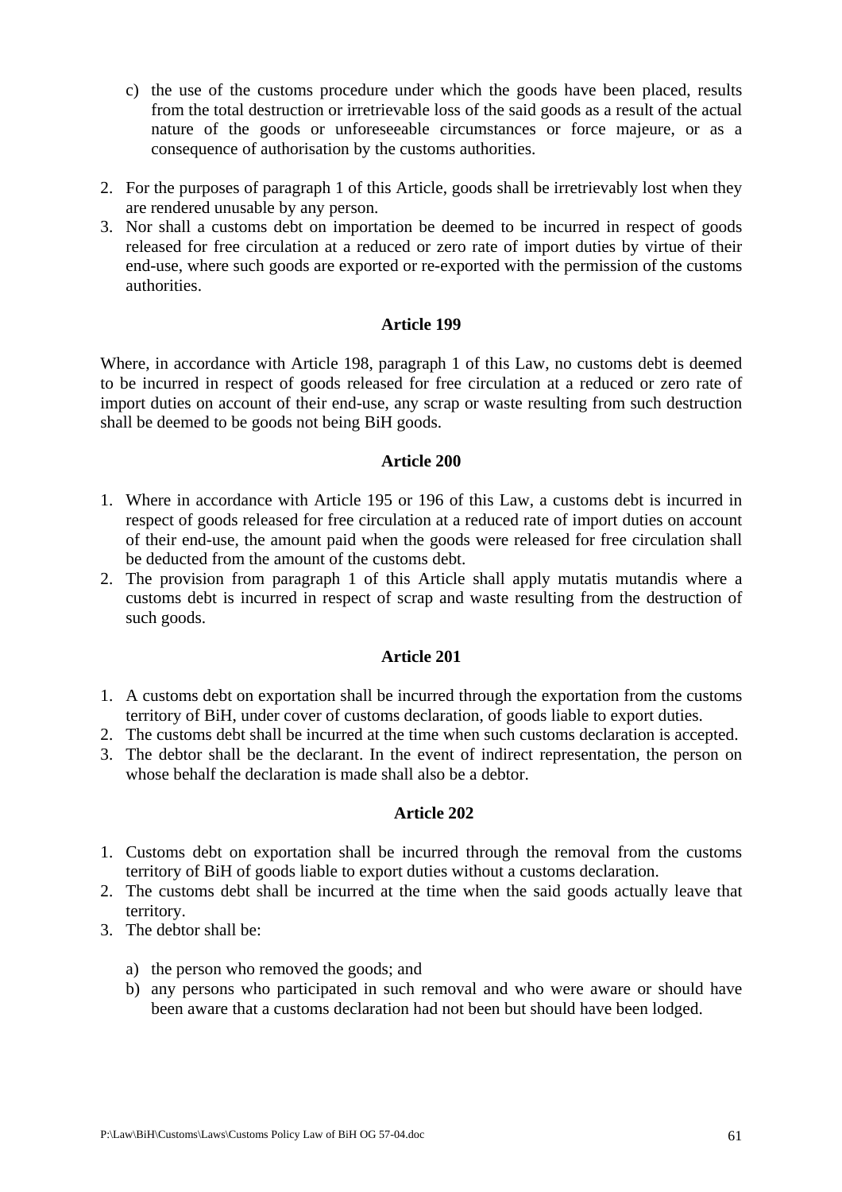c) the use of the customs procedure under which the goods have been placed, results from the total destruction or irretrievable loss of the said goods as a result of the actual nature of the goods or unforeseeable circumstances or force majeure, or as a consequence of authorisation by the customs authorities.

2. For the purposes of paragraph 1 of this Article, goods shall be irretrievably lost when they are rendered unusable by any person.
3. Nor shall a customs debt on importation be deemed to be incurred in respect of goods released for free circulation at a reduced or zero rate of import duties by virtue of their end-use, where such goods are exported or re-exported with the permission of the customs authorities.

### Article 199

Where, in accordance with Article 198, paragraph 1 of this Law, no customs debt is deemed to be incurred in respect of goods released for free circulation at a reduced or zero rate of import duties on account of their end-use, any scrap or waste resulting from such destruction shall be deemed to be goods not being BiH goods.

### Article 200

1. Where in accordance with Article 195 or 196 of this Law, a customs debt is incurred in respect of goods released for free circulation at a reduced rate of import duties on account of their end-use, the amount paid when the goods were released for free circulation shall be deducted from the amount of the customs debt.
2. The provision from paragraph 1 of this Article shall apply mutatis mutandis where a customs debt is incurred in respect of scrap and waste resulting from the destruction of such goods.

### Article 201

1. A customs debt on exportation shall be incurred through the exportation from the customs territory of BiH, under cover of customs declaration, of goods liable to export duties.
2. The customs debt shall be incurred at the time when such customs declaration is accepted.
3. The debtor shall be the declarant. In the event of indirect representation, the person on whose behalf the declaration is made shall also be a debtor.

### Article 202

1. Customs debt on exportation shall be incurred through the removal from the customs territory of BiH of goods liable to export duties without a customs declaration.
2. The customs debt shall be incurred at the time when the said goods actually leave that territory.
3. The debtor shall be:

   a) the person who removed the goods; and
   b) any persons who participated in such removal and who were aware or should have been aware that a customs declaration had not been but should have been lodged.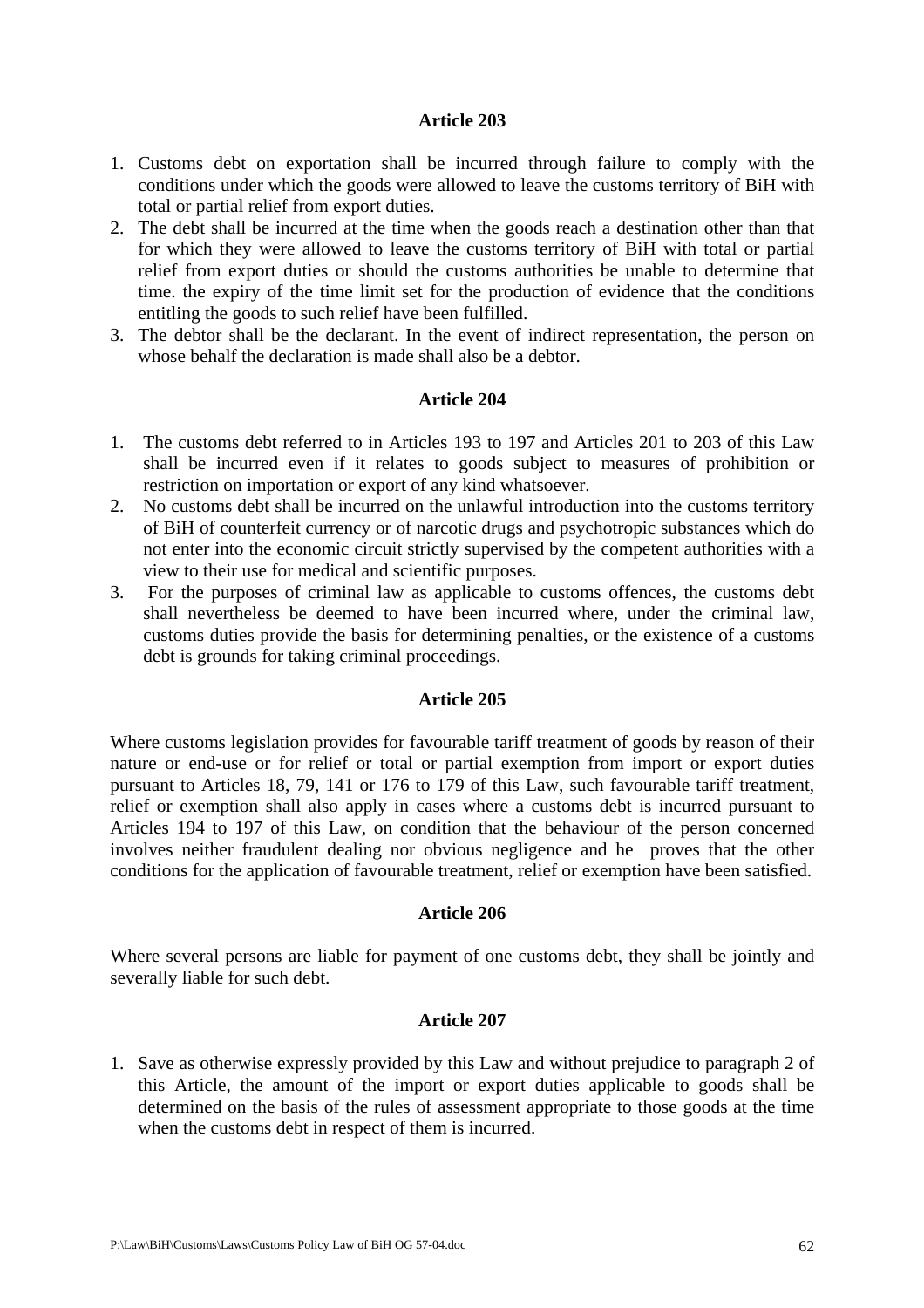**Article 203**

1. Customs debt on exportation shall be incurred through failure to comply with the conditions under which the goods were allowed to leave the customs territory of BiH with total or partial relief from export duties.
2. The debt shall be incurred at the time when the goods reach a destination other than that for which they were allowed to leave the customs territory of BiH with total or partial relief from export duties or should the customs authorities be unable to determine that time. the expiry of the time limit set for the production of evidence that the conditions entitling the goods to such relief have been fulfilled.
3. The debtor shall be the declarant. In the event of indirect representation, the person on whose behalf the declaration is made shall also be a debtor.

**Article 204**

1. The customs debt referred to in Articles 193 to 197 and Articles 201 to 203 of this Law shall be incurred even if it relates to goods subject to measures of prohibition or restriction on importation or export of any kind whatsoever.
2. No customs debt shall be incurred on the unlawful introduction into the customs territory of BiH of counterfeit currency or of narcotic drugs and psychotropic substances which do not enter into the economic circuit strictly supervised by the competent authorities with a view to their use for medical and scientific purposes.
3. For the purposes of criminal law as applicable to customs offences, the customs debt shall nevertheless be deemed to have been incurred where, under the criminal law, customs duties provide the basis for determining penalties, or the existence of a customs debt is grounds for taking criminal proceedings.

**Article 205**

Where customs legislation provides for favourable tariff treatment of goods by reason of their nature or end-use or for relief or total or partial exemption from import or export duties pursuant to Articles 18, 79, 141 or 176 to 179 of this Law, such favourable tariff treatment, relief or exemption shall also apply in cases where a customs debt is incurred pursuant to Articles 194 to 197 of this Law, on condition that the behaviour of the person concerned involves neither fraudulent dealing nor obvious negligence and he proves that the other conditions for the application of favourable treatment, relief or exemption have been satisfied.

**Article 206**

Where several persons are liable for payment of one customs debt, they shall be jointly and severally liable for such debt.

**Article 207**

1. Save as otherwise expressly provided by this Law and without prejudice to paragraph 2 of this Article, the amount of the import or export duties applicable to goods shall be determined on the basis of the rules of assessment appropriate to those goods at the time when the customs debt in respect of them is incurred.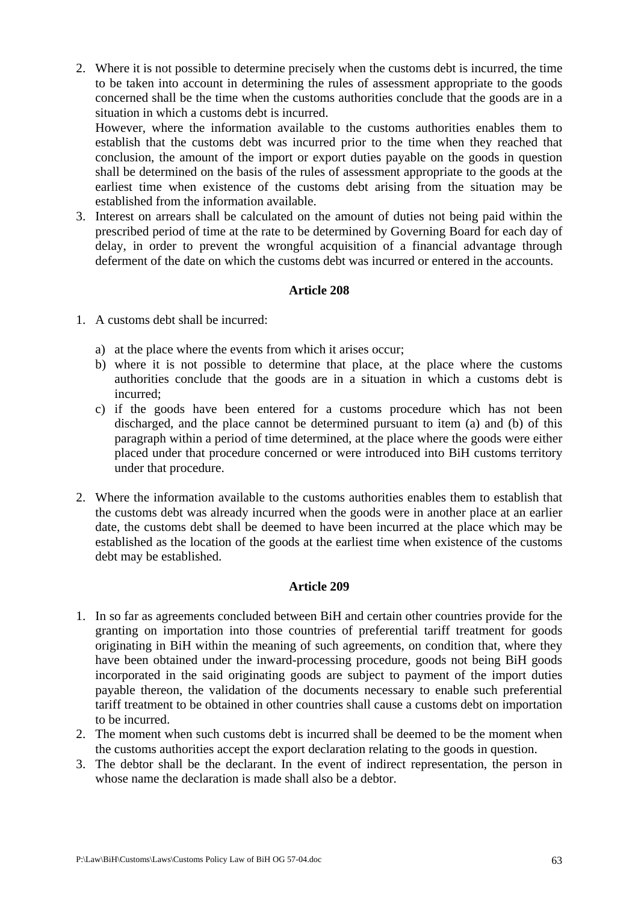2. Where it is not possible to determine precisely when the customs debt is incurred, the time to be taken into account in determining the rules of assessment appropriate to the goods concerned shall be the time when the customs authorities conclude that the goods are in a situation in which a customs debt is incurred.

   However, where the information available to the customs authorities enables them to establish that the customs debt was incurred prior to the time when they reached that conclusion, the amount of the import or export duties payable on the goods in question shall be determined on the basis of the rules of assessment appropriate to the goods at the earliest time when existence of the customs debt arising from the situation may be established from the information available.
3. Interest on arrears shall be calculated on the amount of duties not being paid within the prescribed period of time at the rate to be determined by Governing Board for each day of delay, in order to prevent the wrongful acquisition of a financial advantage through deferment of the date on which the customs debt was incurred or entered in the accounts.

**Article 208**

1. A customs debt shall be incurred:

   a) at the place where the events from which it arises occur;
   b) where it is not possible to determine that place, at the place where the customs authorities conclude that the goods are in a situation in which a customs debt is incurred;
   c) if the goods have been entered for a customs procedure which has not been discharged, and the place cannot be determined pursuant to item (a) and (b) of this paragraph within a period of time determined, at the place where the goods were either placed under that procedure concerned or were introduced into BiH customs territory under that procedure.

2. Where the information available to the customs authorities enables them to establish that the customs debt was already incurred when the goods were in another place at an earlier date, the customs debt shall be deemed to have been incurred at the place which may be established as the location of the goods at the earliest time when existence of the customs debt may be established.

**Article 209**

1. In so far as agreements concluded between BiH and certain other countries provide for the granting on importation into those countries of preferential tariff treatment for goods originating in BiH within the meaning of such agreements, on condition that, where they have been obtained under the inward-processing procedure, goods not being BiH goods incorporated in the said originating goods are subject to payment of the import duties payable thereon, the validation of the documents necessary to enable such preferential tariff treatment to be obtained in other countries shall cause a customs debt on importation to be incurred.
2. The moment when such customs debt is incurred shall be deemed to be the moment when the customs authorities accept the export declaration relating to the goods in question.
3. The debtor shall be the declarant. In the event of indirect representation, the person in whose name the declaration is made shall also be a debtor.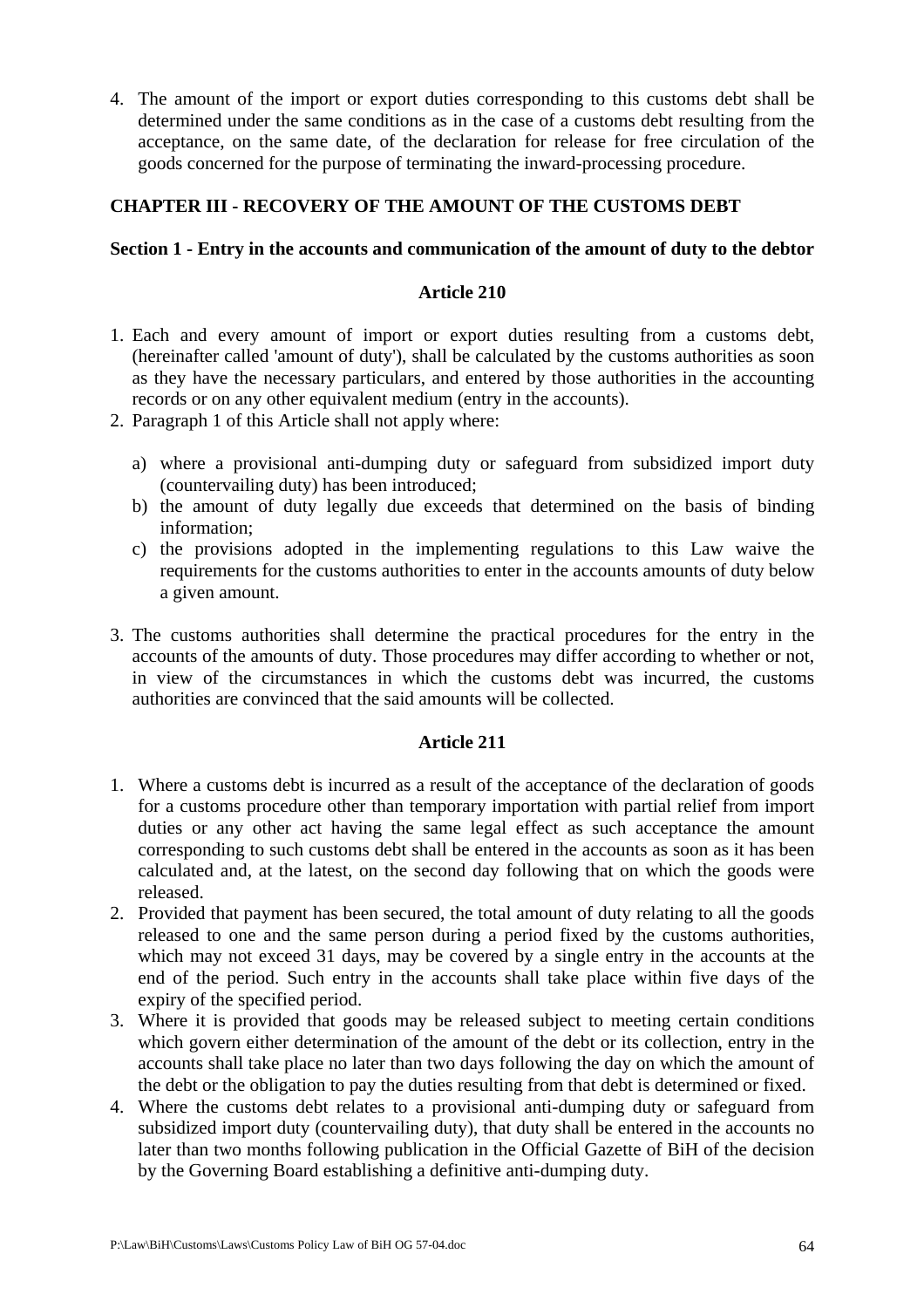4. The amount of the import or export duties corresponding to this customs debt shall be determined under the same conditions as in the case of a customs debt resulting from the acceptance, on the same date, of the declaration for release for free circulation of the goods concerned for the purpose of terminating the inward-processing procedure.

## CHAPTER III - RECOVERY OF THE AMOUNT OF THE CUSTOMS DEBT

### Section 1 - Entry in the accounts and communication of the amount of duty to the debtor

#### Article 210

1. Each and every amount of import or export duties resulting from a customs debt, (hereinafter called 'amount of duty'), shall be calculated by the customs authorities as soon as they have the necessary particulars, and entered by those authorities in the accounting records or on any other equivalent medium (entry in the accounts).
2. Paragraph 1 of this Article shall not apply where:

   a) where a provisional anti-dumping duty or safeguard from subsidized import duty (countervailing duty) has been introduced;
   b) the amount of duty legally due exceeds that determined on the basis of binding information;
   c) the provisions adopted in the implementing regulations to this Law waive the requirements for the customs authorities to enter in the accounts amounts of duty below a given amount.

3. The customs authorities shall determine the practical procedures for the entry in the accounts of the amounts of duty. Those procedures may differ according to whether or not, in view of the circumstances in which the customs debt was incurred, the customs authorities are convinced that the said amounts will be collected.

#### Article 211

1. Where a customs debt is incurred as a result of the acceptance of the declaration of goods for a customs procedure other than temporary importation with partial relief from import duties or any other act having the same legal effect as such acceptance the amount corresponding to such customs debt shall be entered in the accounts as soon as it has been calculated and, at the latest, on the second day following that on which the goods were released.
2. Provided that payment has been secured, the total amount of duty relating to all the goods released to one and the same person during a period fixed by the customs authorities, which may not exceed 31 days, may be covered by a single entry in the accounts at the end of the period. Such entry in the accounts shall take place within five days of the expiry of the specified period.
3. Where it is provided that goods may be released subject to meeting certain conditions which govern either determination of the amount of the debt or its collection, entry in the accounts shall take place no later than two days following the day on which the amount of the debt or the obligation to pay the duties resulting from that debt is determined or fixed.
4. Where the customs debt relates to a provisional anti-dumping duty or safeguard from subsidized import duty (countervailing duty), that duty shall be entered in the accounts no later than two months following publication in the Official Gazette of BiH of the decision by the Governing Board establishing a definitive anti-dumping duty.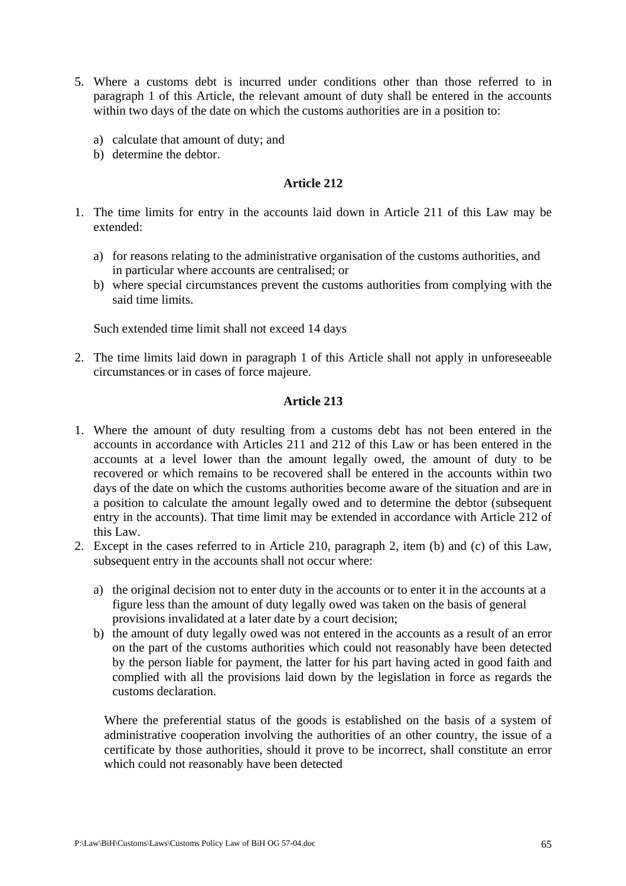5. Where a customs debt is incurred under conditions other than those referred to in paragraph 1 of this Article, the relevant amount of duty shall be entered in the accounts within two days of the date on which the customs authorities are in a position to:

   a) calculate that amount of duty; and
   b) determine the debtor.

### Article 212

1. The time limits for entry in the accounts laid down in Article 211 of this Law may be extended:

   a) for reasons relating to the administrative organisation of the customs authorities, and in particular where accounts are centralised; or
   b) where special circumstances prevent the customs authorities from complying with the said time limits.

   Such extended time limit shall not exceed 14 days

2. The time limits laid down in paragraph 1 of this Article shall not apply in unforeseeable circumstances or in cases of force majeure.

### Article 213

1. Where the amount of duty resulting from a customs debt has not been entered in the accounts in accordance with Articles 211 and 212 of this Law or has been entered in the accounts at a level lower than the amount legally owed, the amount of duty to be recovered or which remains to be recovered shall be entered in the accounts within two days of the date on which the customs authorities become aware of the situation and are in a position to calculate the amount legally owed and to determine the debtor (subsequent entry in the accounts). That time limit may be extended in accordance with Article 212 of this Law.
2. Except in the cases referred to in Article 210, paragraph 2, item (b) and (c) of this Law, subsequent entry in the accounts shall not occur where:

   a) the original decision not to enter duty in the accounts or to enter it in the accounts at a figure less than the amount of duty legally owed was taken on the basis of general provisions invalidated at a later date by a court decision;
   b) the amount of duty legally owed was not entered in the accounts as a result of an error on the part of the customs authorities which could not reasonably have been detected by the person liable for payment, the latter for his part having acted in good faith and complied with all the provisions laid down by the legislation in force as regards the customs declaration.

   Where the preferential status of the goods is established on the basis of a system of administrative cooperation involving the authorities of an other country, the issue of a certificate by those authorities, should it prove to be incorrect, shall constitute an error which could not reasonably have been detected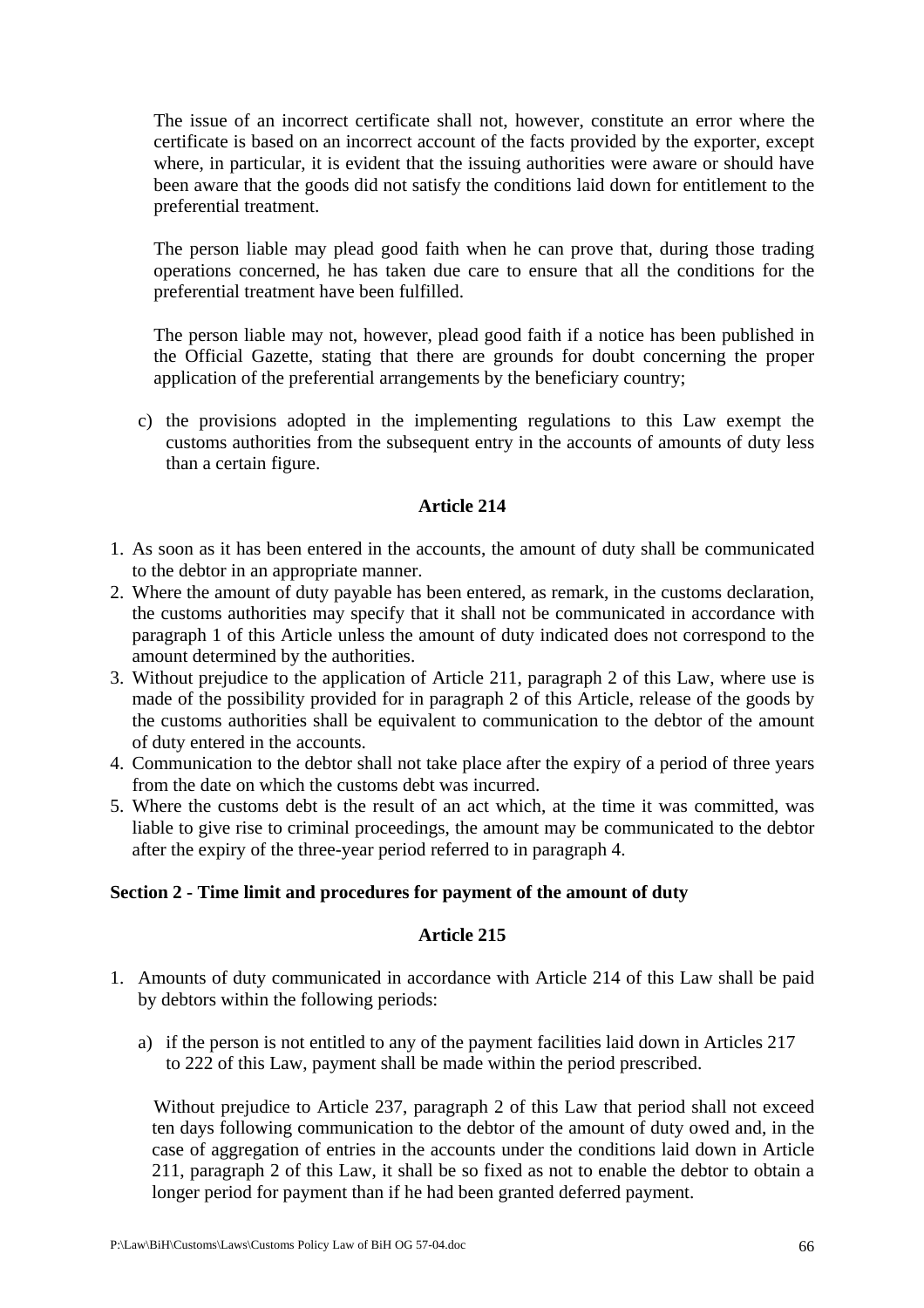The issue of an incorrect certificate shall not, however, constitute an error where the certificate is based on an incorrect account of the facts provided by the exporter, except where, in particular, it is evident that the issuing authorities were aware or should have been aware that the goods did not satisfy the conditions laid down for entitlement to the preferential treatment.

The person liable may plead good faith when he can prove that, during those trading operations concerned, he has taken due care to ensure that all the conditions for the preferential treatment have been fulfilled.

The person liable may not, however, plead good faith if a notice has been published in the Official Gazette, stating that there are grounds for doubt concerning the proper application of the preferential arrangements by the beneficiary country;

c) the provisions adopted in the implementing regulations to this Law exempt the customs authorities from the subsequent entry in the accounts of amounts of duty less than a certain figure.

### Article 214

1. As soon as it has been entered in the accounts, the amount of duty shall be communicated to the debtor in an appropriate manner.
2. Where the amount of duty payable has been entered, as remark, in the customs declaration, the customs authorities may specify that it shall not be communicated in accordance with paragraph 1 of this Article unless the amount of duty indicated does not correspond to the amount determined by the authorities.
3. Without prejudice to the application of Article 211, paragraph 2 of this Law, where use is made of the possibility provided for in paragraph 2 of this Article, release of the goods by the customs authorities shall be equivalent to communication to the debtor of the amount of duty entered in the accounts.
4. Communication to the debtor shall not take place after the expiry of a period of three years from the date on which the customs debt was incurred.
5. Where the customs debt is the result of an act which, at the time it was committed, was liable to give rise to criminal proceedings, the amount may be communicated to the debtor after the expiry of the three-year period referred to in paragraph 4.

## Section 2 - Time limit and procedures for payment of the amount of duty

### Article 215

1. Amounts of duty communicated in accordance with Article 214 of this Law shall be paid by debtors within the following periods:

   a) if the person is not entitled to any of the payment facilities laid down in Articles 217 to 222 of this Law, payment shall be made within the period prescribed.

   Without prejudice to Article 237, paragraph 2 of this Law that period shall not exceed ten days following communication to the debtor of the amount of duty owed and, in the case of aggregation of entries in the accounts under the conditions laid down in Article 211, paragraph 2 of this Law, it shall be so fixed as not to enable the debtor to obtain a longer period for payment than if he had been granted deferred payment.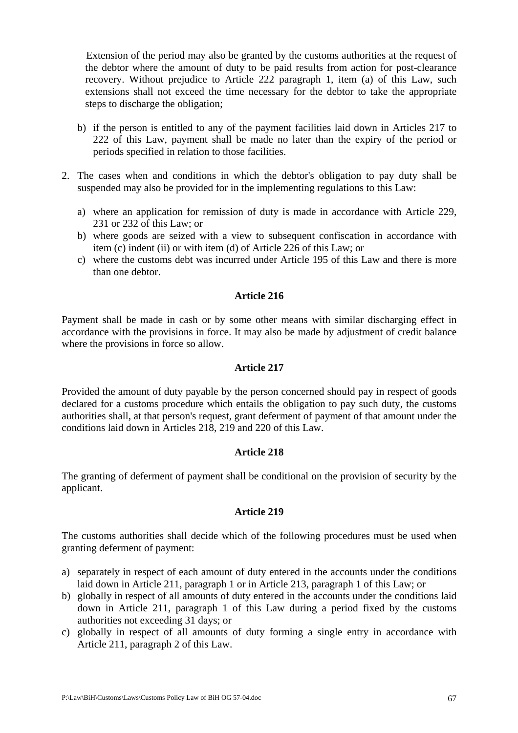Extension of the period may also be granted by the customs authorities at the request of the debtor where the amount of duty to be paid results from action for post-clearance recovery. Without prejudice to Article 222 paragraph 1, item (a) of this Law, such extensions shall not exceed the time necessary for the debtor to take the appropriate steps to discharge the obligation;

b) if the person is entitled to any of the payment facilities laid down in Articles 217 to 222 of this Law, payment shall be made no later than the expiry of the period or periods specified in relation to those facilities.

2. The cases when and conditions in which the debtor's obligation to pay duty shall be suspended may also be provided for in the implementing regulations to this Law:

   a) where an application for remission of duty is made in accordance with Article 229, 231 or 232 of this Law; or
   b) where goods are seized with a view to subsequent confiscation in accordance with item (c) indent (ii) or with item (d) of Article 226 of this Law; or
   c) where the customs debt was incurred under Article 195 of this Law and there is more than one debtor.

**Article 216**

Payment shall be made in cash or by some other means with similar discharging effect in accordance with the provisions in force. It may also be made by adjustment of credit balance where the provisions in force so allow.

**Article 217**

Provided the amount of duty payable by the person concerned should pay in respect of goods declared for a customs procedure which entails the obligation to pay such duty, the customs authorities shall, at that person's request, grant deferment of payment of that amount under the conditions laid down in Articles 218, 219 and 220 of this Law.

**Article 218**

The granting of deferment of payment shall be conditional on the provision of security by the applicant.

**Article 219**

The customs authorities shall decide which of the following procedures must be used when granting deferment of payment:

a) separately in respect of each amount of duty entered in the accounts under the conditions laid down in Article 211, paragraph 1 or in Article 213, paragraph 1 of this Law; or
b) globally in respect of all amounts of duty entered in the accounts under the conditions laid down in Article 211, paragraph 1 of this Law during a period fixed by the customs authorities not exceeding 31 days; or
c) globally in respect of all amounts of duty forming a single entry in accordance with Article 211, paragraph 2 of this Law.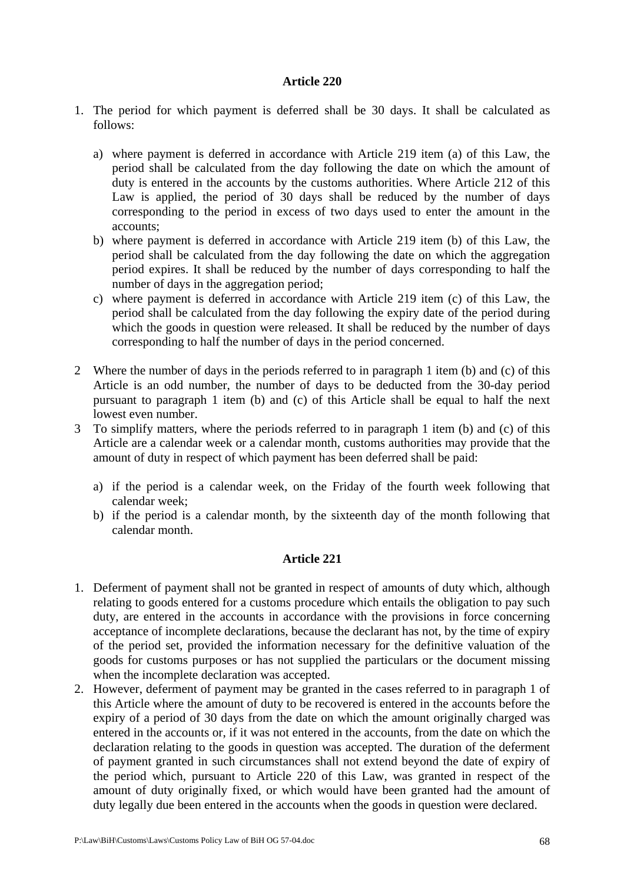**Article 220**

1. The period for which payment is deferred shall be 30 days. It shall be calculated as follows:

   a) where payment is deferred in accordance with Article 219 item (a) of this Law, the period shall be calculated from the day following the date on which the amount of duty is entered in the accounts by the customs authorities. Where Article 212 of this Law is applied, the period of 30 days shall be reduced by the number of days corresponding to the period in excess of two days used to enter the amount in the accounts;
   b) where payment is deferred in accordance with Article 219 item (b) of this Law, the period shall be calculated from the day following the date on which the aggregation period expires. It shall be reduced by the number of days corresponding to half the number of days in the aggregation period;
   c) where payment is deferred in accordance with Article 219 item (c) of this Law, the period shall be calculated from the day following the expiry date of the period during which the goods in question were released. It shall be reduced by the number of days corresponding to half the number of days in the period concerned.

2 Where the number of days in the periods referred to in paragraph 1 item (b) and (c) of this Article is an odd number, the number of days to be deducted from the 30-day period pursuant to paragraph 1 item (b) and (c) of this Article shall be equal to half the next lowest even number.

3 To simplify matters, where the periods referred to in paragraph 1 item (b) and (c) of this Article are a calendar week or a calendar month, customs authorities may provide that the amount of duty in respect of which payment has been deferred shall be paid:

   a) if the period is a calendar week, on the Friday of the fourth week following that calendar week;
   b) if the period is a calendar month, by the sixteenth day of the month following that calendar month.

**Article 221**

1. Deferment of payment shall not be granted in respect of amounts of duty which, although relating to goods entered for a customs procedure which entails the obligation to pay such duty, are entered in the accounts in accordance with the provisions in force concerning acceptance of incomplete declarations, because the declarant has not, by the time of expiry of the period set, provided the information necessary for the definitive valuation of the goods for customs purposes or has not supplied the particulars or the document missing when the incomplete declaration was accepted.
2. However, deferment of payment may be granted in the cases referred to in paragraph 1 of this Article where the amount of duty to be recovered is entered in the accounts before the expiry of a period of 30 days from the date on which the amount originally charged was entered in the accounts or, if it was not entered in the accounts, from the date on which the declaration relating to the goods in question was accepted. The duration of the deferment of payment granted in such circumstances shall not extend beyond the date of expiry of the period which, pursuant to Article 220 of this Law, was granted in respect of the amount of duty originally fixed, or which would have been granted had the amount of duty legally due been entered in the accounts when the goods in question were declared.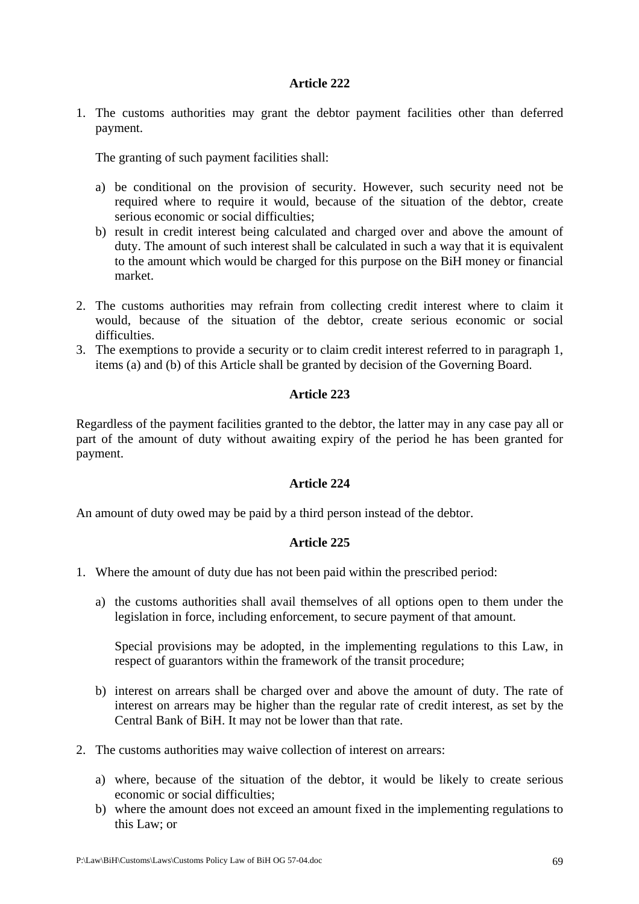### Article 222

1. The customs authorities may grant the debtor payment facilities other than deferred payment.

   The granting of such payment facilities shall:

   a) be conditional on the provision of security. However, such security need not be required where to require it would, because of the situation of the debtor, create serious economic or social difficulties;
   b) result in credit interest being calculated and charged over and above the amount of duty. The amount of such interest shall be calculated in such a way that it is equivalent to the amount which would be charged for this purpose on the BiH money or financial market.

2. The customs authorities may refrain from collecting credit interest where to claim it would, because of the situation of the debtor, create serious economic or social difficulties.
3. The exemptions to provide a security or to claim credit interest referred to in paragraph 1, items (a) and (b) of this Article shall be granted by decision of the Governing Board.

### Article 223

Regardless of the payment facilities granted to the debtor, the latter may in any case pay all or part of the amount of duty without awaiting expiry of the period he has been granted for payment.

### Article 224

An amount of duty owed may be paid by a third person instead of the debtor.

### Article 225

1. Where the amount of duty due has not been paid within the prescribed period:

   a) the customs authorities shall avail themselves of all options open to them under the legislation in force, including enforcement, to secure payment of that amount.

      Special provisions may be adopted, in the implementing regulations to this Law, in respect of guarantors within the framework of the transit procedure;

   b) interest on arrears shall be charged over and above the amount of duty. The rate of interest on arrears may be higher than the regular rate of credit interest, as set by the Central Bank of BiH. It may not be lower than that rate.

2. The customs authorities may waive collection of interest on arrears:

   a) where, because of the situation of the debtor, it would be likely to create serious economic or social difficulties;
   b) where the amount does not exceed an amount fixed in the implementing regulations to this Law; or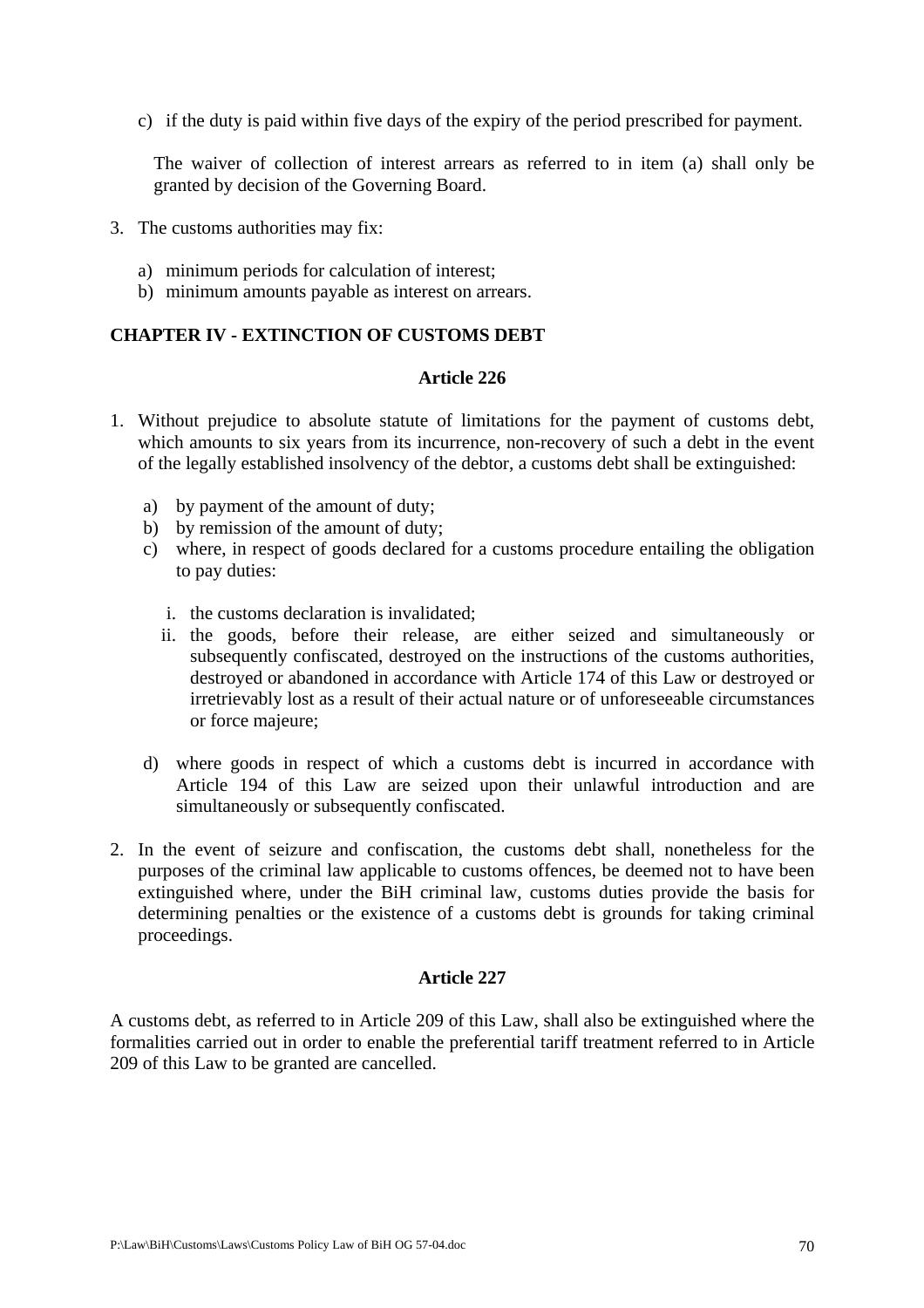c) if the duty is paid within five days of the expiry of the period prescribed for payment.

The waiver of collection of interest arrears as referred to in item (a) shall only be granted by decision of the Governing Board.

3. The customs authorities may fix:

   a) minimum periods for calculation of interest;
   b) minimum amounts payable as interest on arrears.

## CHAPTER IV - EXTINCTION OF CUSTOMS DEBT

### Article 226

1. Without prejudice to absolute statute of limitations for the payment of customs debt, which amounts to six years from its incurrence, non-recovery of such a debt in the event of the legally established insolvency of the debtor, a customs debt shall be extinguished:

   a) by payment of the amount of duty;
   b) by remission of the amount of duty;
   c) where, in respect of goods declared for a customs procedure entailing the obligation to pay duties:

      i. the customs declaration is invalidated;
      ii. the goods, before their release, are either seized and simultaneously or subsequently confiscated, destroyed on the instructions of the customs authorities, destroyed or abandoned in accordance with Article 174 of this Law or destroyed or irretrievably lost as a result of their actual nature or of unforeseeable circumstances or force majeure;

   d) where goods in respect of which a customs debt is incurred in accordance with Article 194 of this Law are seized upon their unlawful introduction and are simultaneously or subsequently confiscated.

2. In the event of seizure and confiscation, the customs debt shall, nonetheless for the purposes of the criminal law applicable to customs offences, be deemed not to have been extinguished where, under the BiH criminal law, customs duties provide the basis for determining penalties or the existence of a customs debt is grounds for taking criminal proceedings.

### Article 227

A customs debt, as referred to in Article 209 of this Law, shall also be extinguished where the formalities carried out in order to enable the preferential tariff treatment referred to in Article 209 of this Law to be granted are cancelled.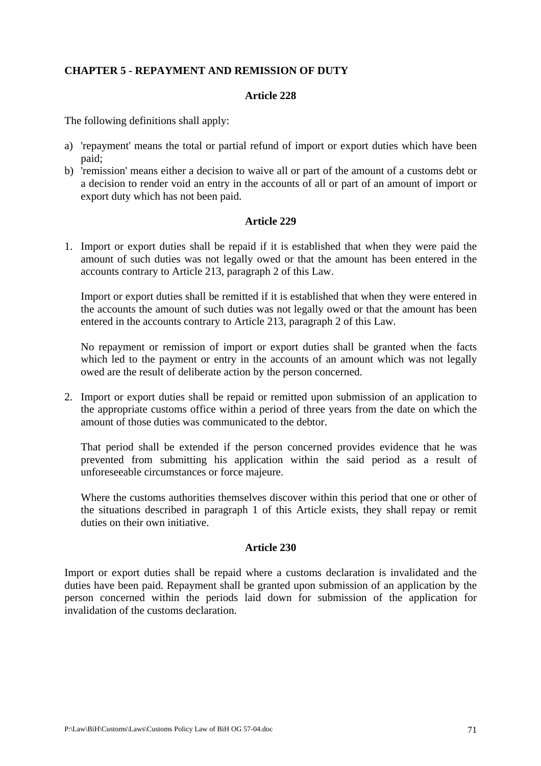## CHAPTER 5 - REPAYMENT AND REMISSION OF DUTY

### Article 228

The following definitions shall apply:

a) 'repayment' means the total or partial refund of import or export duties which have been paid;
b) 'remission' means either a decision to waive all or part of the amount of a customs debt or a decision to render void an entry in the accounts of all or part of an amount of import or export duty which has not been paid.

### Article 229

1. Import or export duties shall be repaid if it is established that when they were paid the amount of such duties was not legally owed or that the amount has been entered in the accounts contrary to Article 213, paragraph 2 of this Law.

   Import or export duties shall be remitted if it is established that when they were entered in the accounts the amount of such duties was not legally owed or that the amount has been entered in the accounts contrary to Article 213, paragraph 2 of this Law.

   No repayment or remission of import or export duties shall be granted when the facts which led to the payment or entry in the accounts of an amount which was not legally owed are the result of deliberate action by the person concerned.

2. Import or export duties shall be repaid or remitted upon submission of an application to the appropriate customs office within a period of three years from the date on which the amount of those duties was communicated to the debtor.

   That period shall be extended if the person concerned provides evidence that he was prevented from submitting his application within the said period as a result of unforeseeable circumstances or force majeure.

   Where the customs authorities themselves discover within this period that one or other of the situations described in paragraph 1 of this Article exists, they shall repay or remit duties on their own initiative.

### Article 230

Import or export duties shall be repaid where a customs declaration is invalidated and the duties have been paid. Repayment shall be granted upon submission of an application by the person concerned within the periods laid down for submission of the application for invalidation of the customs declaration.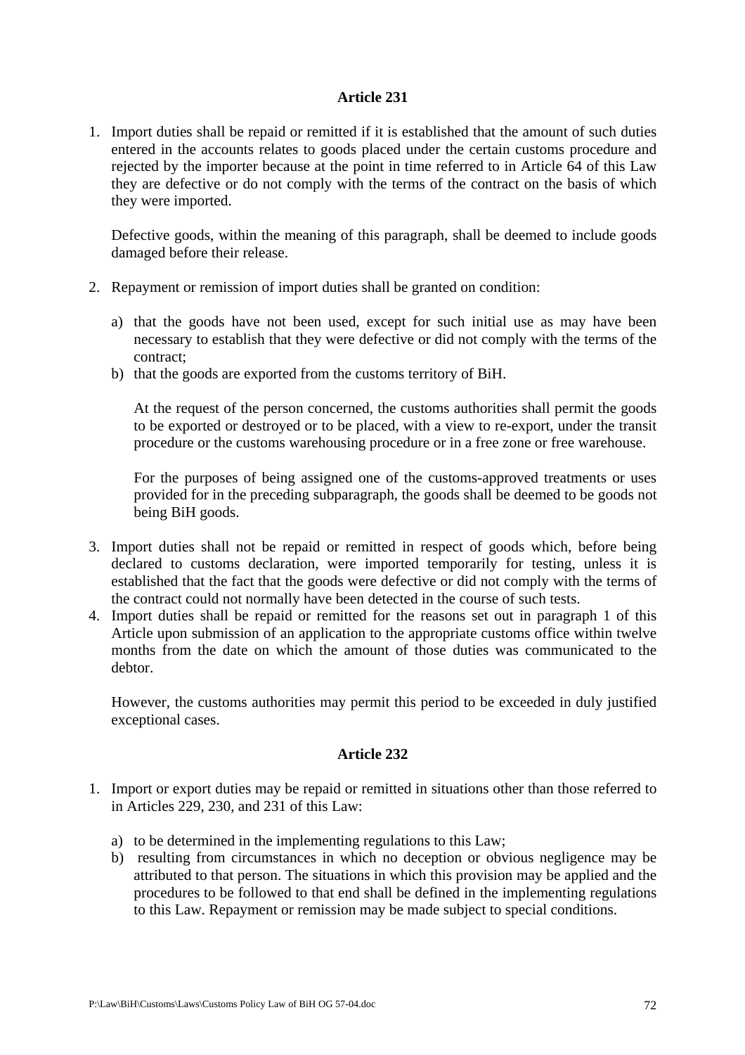### Article 231

1. Import duties shall be repaid or remitted if it is established that the amount of such duties entered in the accounts relates to goods placed under the certain customs procedure and rejected by the importer because at the point in time referred to in Article 64 of this Law they are defective or do not comply with the terms of the contract on the basis of which they were imported.

   Defective goods, within the meaning of this paragraph, shall be deemed to include goods damaged before their release.

2. Repayment or remission of import duties shall be granted on condition:

   a) that the goods have not been used, except for such initial use as may have been necessary to establish that they were defective or did not comply with the terms of the contract;
   b) that the goods are exported from the customs territory of BiH.

   At the request of the person concerned, the customs authorities shall permit the goods to be exported or destroyed or to be placed, with a view to re-export, under the transit procedure or the customs warehousing procedure or in a free zone or free warehouse.

   For the purposes of being assigned one of the customs-approved treatments or uses provided for in the preceding subparagraph, the goods shall be deemed to be goods not being BiH goods.

3. Import duties shall not be repaid or remitted in respect of goods which, before being declared to customs declaration, were imported temporarily for testing, unless it is established that the fact that the goods were defective or did not comply with the terms of the contract could not normally have been detected in the course of such tests.
4. Import duties shall be repaid or remitted for the reasons set out in paragraph 1 of this Article upon submission of an application to the appropriate customs office within twelve months from the date on which the amount of those duties was communicated to the debtor.

   However, the customs authorities may permit this period to be exceeded in duly justified exceptional cases.

### Article 232

1. Import or export duties may be repaid or remitted in situations other than those referred to in Articles 229, 230, and 231 of this Law:

   a) to be determined in the implementing regulations to this Law;
   b) resulting from circumstances in which no deception or obvious negligence may be attributed to that person. The situations in which this provision may be applied and the procedures to be followed to that end shall be defined in the implementing regulations to this Law. Repayment or remission may be made subject to special conditions.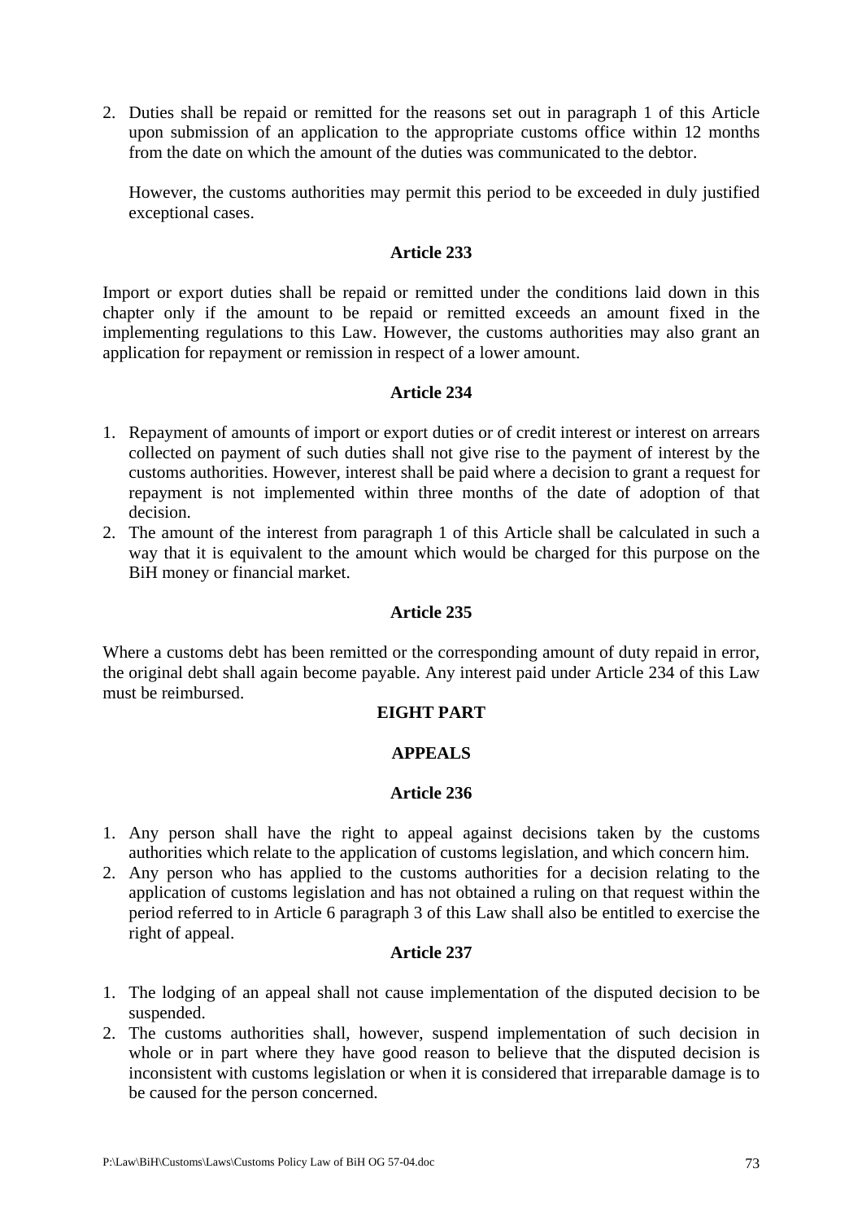2. Duties shall be repaid or remitted for the reasons set out in paragraph 1 of this Article upon submission of an application to the appropriate customs office within 12 months from the date on which the amount of the duties was communicated to the debtor.

   However, the customs authorities may permit this period to be exceeded in duly justified exceptional cases.

**Article 233**

Import or export duties shall be repaid or remitted under the conditions laid down in this chapter only if the amount to be repaid or remitted exceeds an amount fixed in the implementing regulations to this Law. However, the customs authorities may also grant an application for repayment or remission in respect of a lower amount.

**Article 234**

1. Repayment of amounts of import or export duties or of credit interest or interest on arrears collected on payment of such duties shall not give rise to the payment of interest by the customs authorities. However, interest shall be paid where a decision to grant a request for repayment is not implemented within three months of the date of adoption of that decision.
2. The amount of the interest from paragraph 1 of this Article shall be calculated in such a way that it is equivalent to the amount which would be charged for this purpose on the BiH money or financial market.

**Article 235**

Where a customs debt has been remitted or the corresponding amount of duty repaid in error, the original debt shall again become payable. Any interest paid under Article 234 of this Law must be reimbursed.

## EIGHT PART

## APPEALS

**Article 236**

1. Any person shall have the right to appeal against decisions taken by the customs authorities which relate to the application of customs legislation, and which concern him.
2. Any person who has applied to the customs authorities for a decision relating to the application of customs legislation and has not obtained a ruling on that request within the period referred to in Article 6 paragraph 3 of this Law shall also be entitled to exercise the right of appeal.

**Article 237**

1. The lodging of an appeal shall not cause implementation of the disputed decision to be suspended.
2. The customs authorities shall, however, suspend implementation of such decision in whole or in part where they have good reason to believe that the disputed decision is inconsistent with customs legislation or when it is considered that irreparable damage is to be caused for the person concerned.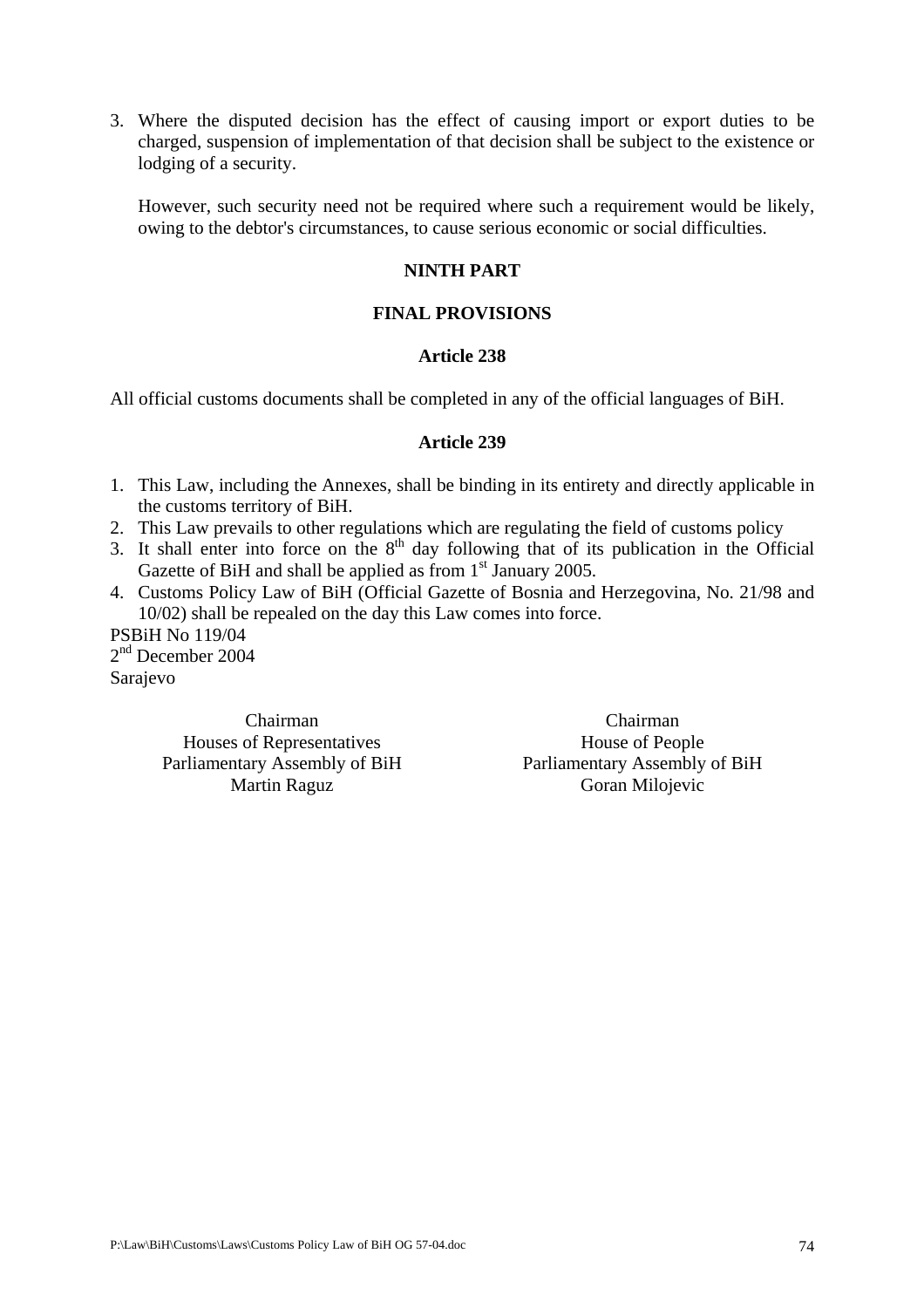3. Where the disputed decision has the effect of causing import or export duties to be charged, suspension of implementation of that decision shall be subject to the existence or lodging of a security.

   However, such security need not be required where such a requirement would be likely, owing to the debtor's circumstances, to cause serious economic or social difficulties.

## NINTH PART

## FINAL PROVISIONS

### Article 238

All official customs documents shall be completed in any of the official languages of BiH.

### Article 239

1. This Law, including the Annexes, shall be binding in its entirety and directly applicable in the customs territory of BiH.
2. This Law prevails to other regulations which are regulating the field of customs policy
3. It shall enter into force on the 8th day following that of its publication in the Official Gazette of BiH and shall be applied as from 1st January 2005.
4. Customs Policy Law of BiH (Official Gazette of Bosnia and Herzegovina, No. 21/98 and 10/02) shall be repealed on the day this Law comes into force.

PSBiH No 119/04
2nd December 2004
Sarajevo

Chairman
Houses of Representatives
Parliamentary Assembly of BiH
Martin Raguz

Chairman
House of People
Parliamentary Assembly of BiH
Goran Milojevic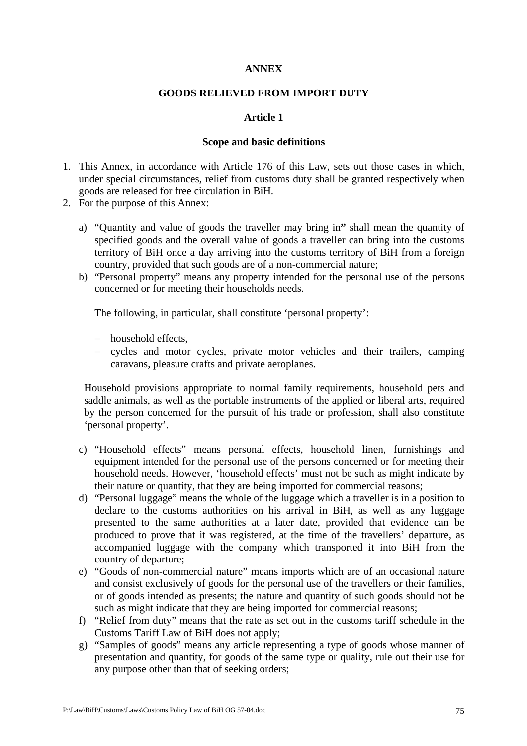# ANNEX

## GOODS RELIEVED FROM IMPORT DUTY

### Article 1

### Scope and basic definitions

1. This Annex, in accordance with Article 176 of this Law, sets out those cases in which, under special circumstances, relief from customs duty shall be granted respectively when goods are released for free circulation in BiH.
2. For the purpose of this Annex:

   a) "Quantity and value of goods the traveller may bring in**"** shall mean the quantity of specified goods and the overall value of goods a traveller can bring into the customs territory of BiH once a day arriving into the customs territory of BiH from a foreign country, provided that such goods are of a non-commercial nature;

   b) "Personal property" means any property intended for the personal use of the persons concerned or for meeting their households needs.

      The following, in particular, shall constitute 'personal property':

      - household effects,
      - cycles and motor cycles, private motor vehicles and their trailers, camping caravans, pleasure crafts and private aeroplanes.

      Household provisions appropriate to normal family requirements, household pets and saddle animals, as well as the portable instruments of the applied or liberal arts, required by the person concerned for the pursuit of his trade or profession, shall also constitute 'personal property'.

   c) "Household effects" means personal effects, household linen, furnishings and equipment intended for the personal use of the persons concerned or for meeting their household needs. However, 'household effects' must not be such as might indicate by their nature or quantity, that they are being imported for commercial reasons;

   d) "Personal luggage" means the whole of the luggage which a traveller is in a position to declare to the customs authorities on his arrival in BiH, as well as any luggage presented to the same authorities at a later date, provided that evidence can be produced to prove that it was registered, at the time of the travellers' departure, as accompanied luggage with the company which transported it into BiH from the country of departure;

   e) "Goods of non-commercial nature" means imports which are of an occasional nature and consist exclusively of goods for the personal use of the travellers or their families, or of goods intended as presents; the nature and quantity of such goods should not be such as might indicate that they are being imported for commercial reasons;

   f) "Relief from duty" means that the rate as set out in the customs tariff schedule in the Customs Tariff Law of BiH does not apply;

   g) "Samples of goods" means any article representing a type of goods whose manner of presentation and quantity, for goods of the same type or quality, rule out their use for any purpose other than that of seeking orders;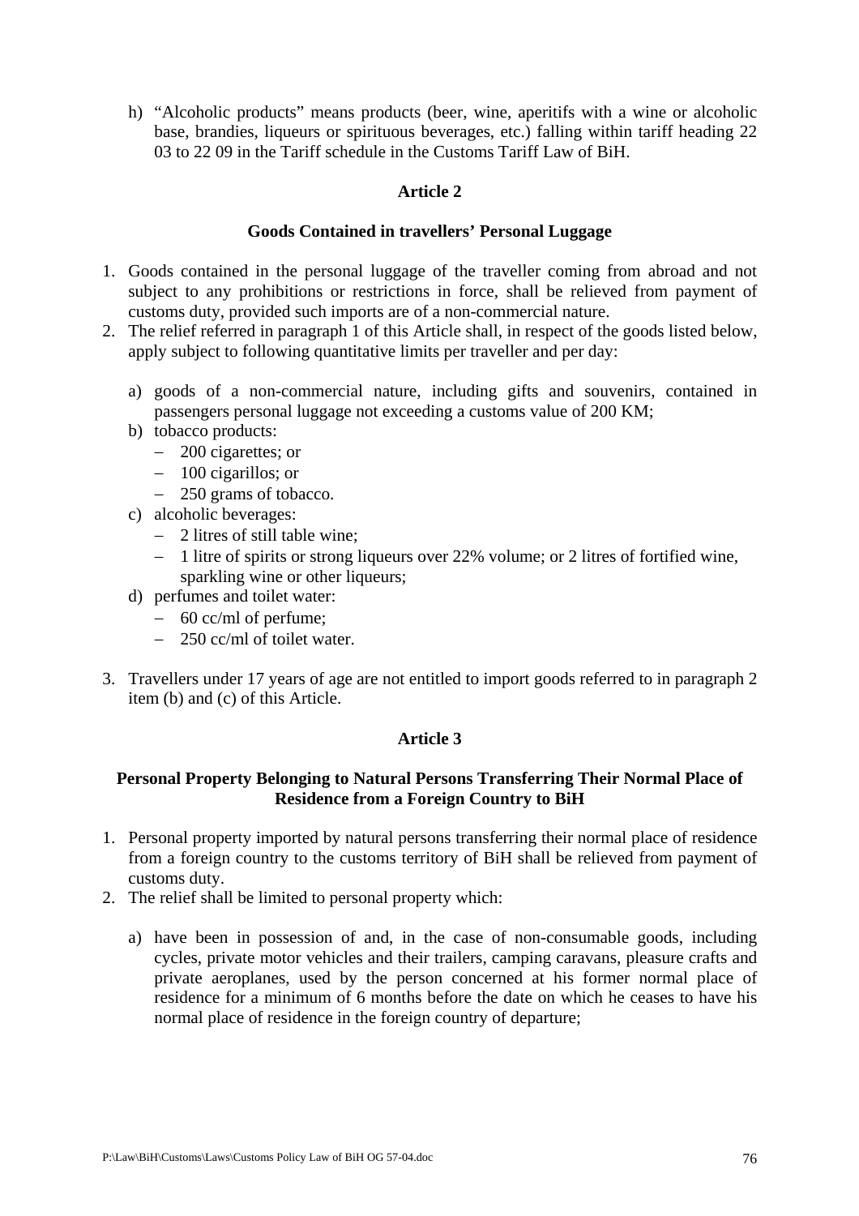h) "Alcoholic products" means products (beer, wine, aperitifs with a wine or alcoholic base, brandies, liqueurs or spirituous beverages, etc.) falling within tariff heading 22 03 to 22 09 in the Tariff schedule in the Customs Tariff Law of BiH.

### Article 2

### Goods Contained in travellers' Personal Luggage

1. Goods contained in the personal luggage of the traveller coming from abroad and not subject to any prohibitions or restrictions in force, shall be relieved from payment of customs duty, provided such imports are of a non-commercial nature.
2. The relief referred in paragraph 1 of this Article shall, in respect of the goods listed below, apply subject to following quantitative limits per traveller and per day:

   a) goods of a non-commercial nature, including gifts and souvenirs, contained in passengers personal luggage not exceeding a customs value of 200 KM;
   b) tobacco products:
      - 200 cigarettes; or
      - 100 cigarillos; or
      - 250 grams of tobacco.
   c) alcoholic beverages:
      - 2 litres of still table wine;
      - 1 litre of spirits or strong liqueurs over 22% volume; or 2 litres of fortified wine, sparkling wine or other liqueurs;
   d) perfumes and toilet water:
      - 60 cc/ml of perfume;
      - 250 cc/ml of toilet water.

3. Travellers under 17 years of age are not entitled to import goods referred to in paragraph 2 item (b) and (c) of this Article.

### Article 3

### Personal Property Belonging to Natural Persons Transferring Their Normal Place of Residence from a Foreign Country to BiH

1. Personal property imported by natural persons transferring their normal place of residence from a foreign country to the customs territory of BiH shall be relieved from payment of customs duty.
2. The relief shall be limited to personal property which:

   a) have been in possession of and, in the case of non-consumable goods, including cycles, private motor vehicles and their trailers, camping caravans, pleasure crafts and private aeroplanes, used by the person concerned at his former normal place of residence for a minimum of 6 months before the date on which he ceases to have his normal place of residence in the foreign country of departure;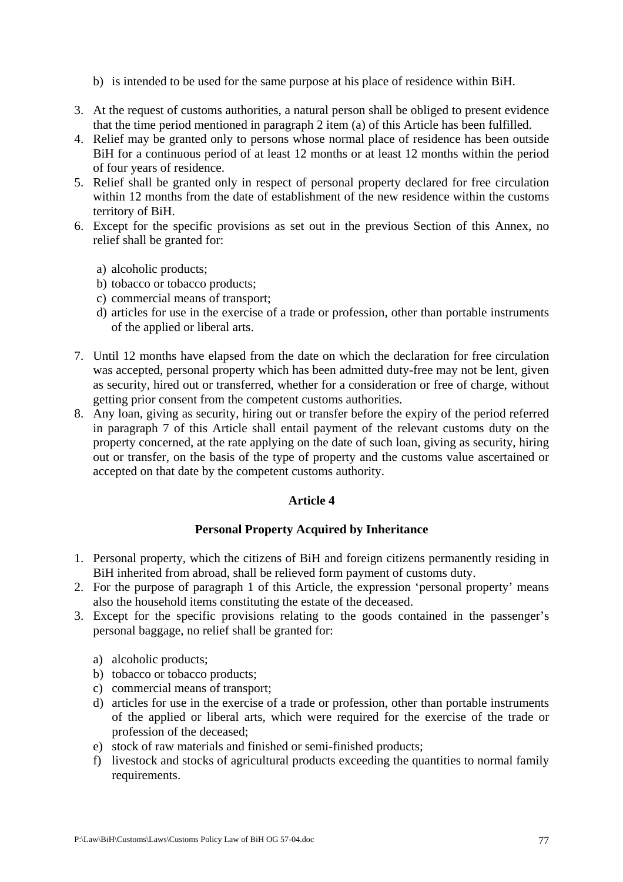b) is intended to be used for the same purpose at his place of residence within BiH.

3. At the request of customs authorities, a natural person shall be obliged to present evidence that the time period mentioned in paragraph 2 item (a) of this Article has been fulfilled.
4. Relief may be granted only to persons whose normal place of residence has been outside BiH for a continuous period of at least 12 months or at least 12 months within the period of four years of residence.
5. Relief shall be granted only in respect of personal property declared for free circulation within 12 months from the date of establishment of the new residence within the customs territory of BiH.
6. Except for the specific provisions as set out in the previous Section of this Annex, no relief shall be granted for:

   a) alcoholic products;
   b) tobacco or tobacco products;
   c) commercial means of transport;
   d) articles for use in the exercise of a trade or profession, other than portable instruments of the applied or liberal arts.

7. Until 12 months have elapsed from the date on which the declaration for free circulation was accepted, personal property which has been admitted duty-free may not be lent, given as security, hired out or transferred, whether for a consideration or free of charge, without getting prior consent from the competent customs authorities.
8. Any loan, giving as security, hiring out or transfer before the expiry of the period referred in paragraph 7 of this Article shall entail payment of the relevant customs duty on the property concerned, at the rate applying on the date of such loan, giving as security, hiring out or transfer, on the basis of the type of property and the customs value ascertained or accepted on that date by the competent customs authority.

**Article 4**

**Personal Property Acquired by Inheritance**

1. Personal property, which the citizens of BiH and foreign citizens permanently residing in BiH inherited from abroad, shall be relieved form payment of customs duty.
2. For the purpose of paragraph 1 of this Article, the expression 'personal property' means also the household items constituting the estate of the deceased.
3. Except for the specific provisions relating to the goods contained in the passenger's personal baggage, no relief shall be granted for:

   a) alcoholic products;
   b) tobacco or tobacco products;
   c) commercial means of transport;
   d) articles for use in the exercise of a trade or profession, other than portable instruments of the applied or liberal arts, which were required for the exercise of the trade or profession of the deceased;
   e) stock of raw materials and finished or semi-finished products;
   f) livestock and stocks of agricultural products exceeding the quantities to normal family requirements.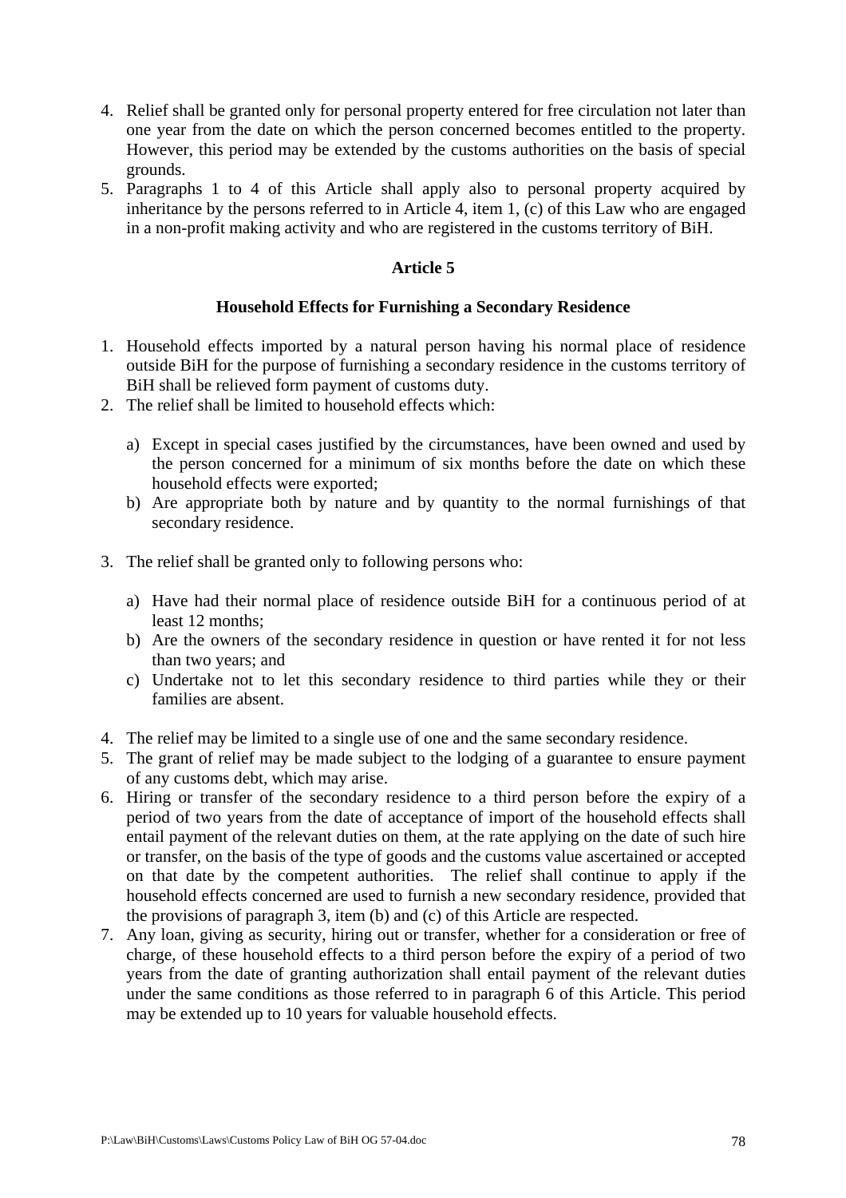4. Relief shall be granted only for personal property entered for free circulation not later than one year from the date on which the person concerned becomes entitled to the property. However, this period may be extended by the customs authorities on the basis of special grounds.
5. Paragraphs 1 to 4 of this Article shall apply also to personal property acquired by inheritance by the persons referred to in Article 4, item 1, (c) of this Law who are engaged in a non-profit making activity and who are registered in the customs territory of BiH.

### Article 5

### Household Effects for Furnishing a Secondary Residence

1. Household effects imported by a natural person having his normal place of residence outside BiH for the purpose of furnishing a secondary residence in the customs territory of BiH shall be relieved form payment of customs duty.
2. The relief shall be limited to household effects which:

   a) Except in special cases justified by the circumstances, have been owned and used by the person concerned for a minimum of six months before the date on which these household effects were exported;
   b) Are appropriate both by nature and by quantity to the normal furnishings of that secondary residence.

3. The relief shall be granted only to following persons who:

   a) Have had their normal place of residence outside BiH for a continuous period of at least 12 months;
   b) Are the owners of the secondary residence in question or have rented it for not less than two years; and
   c) Undertake not to let this secondary residence to third parties while they or their families are absent.

4. The relief may be limited to a single use of one and the same secondary residence.
5. The grant of relief may be made subject to the lodging of a guarantee to ensure payment of any customs debt, which may arise.
6. Hiring or transfer of the secondary residence to a third person before the expiry of a period of two years from the date of acceptance of import of the household effects shall entail payment of the relevant duties on them, at the rate applying on the date of such hire or transfer, on the basis of the type of goods and the customs value ascertained or accepted on that date by the competent authorities. The relief shall continue to apply if the household effects concerned are used to furnish a new secondary residence, provided that the provisions of paragraph 3, item (b) and (c) of this Article are respected.
7. Any loan, giving as security, hiring out or transfer, whether for a consideration or free of charge, of these household effects to a third person before the expiry of a period of two years from the date of granting authorization shall entail payment of the relevant duties under the same conditions as those referred to in paragraph 6 of this Article. This period may be extended up to 10 years for valuable household effects.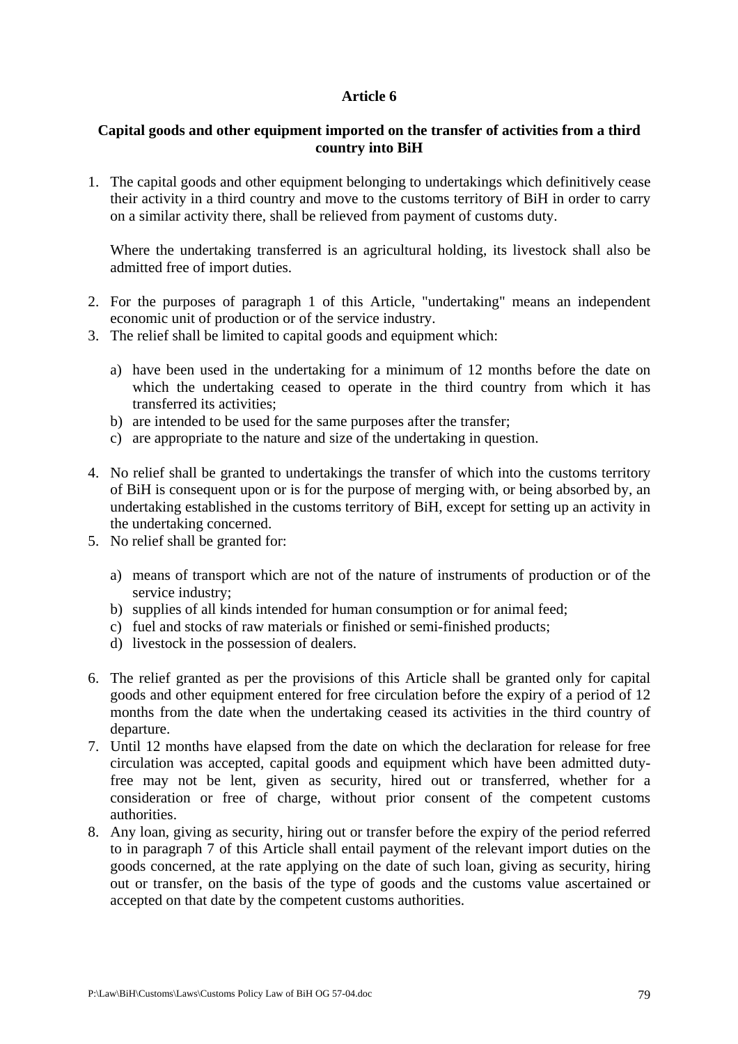## Article 6

### Capital goods and other equipment imported on the transfer of activities from a third country into BiH

1. The capital goods and other equipment belonging to undertakings which definitively cease their activity in a third country and move to the customs territory of BiH in order to carry on a similar activity there, shall be relieved from payment of customs duty.

   Where the undertaking transferred is an agricultural holding, its livestock shall also be admitted free of import duties.

2. For the purposes of paragraph 1 of this Article, "undertaking" means an independent economic unit of production or of the service industry.
3. The relief shall be limited to capital goods and equipment which:

   a) have been used in the undertaking for a minimum of 12 months before the date on which the undertaking ceased to operate in the third country from which it has transferred its activities;
   b) are intended to be used for the same purposes after the transfer;
   c) are appropriate to the nature and size of the undertaking in question.

4. No relief shall be granted to undertakings the transfer of which into the customs territory of BiH is consequent upon or is for the purpose of merging with, or being absorbed by, an undertaking established in the customs territory of BiH, except for setting up an activity in the undertaking concerned.
5. No relief shall be granted for:

   a) means of transport which are not of the nature of instruments of production or of the service industry;
   b) supplies of all kinds intended for human consumption or for animal feed;
   c) fuel and stocks of raw materials or finished or semi-finished products;
   d) livestock in the possession of dealers.

6. The relief granted as per the provisions of this Article shall be granted only for capital goods and other equipment entered for free circulation before the expiry of a period of 12 months from the date when the undertaking ceased its activities in the third country of departure.
7. Until 12 months have elapsed from the date on which the declaration for release for free circulation was accepted, capital goods and equipment which have been admitted duty-free may not be lent, given as security, hired out or transferred, whether for a consideration or free of charge, without prior consent of the competent customs authorities.
8. Any loan, giving as security, hiring out or transfer before the expiry of the period referred to in paragraph 7 of this Article shall entail payment of the relevant import duties on the goods concerned, at the rate applying on the date of such loan, giving as security, hiring out or transfer, on the basis of the type of goods and the customs value ascertained or accepted on that date by the competent customs authorities.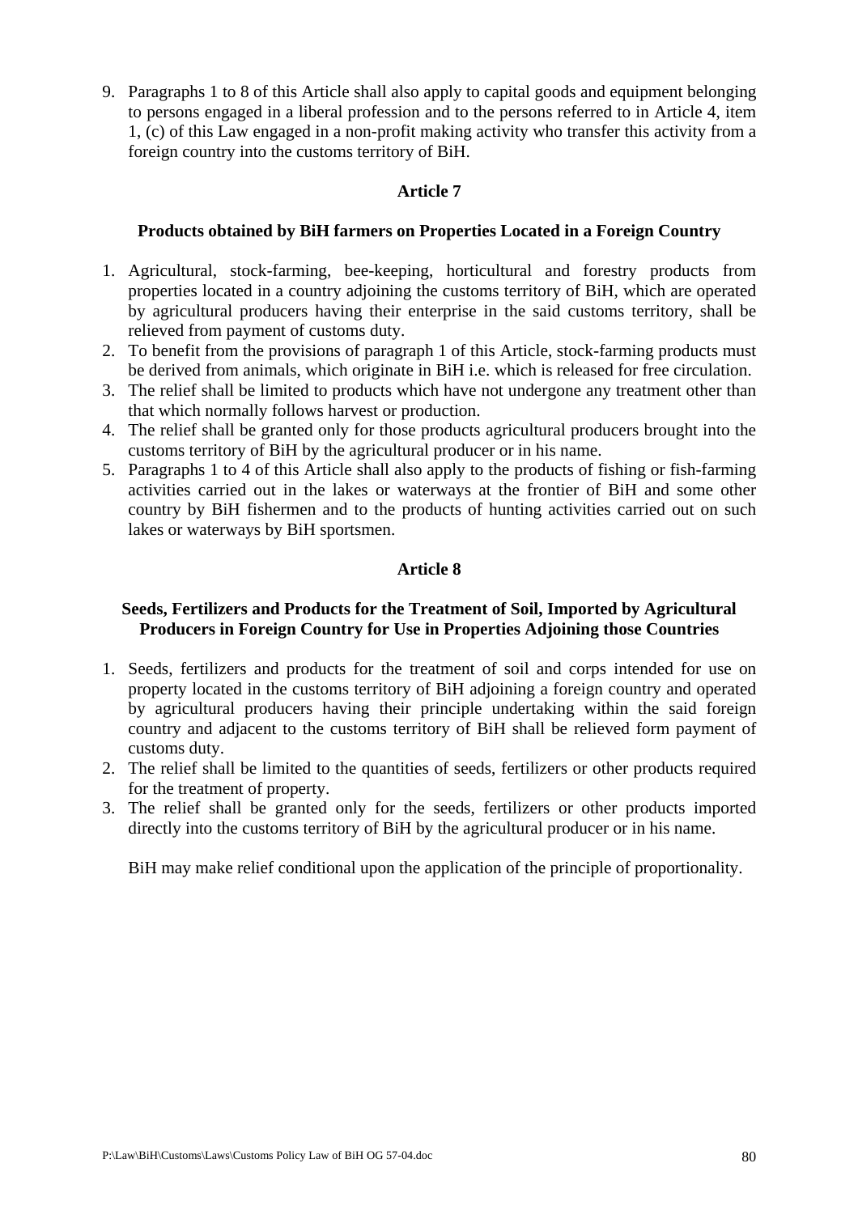9. Paragraphs 1 to 8 of this Article shall also apply to capital goods and equipment belonging to persons engaged in a liberal profession and to the persons referred to in Article 4, item 1, (c) of this Law engaged in a non-profit making activity who transfer this activity from a foreign country into the customs territory of BiH.

### Article 7

### Products obtained by BiH farmers on Properties Located in a Foreign Country

1. Agricultural, stock-farming, bee-keeping, horticultural and forestry products from properties located in a country adjoining the customs territory of BiH, which are operated by agricultural producers having their enterprise in the said customs territory, shall be relieved from payment of customs duty.
2. To benefit from the provisions of paragraph 1 of this Article, stock-farming products must be derived from animals, which originate in BiH i.e. which is released for free circulation.
3. The relief shall be limited to products which have not undergone any treatment other than that which normally follows harvest or production.
4. The relief shall be granted only for those products agricultural producers brought into the customs territory of BiH by the agricultural producer or in his name.
5. Paragraphs 1 to 4 of this Article shall also apply to the products of fishing or fish-farming activities carried out in the lakes or waterways at the frontier of BiH and some other country by BiH fishermen and to the products of hunting activities carried out on such lakes or waterways by BiH sportsmen.

### Article 8

### Seeds, Fertilizers and Products for the Treatment of Soil, Imported by Agricultural Producers in Foreign Country for Use in Properties Adjoining those Countries

1. Seeds, fertilizers and products for the treatment of soil and corps intended for use on property located in the customs territory of BiH adjoining a foreign country and operated by agricultural producers having their principle undertaking within the said foreign country and adjacent to the customs territory of BiH shall be relieved form payment of customs duty.
2. The relief shall be limited to the quantities of seeds, fertilizers or other products required for the treatment of property.
3. The relief shall be granted only for the seeds, fertilizers or other products imported directly into the customs territory of BiH by the agricultural producer or in his name.

   BiH may make relief conditional upon the application of the principle of proportionality.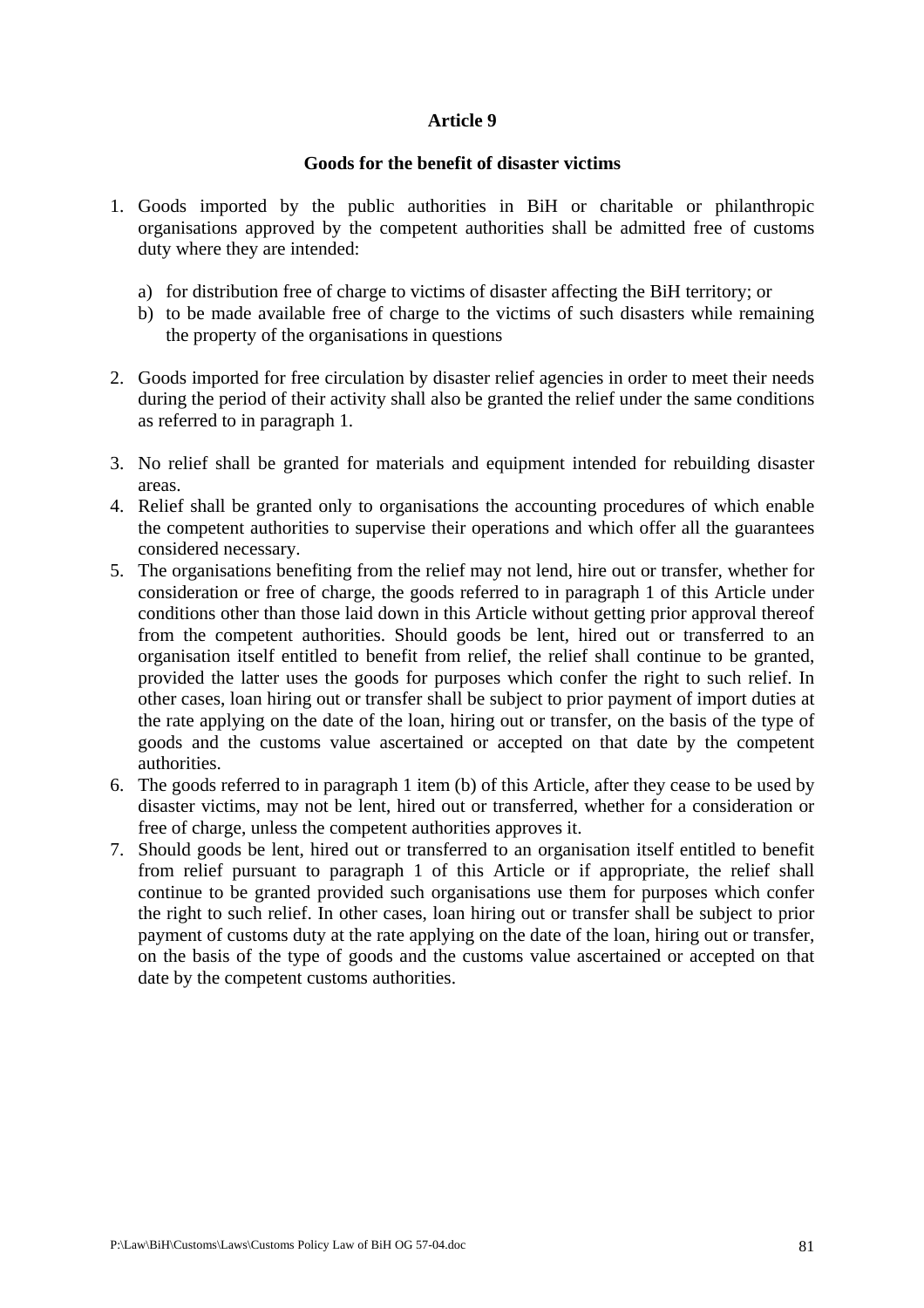## Article 9

### Goods for the benefit of disaster victims

1. Goods imported by the public authorities in BiH or charitable or philanthropic organisations approved by the competent authorities shall be admitted free of customs duty where they are intended:

   a) for distribution free of charge to victims of disaster affecting the BiH territory; or
   b) to be made available free of charge to the victims of such disasters while remaining the property of the organisations in questions

2. Goods imported for free circulation by disaster relief agencies in order to meet their needs during the period of their activity shall also be granted the relief under the same conditions as referred to in paragraph 1.

3. No relief shall be granted for materials and equipment intended for rebuilding disaster areas.
4. Relief shall be granted only to organisations the accounting procedures of which enable the competent authorities to supervise their operations and which offer all the guarantees considered necessary.
5. The organisations benefiting from the relief may not lend, hire out or transfer, whether for consideration or free of charge, the goods referred to in paragraph 1 of this Article under conditions other than those laid down in this Article without getting prior approval thereof from the competent authorities. Should goods be lent, hired out or transferred to an organisation itself entitled to benefit from relief, the relief shall continue to be granted, provided the latter uses the goods for purposes which confer the right to such relief. In other cases, loan hiring out or transfer shall be subject to prior payment of import duties at the rate applying on the date of the loan, hiring out or transfer, on the basis of the type of goods and the customs value ascertained or accepted on that date by the competent authorities.
6. The goods referred to in paragraph 1 item (b) of this Article, after they cease to be used by disaster victims, may not be lent, hired out or transferred, whether for a consideration or free of charge, unless the competent authorities approves it.
7. Should goods be lent, hired out or transferred to an organisation itself entitled to benefit from relief pursuant to paragraph 1 of this Article or if appropriate, the relief shall continue to be granted provided such organisations use them for purposes which confer the right to such relief. In other cases, loan hiring out or transfer shall be subject to prior payment of customs duty at the rate applying on the date of the loan, hiring out or transfer, on the basis of the type of goods and the customs value ascertained or accepted on that date by the competent customs authorities.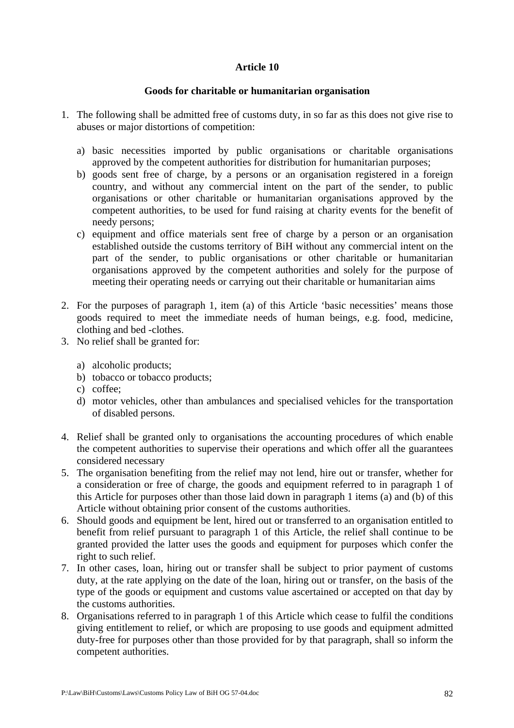**Article 10**

**Goods for charitable or humanitarian organisation**

1. The following shall be admitted free of customs duty, in so far as this does not give rise to abuses or major distortions of competition:

   a) basic necessities imported by public organisations or charitable organisations approved by the competent authorities for distribution for humanitarian purposes;
   b) goods sent free of charge, by a persons or an organisation registered in a foreign country, and without any commercial intent on the part of the sender, to public organisations or other charitable or humanitarian organisations approved by the competent authorities, to be used for fund raising at charity events for the benefit of needy persons;
   c) equipment and office materials sent free of charge by a person or an organisation established outside the customs territory of BiH without any commercial intent on the part of the sender, to public organisations or other charitable or humanitarian organisations approved by the competent authorities and solely for the purpose of meeting their operating needs or carrying out their charitable or humanitarian aims

2. For the purposes of paragraph 1, item (a) of this Article 'basic necessities' means those goods required to meet the immediate needs of human beings, e.g. food, medicine, clothing and bed -clothes.
3. No relief shall be granted for:

   a) alcoholic products;
   b) tobacco or tobacco products;
   c) coffee;
   d) motor vehicles, other than ambulances and specialised vehicles for the transportation of disabled persons.

4. Relief shall be granted only to organisations the accounting procedures of which enable the competent authorities to supervise their operations and which offer all the guarantees considered necessary
5. The organisation benefiting from the relief may not lend, hire out or transfer, whether for a consideration or free of charge, the goods and equipment referred to in paragraph 1 of this Article for purposes other than those laid down in paragraph 1 items (a) and (b) of this Article without obtaining prior consent of the customs authorities.
6. Should goods and equipment be lent, hired out or transferred to an organisation entitled to benefit from relief pursuant to paragraph 1 of this Article, the relief shall continue to be granted provided the latter uses the goods and equipment for purposes which confer the right to such relief.
7. In other cases, loan, hiring out or transfer shall be subject to prior payment of customs duty, at the rate applying on the date of the loan, hiring out or transfer, on the basis of the type of the goods or equipment and customs value ascertained or accepted on that day by the customs authorities.
8. Organisations referred to in paragraph 1 of this Article which cease to fulfil the conditions giving entitlement to relief, or which are proposing to use goods and equipment admitted duty-free for purposes other than those provided for by that paragraph, shall so inform the competent authorities.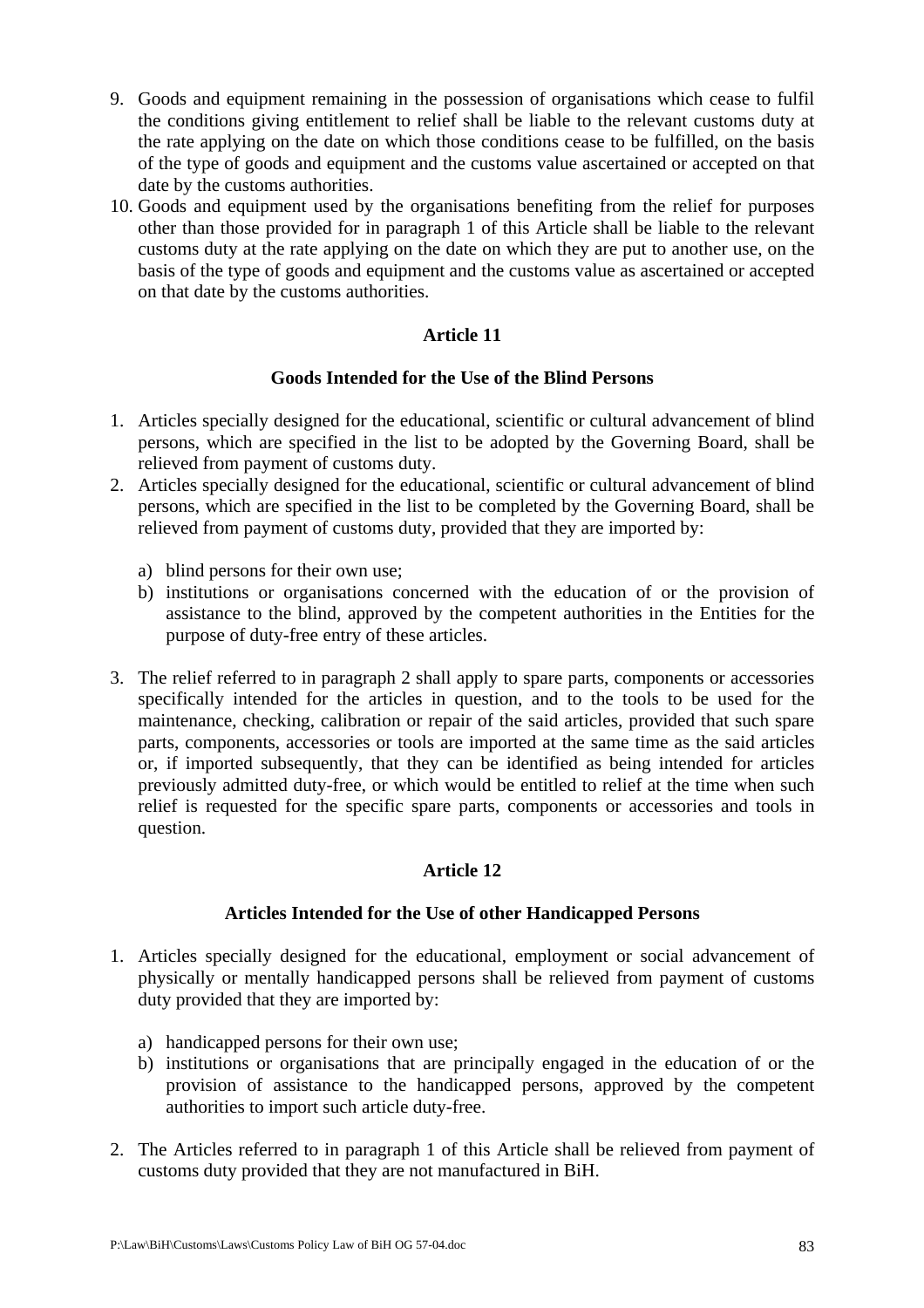9. Goods and equipment remaining in the possession of organisations which cease to fulfil the conditions giving entitlement to relief shall be liable to the relevant customs duty at the rate applying on the date on which those conditions cease to be fulfilled, on the basis of the type of goods and equipment and the customs value ascertained or accepted on that date by the customs authorities.
10. Goods and equipment used by the organisations benefiting from the relief for purposes other than those provided for in paragraph 1 of this Article shall be liable to the relevant customs duty at the rate applying on the date on which they are put to another use, on the basis of the type of goods and equipment and the customs value as ascertained or accepted on that date by the customs authorities.

### Article 11

### Goods Intended for the Use of the Blind Persons

1. Articles specially designed for the educational, scientific or cultural advancement of blind persons, which are specified in the list to be adopted by the Governing Board, shall be relieved from payment of customs duty.
2. Articles specially designed for the educational, scientific or cultural advancement of blind persons, which are specified in the list to be completed by the Governing Board, shall be relieved from payment of customs duty, provided that they are imported by:

   a) blind persons for their own use;
   b) institutions or organisations concerned with the education of or the provision of assistance to the blind, approved by the competent authorities in the Entities for the purpose of duty-free entry of these articles.

3. The relief referred to in paragraph 2 shall apply to spare parts, components or accessories specifically intended for the articles in question, and to the tools to be used for the maintenance, checking, calibration or repair of the said articles, provided that such spare parts, components, accessories or tools are imported at the same time as the said articles or, if imported subsequently, that they can be identified as being intended for articles previously admitted duty-free, or which would be entitled to relief at the time when such relief is requested for the specific spare parts, components or accessories and tools in question.

### Article 12

### Articles Intended for the Use of other Handicapped Persons

1. Articles specially designed for the educational, employment or social advancement of physically or mentally handicapped persons shall be relieved from payment of customs duty provided that they are imported by:

   a) handicapped persons for their own use;
   b) institutions or organisations that are principally engaged in the education of or the provision of assistance to the handicapped persons, approved by the competent authorities to import such article duty-free.

2. The Articles referred to in paragraph 1 of this Article shall be relieved from payment of customs duty provided that they are not manufactured in BiH.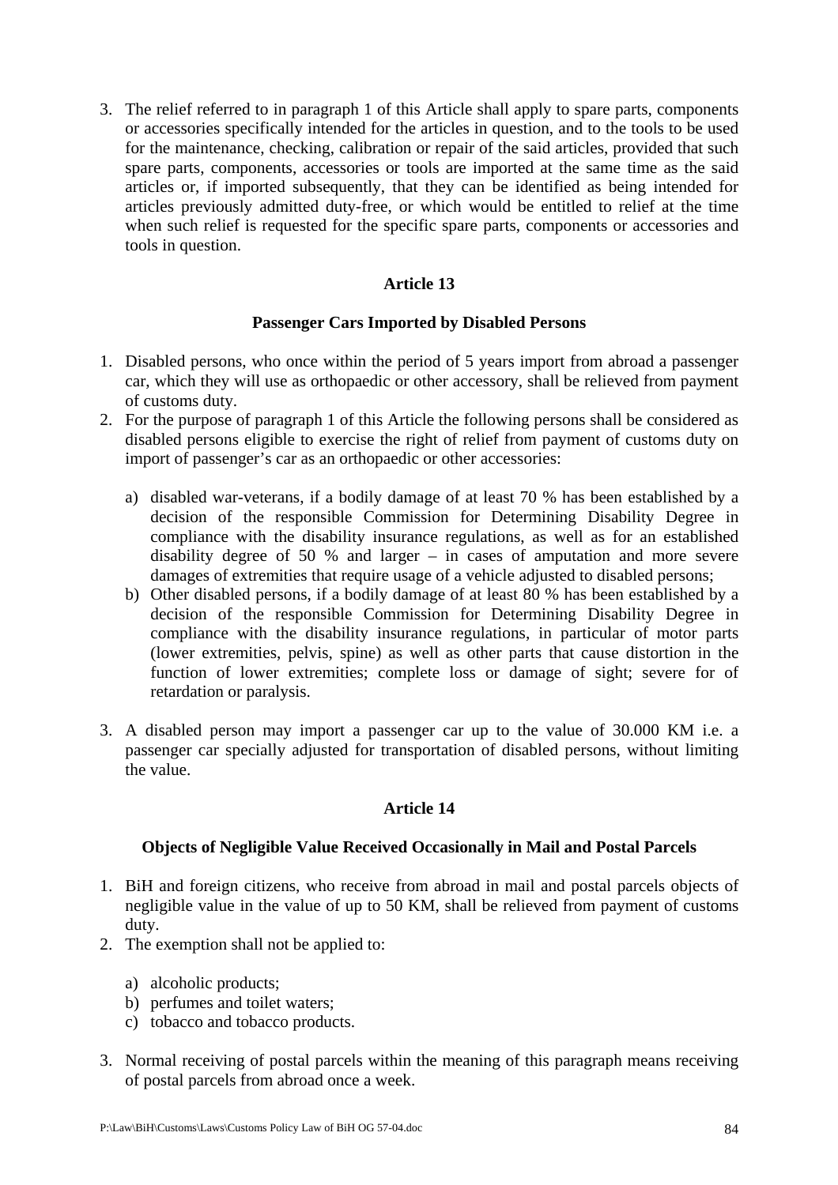3. The relief referred to in paragraph 1 of this Article shall apply to spare parts, components or accessories specifically intended for the articles in question, and to the tools to be used for the maintenance, checking, calibration or repair of the said articles, provided that such spare parts, components, accessories or tools are imported at the same time as the said articles or, if imported subsequently, that they can be identified as being intended for articles previously admitted duty-free, or which would be entitled to relief at the time when such relief is requested for the specific spare parts, components or accessories and tools in question.

### Article 13

### Passenger Cars Imported by Disabled Persons

1. Disabled persons, who once within the period of 5 years import from abroad a passenger car, which they will use as orthopaedic or other accessory, shall be relieved from payment of customs duty.
2. For the purpose of paragraph 1 of this Article the following persons shall be considered as disabled persons eligible to exercise the right of relief from payment of customs duty on import of passenger's car as an orthopaedic or other accessories:

   a) disabled war-veterans, if a bodily damage of at least 70 % has been established by a decision of the responsible Commission for Determining Disability Degree in compliance with the disability insurance regulations, as well as for an established disability degree of 50 % and larger – in cases of amputation and more severe damages of extremities that require usage of a vehicle adjusted to disabled persons;
   b) Other disabled persons, if a bodily damage of at least 80 % has been established by a decision of the responsible Commission for Determining Disability Degree in compliance with the disability insurance regulations, in particular of motor parts (lower extremities, pelvis, spine) as well as other parts that cause distortion in the function of lower extremities; complete loss or damage of sight; severe for of retardation or paralysis.

3. A disabled person may import a passenger car up to the value of 30.000 KM i.e. a passenger car specially adjusted for transportation of disabled persons, without limiting the value.

### Article 14

### Objects of Negligible Value Received Occasionally in Mail and Postal Parcels

1. BiH and foreign citizens, who receive from abroad in mail and postal parcels objects of negligible value in the value of up to 50 KM, shall be relieved from payment of customs duty.
2. The exemption shall not be applied to:

   a) alcoholic products;
   b) perfumes and toilet waters;
   c) tobacco and tobacco products.

3. Normal receiving of postal parcels within the meaning of this paragraph means receiving of postal parcels from abroad once a week.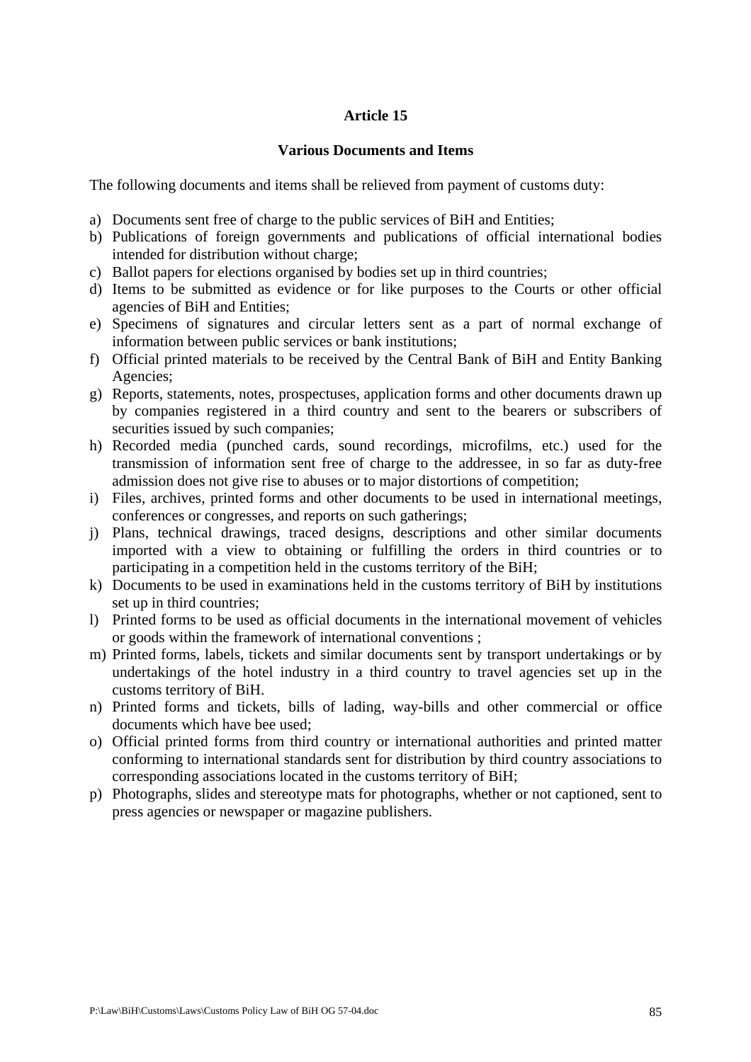**Article 15**

**Various Documents and Items**

The following documents and items shall be relieved from payment of customs duty:

a) Documents sent free of charge to the public services of BiH and Entities;
b) Publications of foreign governments and publications of official international bodies intended for distribution without charge;
c) Ballot papers for elections organised by bodies set up in third countries;
d) Items to be submitted as evidence or for like purposes to the Courts or other official agencies of BiH and Entities;
e) Specimens of signatures and circular letters sent as a part of normal exchange of information between public services or bank institutions;
f) Official printed materials to be received by the Central Bank of BiH and Entity Banking Agencies;
g) Reports, statements, notes, prospectuses, application forms and other documents drawn up by companies registered in a third country and sent to the bearers or subscribers of securities issued by such companies;
h) Recorded media (punched cards, sound recordings, microfilms, etc.) used for the transmission of information sent free of charge to the addressee, in so far as duty-free admission does not give rise to abuses or to major distortions of competition;
i) Files, archives, printed forms and other documents to be used in international meetings, conferences or congresses, and reports on such gatherings;
j) Plans, technical drawings, traced designs, descriptions and other similar documents imported with a view to obtaining or fulfilling the orders in third countries or to participating in a competition held in the customs territory of the BiH;
k) Documents to be used in examinations held in the customs territory of BiH by institutions set up in third countries;
l) Printed forms to be used as official documents in the international movement of vehicles or goods within the framework of international conventions ;
m) Printed forms, labels, tickets and similar documents sent by transport undertakings or by undertakings of the hotel industry in a third country to travel agencies set up in the customs territory of BiH.
n) Printed forms and tickets, bills of lading, way-bills and other commercial or office documents which have bee used;
o) Official printed forms from third country or international authorities and printed matter conforming to international standards sent for distribution by third country associations to corresponding associations located in the customs territory of BiH;
p) Photographs, slides and stereotype mats for photographs, whether or not captioned, sent to press agencies or newspaper or magazine publishers.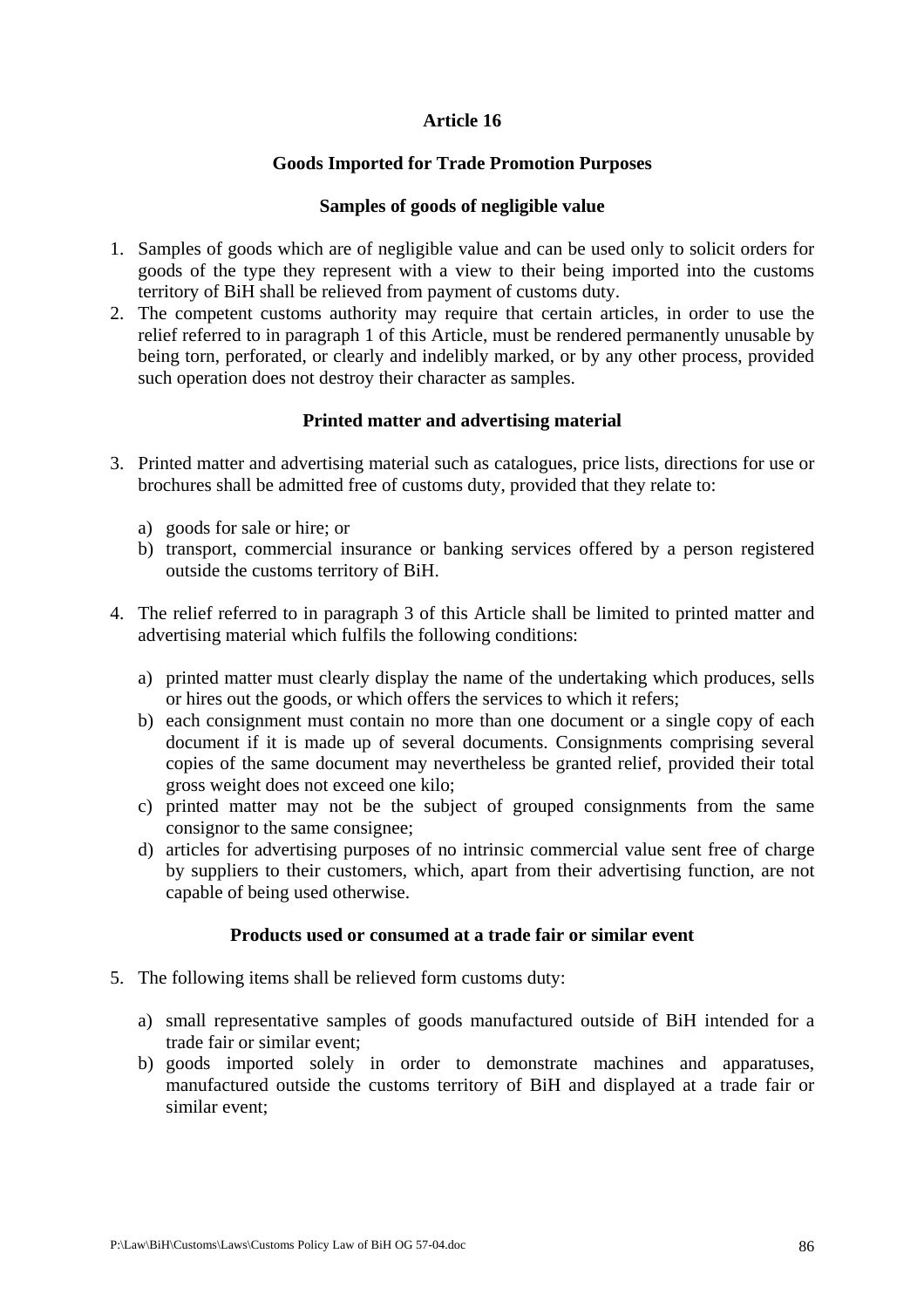### Article 16

### Goods Imported for Trade Promotion Purposes

#### Samples of goods of negligible value

1. Samples of goods which are of negligible value and can be used only to solicit orders for goods of the type they represent with a view to their being imported into the customs territory of BiH shall be relieved from payment of customs duty.
2. The competent customs authority may require that certain articles, in order to use the relief referred to in paragraph 1 of this Article, must be rendered permanently unusable by being torn, perforated, or clearly and indelibly marked, or by any other process, provided such operation does not destroy their character as samples.

#### Printed matter and advertising material

3. Printed matter and advertising material such as catalogues, price lists, directions for use or brochures shall be admitted free of customs duty, provided that they relate to:

   a) goods for sale or hire; or
   b) transport, commercial insurance or banking services offered by a person registered outside the customs territory of BiH.

4. The relief referred to in paragraph 3 of this Article shall be limited to printed matter and advertising material which fulfils the following conditions:

   a) printed matter must clearly display the name of the undertaking which produces, sells or hires out the goods, or which offers the services to which it refers;
   b) each consignment must contain no more than one document or a single copy of each document if it is made up of several documents. Consignments comprising several copies of the same document may nevertheless be granted relief, provided their total gross weight does not exceed one kilo;
   c) printed matter may not be the subject of grouped consignments from the same consignor to the same consignee;
   d) articles for advertising purposes of no intrinsic commercial value sent free of charge by suppliers to their customers, which, apart from their advertising function, are not capable of being used otherwise.

#### Products used or consumed at a trade fair or similar event

5. The following items shall be relieved form customs duty:

   a) small representative samples of goods manufactured outside of BiH intended for a trade fair or similar event;
   b) goods imported solely in order to demonstrate machines and apparatuses, manufactured outside the customs territory of BiH and displayed at a trade fair or similar event;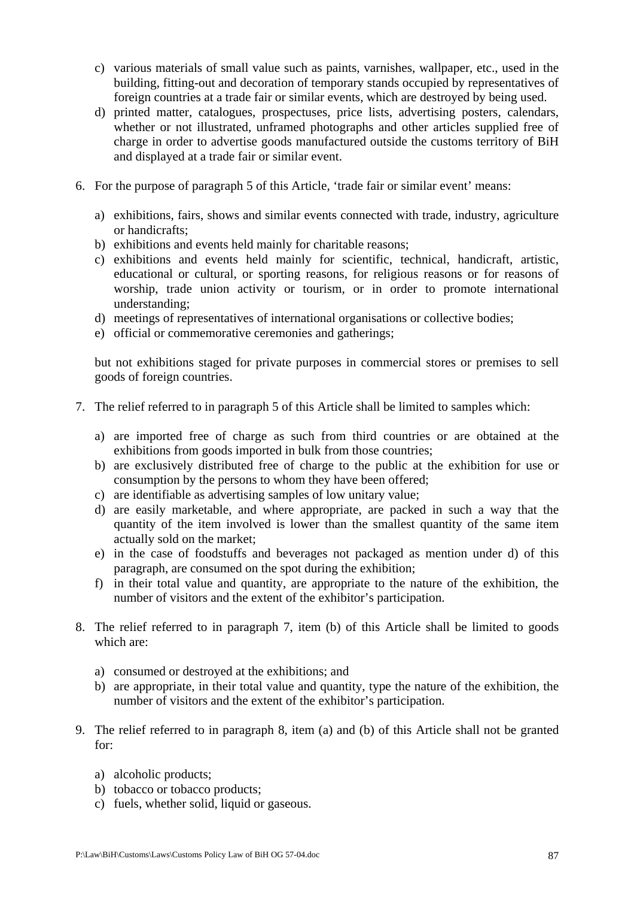c) various materials of small value such as paints, varnishes, wallpaper, etc., used in the building, fitting-out and decoration of temporary stands occupied by representatives of foreign countries at a trade fair or similar events, which are destroyed by being used.
d) printed matter, catalogues, prospectuses, price lists, advertising posters, calendars, whether or not illustrated, unframed photographs and other articles supplied free of charge in order to advertise goods manufactured outside the customs territory of BiH and displayed at a trade fair or similar event.

6. For the purpose of paragraph 5 of this Article, 'trade fair or similar event' means:

   a) exhibitions, fairs, shows and similar events connected with trade, industry, agriculture or handicrafts;
   b) exhibitions and events held mainly for charitable reasons;
   c) exhibitions and events held mainly for scientific, technical, handicraft, artistic, educational or cultural, or sporting reasons, for religious reasons or for reasons of worship, trade union activity or tourism, or in order to promote international understanding;
   d) meetings of representatives of international organisations or collective bodies;
   e) official or commemorative ceremonies and gatherings;

   but not exhibitions staged for private purposes in commercial stores or premises to sell goods of foreign countries.

7. The relief referred to in paragraph 5 of this Article shall be limited to samples which:

   a) are imported free of charge as such from third countries or are obtained at the exhibitions from goods imported in bulk from those countries;
   b) are exclusively distributed free of charge to the public at the exhibition for use or consumption by the persons to whom they have been offered;
   c) are identifiable as advertising samples of low unitary value;
   d) are easily marketable, and where appropriate, are packed in such a way that the quantity of the item involved is lower than the smallest quantity of the same item actually sold on the market;
   e) in the case of foodstuffs and beverages not packaged as mention under d) of this paragraph, are consumed on the spot during the exhibition;
   f) in their total value and quantity, are appropriate to the nature of the exhibition, the number of visitors and the extent of the exhibitor's participation.

8. The relief referred to in paragraph 7, item (b) of this Article shall be limited to goods which are:

   a) consumed or destroyed at the exhibitions; and
   b) are appropriate, in their total value and quantity, type the nature of the exhibition, the number of visitors and the extent of the exhibitor's participation.

9. The relief referred to in paragraph 8, item (a) and (b) of this Article shall not be granted for:

   a) alcoholic products;
   b) tobacco or tobacco products;
   c) fuels, whether solid, liquid or gaseous.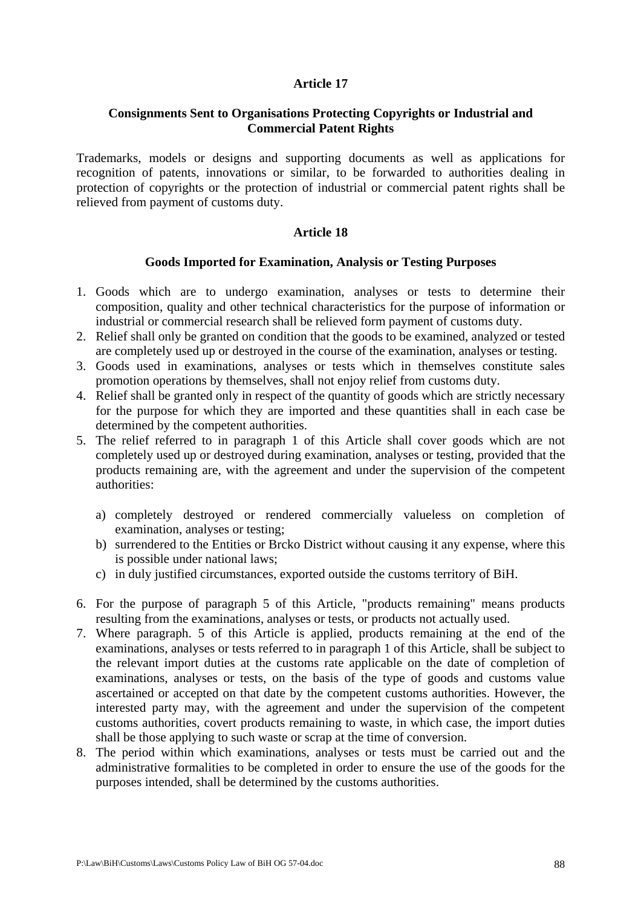## Article 17

### Consignments Sent to Organisations Protecting Copyrights or Industrial and Commercial Patent Rights

Trademarks, models or designs and supporting documents as well as applications for recognition of patents, innovations or similar, to be forwarded to authorities dealing in protection of copyrights or the protection of industrial or commercial patent rights shall be relieved from payment of customs duty.

## Article 18

### Goods Imported for Examination, Analysis or Testing Purposes

1. Goods which are to undergo examination, analyses or tests to determine their composition, quality and other technical characteristics for the purpose of information or industrial or commercial research shall be relieved form payment of customs duty.
2. Relief shall only be granted on condition that the goods to be examined, analyzed or tested are completely used up or destroyed in the course of the examination, analyses or testing.
3. Goods used in examinations, analyses or tests which in themselves constitute sales promotion operations by themselves, shall not enjoy relief from customs duty.
4. Relief shall be granted only in respect of the quantity of goods which are strictly necessary for the purpose for which they are imported and these quantities shall in each case be determined by the competent authorities.
5. The relief referred to in paragraph 1 of this Article shall cover goods which are not completely used up or destroyed during examination, analyses or testing, provided that the products remaining are, with the agreement and under the supervision of the competent authorities:

   a) completely destroyed or rendered commercially valueless on completion of examination, analyses or testing;
   b) surrendered to the Entities or Brcko District without causing it any expense, where this is possible under national laws;
   c) in duly justified circumstances, exported outside the customs territory of BiH.

6. For the purpose of paragraph 5 of this Article, "products remaining" means products resulting from the examinations, analyses or tests, or products not actually used.
7. Where paragraph. 5 of this Article is applied, products remaining at the end of the examinations, analyses or tests referred to in paragraph 1 of this Article, shall be subject to the relevant import duties at the customs rate applicable on the date of completion of examinations, analyses or tests, on the basis of the type of goods and customs value ascertained or accepted on that date by the competent customs authorities. However, the interested party may, with the agreement and under the supervision of the competent customs authorities, covert products remaining to waste, in which case, the import duties shall be those applying to such waste or scrap at the time of conversion.
8. The period within which examinations, analyses or tests must be carried out and the administrative formalities to be completed in order to ensure the use of the goods for the purposes intended, shall be determined by the customs authorities.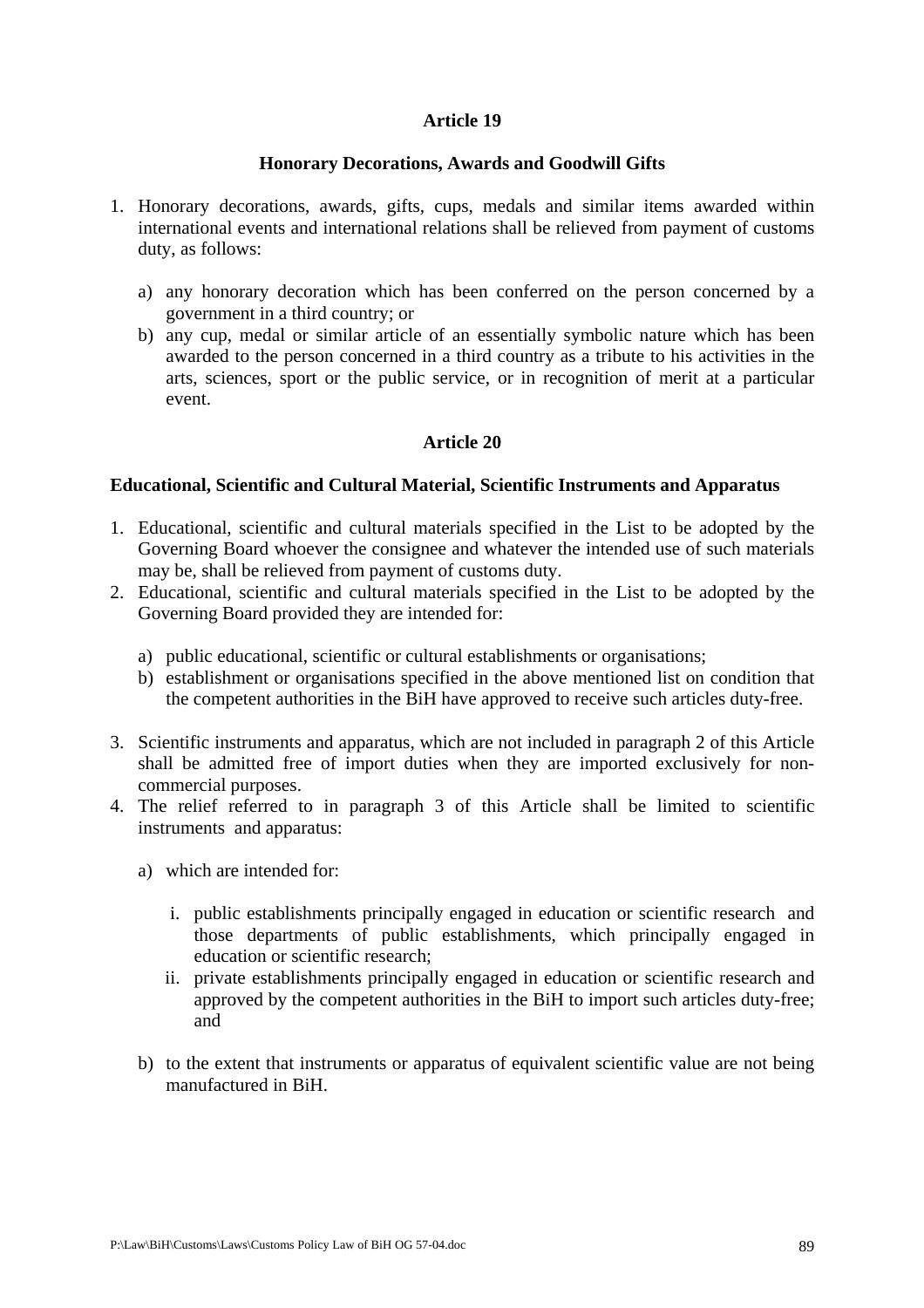## Article 19

### Honorary Decorations, Awards and Goodwill Gifts

1. Honorary decorations, awards, gifts, cups, medals and similar items awarded within international events and international relations shall be relieved from payment of customs duty, as follows:

   a) any honorary decoration which has been conferred on the person concerned by a government in a third country; or
   b) any cup, medal or similar article of an essentially symbolic nature which has been awarded to the person concerned in a third country as a tribute to his activities in the arts, sciences, sport or the public service, or in recognition of merit at a particular event.

## Article 20

### Educational, Scientific and Cultural Material, Scientific Instruments and Apparatus

1. Educational, scientific and cultural materials specified in the List to be adopted by the Governing Board whoever the consignee and whatever the intended use of such materials may be, shall be relieved from payment of customs duty.
2. Educational, scientific and cultural materials specified in the List to be adopted by the Governing Board provided they are intended for:

   a) public educational, scientific or cultural establishments or organisations;
   b) establishment or organisations specified in the above mentioned list on condition that the competent authorities in the BiH have approved to receive such articles duty-free.

3. Scientific instruments and apparatus, which are not included in paragraph 2 of this Article shall be admitted free of import duties when they are imported exclusively for non-commercial purposes.
4. The relief referred to in paragraph 3 of this Article shall be limited to scientific instruments and apparatus:

   a) which are intended for:

      i. public establishments principally engaged in education or scientific research and those departments of public establishments, which principally engaged in education or scientific research;
      ii. private establishments principally engaged in education or scientific research and approved by the competent authorities in the BiH to import such articles duty-free; and

   b) to the extent that instruments or apparatus of equivalent scientific value are not being manufactured in BiH.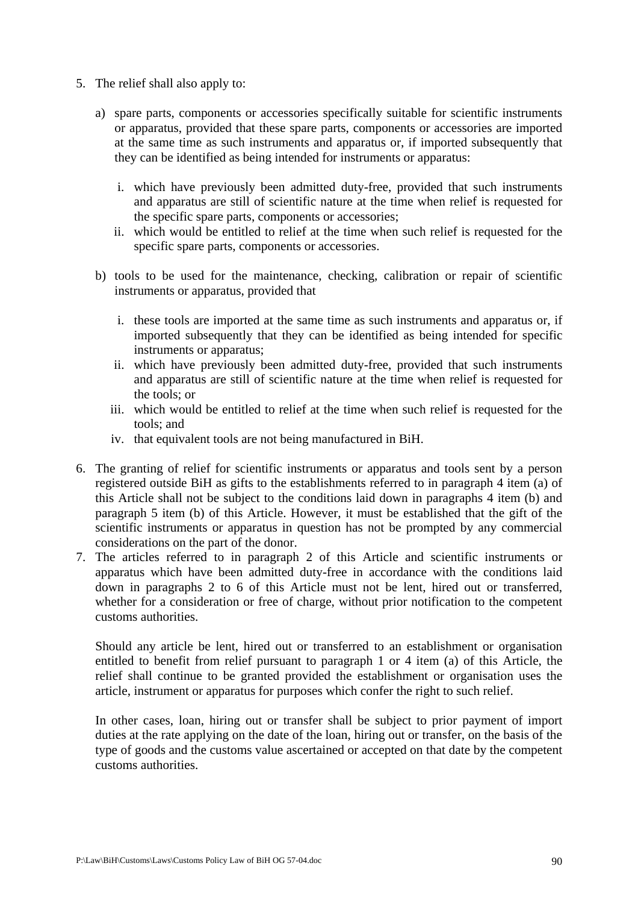5. The relief shall also apply to:

   a) spare parts, components or accessories specifically suitable for scientific instruments or apparatus, provided that these spare parts, components or accessories are imported at the same time as such instruments and apparatus or, if imported subsequently that they can be identified as being intended for instruments or apparatus:

      i. which have previously been admitted duty-free, provided that such instruments and apparatus are still of scientific nature at the time when relief is requested for the specific spare parts, components or accessories;
      ii. which would be entitled to relief at the time when such relief is requested for the specific spare parts, components or accessories.

   b) tools to be used for the maintenance, checking, calibration or repair of scientific instruments or apparatus, provided that

      i. these tools are imported at the same time as such instruments and apparatus or, if imported subsequently that they can be identified as being intended for specific instruments or apparatus;
      ii. which have previously been admitted duty-free, provided that such instruments and apparatus are still of scientific nature at the time when relief is requested for the tools; or
      iii. which would be entitled to relief at the time when such relief is requested for the tools; and
      iv. that equivalent tools are not being manufactured in BiH.

6. The granting of relief for scientific instruments or apparatus and tools sent by a person registered outside BiH as gifts to the establishments referred to in paragraph 4 item (a) of this Article shall not be subject to the conditions laid down in paragraphs 4 item (b) and paragraph 5 item (b) of this Article. However, it must be established that the gift of the scientific instruments or apparatus in question has not be prompted by any commercial considerations on the part of the donor.
7. The articles referred to in paragraph 2 of this Article and scientific instruments or apparatus which have been admitted duty-free in accordance with the conditions laid down in paragraphs 2 to 6 of this Article must not be lent, hired out or transferred, whether for a consideration or free of charge, without prior notification to the competent customs authorities.

   Should any article be lent, hired out or transferred to an establishment or organisation entitled to benefit from relief pursuant to paragraph 1 or 4 item (a) of this Article, the relief shall continue to be granted provided the establishment or organisation uses the article, instrument or apparatus for purposes which confer the right to such relief.

   In other cases, loan, hiring out or transfer shall be subject to prior payment of import duties at the rate applying on the date of the loan, hiring out or transfer, on the basis of the type of goods and the customs value ascertained or accepted on that date by the competent customs authorities.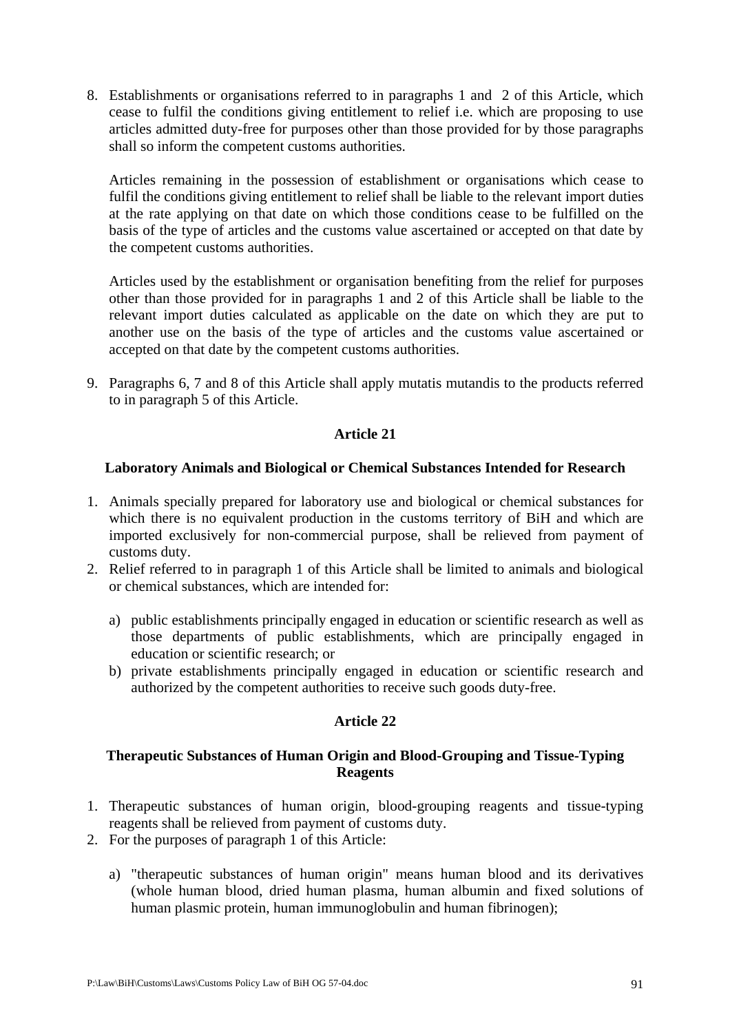8. Establishments or organisations referred to in paragraphs 1 and 2 of this Article, which cease to fulfil the conditions giving entitlement to relief i.e. which are proposing to use articles admitted duty-free for purposes other than those provided for by those paragraphs shall so inform the competent customs authorities.

   Articles remaining in the possession of establishment or organisations which cease to fulfil the conditions giving entitlement to relief shall be liable to the relevant import duties at the rate applying on that date on which those conditions cease to be fulfilled on the basis of the type of articles and the customs value ascertained or accepted on that date by the competent customs authorities.

   Articles used by the establishment or organisation benefiting from the relief for purposes other than those provided for in paragraphs 1 and 2 of this Article shall be liable to the relevant import duties calculated as applicable on the date on which they are put to another use on the basis of the type of articles and the customs value ascertained or accepted on that date by the competent customs authorities.

9. Paragraphs 6, 7 and 8 of this Article shall apply mutatis mutandis to the products referred to in paragraph 5 of this Article.

**Article 21**

**Laboratory Animals and Biological or Chemical Substances Intended for Research**

1. Animals specially prepared for laboratory use and biological or chemical substances for which there is no equivalent production in the customs territory of BiH and which are imported exclusively for non-commercial purpose, shall be relieved from payment of customs duty.
2. Relief referred to in paragraph 1 of this Article shall be limited to animals and biological or chemical substances, which are intended for:

   a) public establishments principally engaged in education or scientific research as well as those departments of public establishments, which are principally engaged in education or scientific research; or
   b) private establishments principally engaged in education or scientific research and authorized by the competent authorities to receive such goods duty-free.

**Article 22**

**Therapeutic Substances of Human Origin and Blood-Grouping and Tissue-Typing Reagents**

1. Therapeutic substances of human origin, blood-grouping reagents and tissue-typing reagents shall be relieved from payment of customs duty.
2. For the purposes of paragraph 1 of this Article:

   a) "therapeutic substances of human origin" means human blood and its derivatives (whole human blood, dried human plasma, human albumin and fixed solutions of human plasmic protein, human immunoglobulin and human fibrinogen);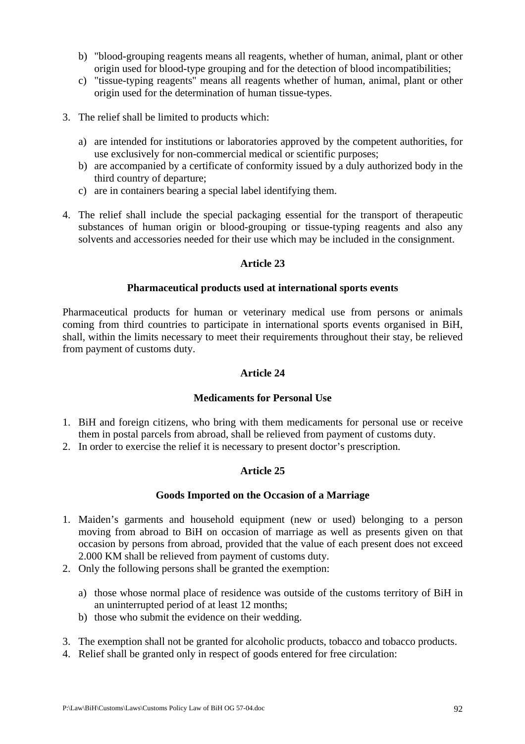b) "blood-grouping reagents means all reagents, whether of human, animal, plant or other origin used for blood-type grouping and for the detection of blood incompatibilities;
c) "tissue-typing reagents" means all reagents whether of human, animal, plant or other origin used for the determination of human tissue-types.

3. The relief shall be limited to products which:

   a) are intended for institutions or laboratories approved by the competent authorities, for use exclusively for non-commercial medical or scientific purposes;
   b) are accompanied by a certificate of conformity issued by a duly authorized body in the third country of departure;
   c) are in containers bearing a special label identifying them.

4. The relief shall include the special packaging essential for the transport of therapeutic substances of human origin or blood-grouping or tissue-typing reagents and also any solvents and accessories needed for their use which may be included in the consignment.

### Article 23

### Pharmaceutical products used at international sports events

Pharmaceutical products for human or veterinary medical use from persons or animals coming from third countries to participate in international sports events organised in BiH, shall, within the limits necessary to meet their requirements throughout their stay, be relieved from payment of customs duty.

### Article 24

### Medicaments for Personal Use

1. BiH and foreign citizens, who bring with them medicaments for personal use or receive them in postal parcels from abroad, shall be relieved from payment of customs duty.
2. In order to exercise the relief it is necessary to present doctor's prescription.

### Article 25

### Goods Imported on the Occasion of a Marriage

1. Maiden's garments and household equipment (new or used) belonging to a person moving from abroad to BiH on occasion of marriage as well as presents given on that occasion by persons from abroad, provided that the value of each present does not exceed 2.000 KM shall be relieved from payment of customs duty.
2. Only the following persons shall be granted the exemption:

   a) those whose normal place of residence was outside of the customs territory of BiH in an uninterrupted period of at least 12 months;
   b) those who submit the evidence on their wedding.

3. The exemption shall not be granted for alcoholic products, tobacco and tobacco products.
4. Relief shall be granted only in respect of goods entered for free circulation: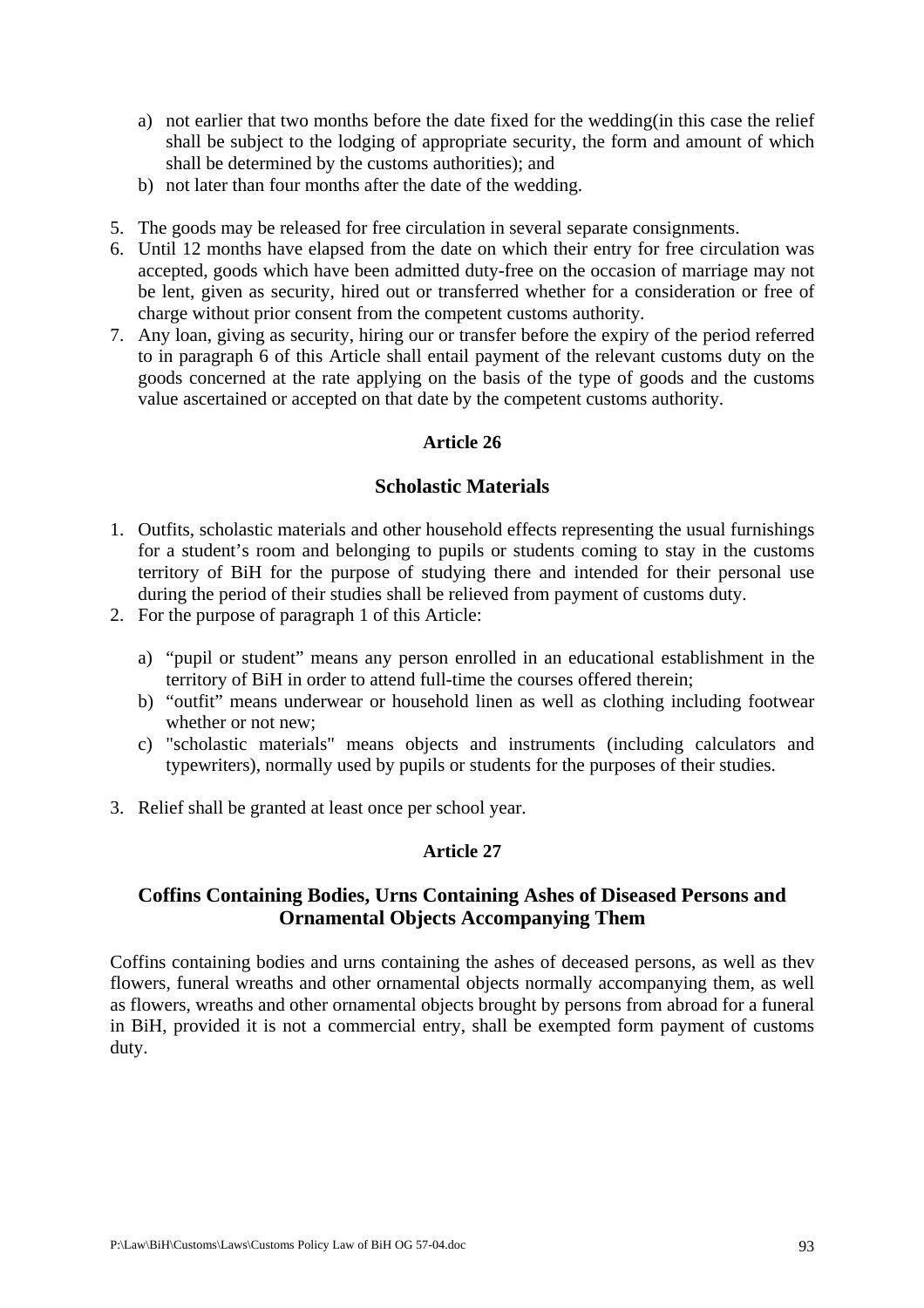a) not earlier that two months before the date fixed for the wedding(in this case the relief shall be subject to the lodging of appropriate security, the form and amount of which shall be determined by the customs authorities); and
b) not later than four months after the date of the wedding.

5. The goods may be released for free circulation in several separate consignments.
6. Until 12 months have elapsed from the date on which their entry for free circulation was accepted, goods which have been admitted duty-free on the occasion of marriage may not be lent, given as security, hired out or transferred whether for a consideration or free of charge without prior consent from the competent customs authority.
7. Any loan, giving as security, hiring our or transfer before the expiry of the period referred to in paragraph 6 of this Article shall entail payment of the relevant customs duty on the goods concerned at the rate applying on the basis of the type of goods and the customs value ascertained or accepted on that date by the competent customs authority.

**Article 26**

## Scholastic Materials

1. Outfits, scholastic materials and other household effects representing the usual furnishings for a student's room and belonging to pupils or students coming to stay in the customs territory of BiH for the purpose of studying there and intended for their personal use during the period of their studies shall be relieved from payment of customs duty.
2. For the purpose of paragraph 1 of this Article:

   a) "pupil or student" means any person enrolled in an educational establishment in the territory of BiH in order to attend full-time the courses offered therein;
   b) "outfit" means underwear or household linen as well as clothing including footwear whether or not new;
   c) "scholastic materials" means objects and instruments (including calculators and typewriters), normally used by pupils or students for the purposes of their studies.

3. Relief shall be granted at least once per school year.

**Article 27**

## Coffins Containing Bodies, Urns Containing Ashes of Diseased Persons and Ornamental Objects Accompanying Them

Coffins containing bodies and urns containing the ashes of deceased persons, as well as thev flowers, funeral wreaths and other ornamental objects normally accompanying them, as well as flowers, wreaths and other ornamental objects brought by persons from abroad for a funeral in BiH, provided it is not a commercial entry, shall be exempted form payment of customs duty.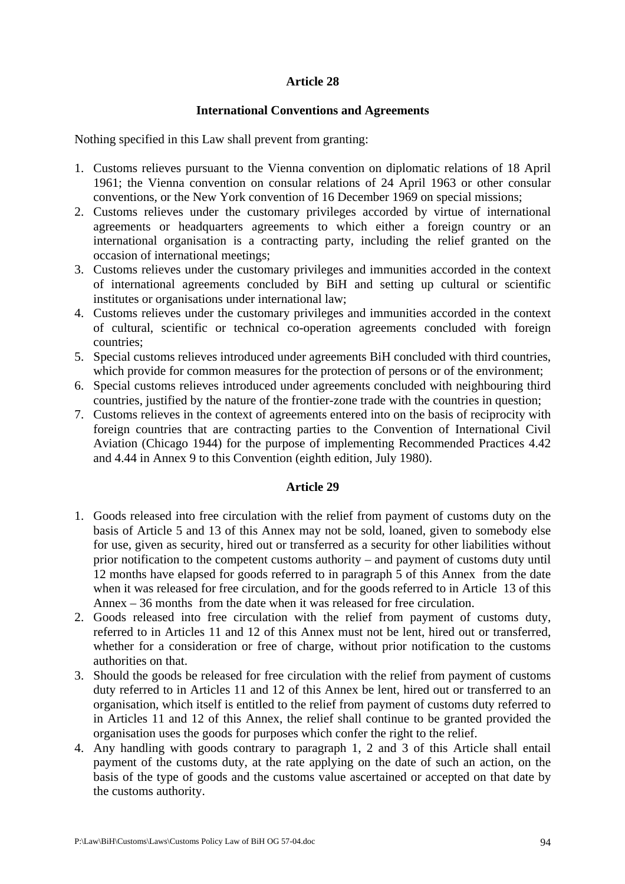## Article 28

### International Conventions and Agreements

Nothing specified in this Law shall prevent from granting:

1. Customs relieves pursuant to the Vienna convention on diplomatic relations of 18 April 1961; the Vienna convention on consular relations of 24 April 1963 or other consular conventions, or the New York convention of 16 December 1969 on special missions;
2. Customs relieves under the customary privileges accorded by virtue of international agreements or headquarters agreements to which either a foreign country or an international organisation is a contracting party, including the relief granted on the occasion of international meetings;
3. Customs relieves under the customary privileges and immunities accorded in the context of international agreements concluded by BiH and setting up cultural or scientific institutes or organisations under international law;
4. Customs relieves under the customary privileges and immunities accorded in the context of cultural, scientific or technical co-operation agreements concluded with foreign countries;
5. Special customs relieves introduced under agreements BiH concluded with third countries, which provide for common measures for the protection of persons or of the environment;
6. Special customs relieves introduced under agreements concluded with neighbouring third countries, justified by the nature of the frontier-zone trade with the countries in question;
7. Customs relieves in the context of agreements entered into on the basis of reciprocity with foreign countries that are contracting parties to the Convention of International Civil Aviation (Chicago 1944) for the purpose of implementing Recommended Practices 4.42 and 4.44 in Annex 9 to this Convention (eighth edition, July 1980).

## Article 29

1. Goods released into free circulation with the relief from payment of customs duty on the basis of Article 5 and 13 of this Annex may not be sold, loaned, given to somebody else for use, given as security, hired out or transferred as a security for other liabilities without prior notification to the competent customs authority – and payment of customs duty until 12 months have elapsed for goods referred to in paragraph 5 of this Annex from the date when it was released for free circulation, and for the goods referred to in Article 13 of this Annex – 36 months from the date when it was released for free circulation.
2. Goods released into free circulation with the relief from payment of customs duty, referred to in Articles 11 and 12 of this Annex must not be lent, hired out or transferred, whether for a consideration or free of charge, without prior notification to the customs authorities on that.
3. Should the goods be released for free circulation with the relief from payment of customs duty referred to in Articles 11 and 12 of this Annex be lent, hired out or transferred to an organisation, which itself is entitled to the relief from payment of customs duty referred to in Articles 11 and 12 of this Annex, the relief shall continue to be granted provided the organisation uses the goods for purposes which confer the right to the relief.
4. Any handling with goods contrary to paragraph 1, 2 and 3 of this Article shall entail payment of the customs duty, at the rate applying on the date of such an action, on the basis of the type of goods and the customs value ascertained or accepted on that date by the customs authority.